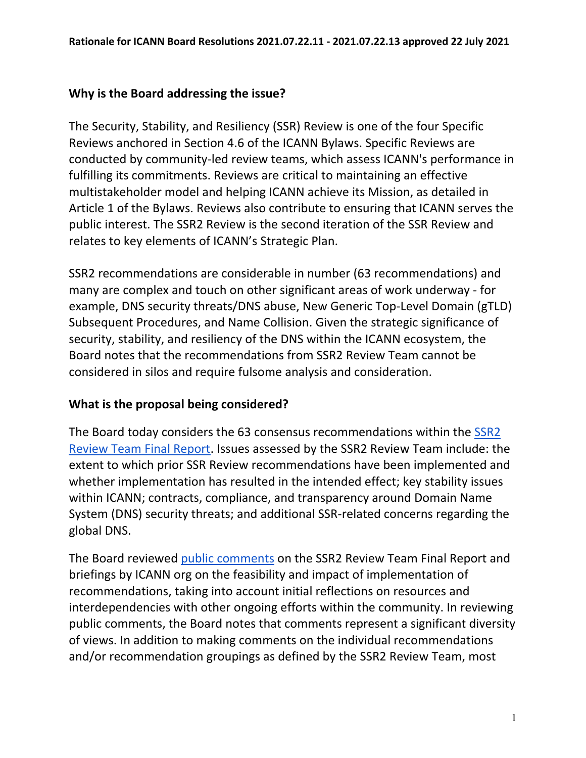**Rationale for ICANN Board Resolutions 2021.07.22.11 - 2021.07.22.13 approved 22 July 2021**

## Why is the Board addressing the issue?

The Security, Stability, and Resiliency (SSR) Review is one of the four Specific Reviews anchored in Section 4.6 of the ICANN Bylaws. Specific Reviews are conducted by community-led review teams, which assess ICANN's performance in fulfilling its commitments. Reviews are critical to maintaining an effective multistakeholder model and helping ICANN achieve its Mission, as detailed in Article 1 of the Bylaws. Reviews also contribute to ensuring that ICANN serves the public interest. The SSR2 Review is the second iteration of the SSR Review and relates to key elements of ICANN's Strategic Plan.

SSR2 recommendations are considerable in number (63 recommendations) and many are complex and touch on other significant areas of work underway - for example, DNS security threats/DNS abuse, New Generic Top-Level Domain (gTLD) Subsequent Procedures, and Name Collision. Given the strategic significance of security, stability, and resiliency of the DNS within the ICANN ecosystem, the Board notes that the recommendations from SSR2 Review Team cannot be considered in silos and require fulsome analysis and consideration.

## What is the proposal being considered?

The Board today considers the 63 consensus recommendations within the [SSR2 Review Team Final Report](). Issues assessed by the SSR2 Review Team include: the extent to which prior SSR Review recommendations have been implemented and whether implementation has resulted in the intended effect; key stability issues within ICANN; contracts, compliance, and transparency around Domain Name System (DNS) security threats; and additional SSR-related concerns regarding the global DNS.

The Board reviewed [public comments]() on the SSR2 Review Team Final Report and briefings by ICANN org on the feasibility and impact of implementation of recommendations, taking into account initial reflections on resources and interdependencies with other ongoing efforts within the community. In reviewing public comments, the Board notes that comments represent a significant diversity of views. In addition to making comments on the individual recommendations and/or recommendation groupings as defined by the SSR2 Review Team, most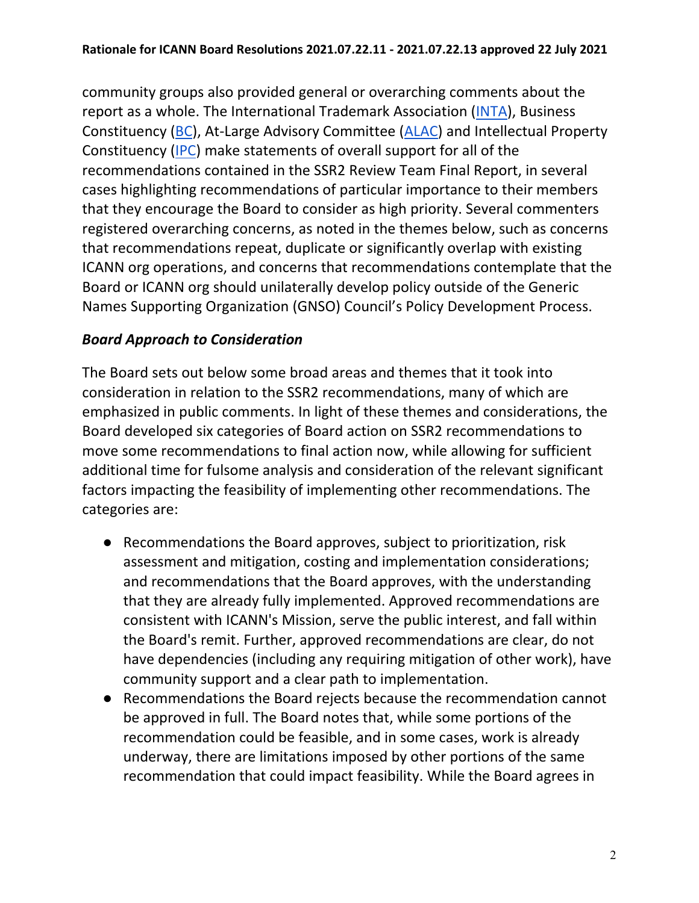community groups also provided general or overarching comments about the report as a whole. The International Trademark Association (INTA), Business Constituency (BC), At-Large Advisory Committee (ALAC) and Intellectual Property Constituency (IPC) make statements of overall support for all of the recommendations contained in the SSR2 Review Team Final Report, in several cases highlighting recommendations of particular importance to their members that they encourage the Board to consider as high priority. Several commenters registered overarching concerns, as noted in the themes below, such as concerns that recommendations repeat, duplicate or significantly overlap with existing ICANN org operations, and concerns that recommendations contemplate that the Board or ICANN org should unilaterally develop policy outside of the Generic Names Supporting Organization (GNSO) Council's Policy Development Process.

***Board Approach to Consideration***

The Board sets out below some broad areas and themes that it took into consideration in relation to the SSR2 recommendations, many of which are emphasized in public comments. In light of these themes and considerations, the Board developed six categories of Board action on SSR2 recommendations to move some recommendations to final action now, while allowing for sufficient additional time for fulsome analysis and consideration of the relevant significant factors impacting the feasibility of implementing other recommendations. The categories are:

- Recommendations the Board approves, subject to prioritization, risk assessment and mitigation, costing and implementation considerations; and recommendations that the Board approves, with the understanding that they are already fully implemented. Approved recommendations are consistent with ICANN's Mission, serve the public interest, and fall within the Board's remit. Further, approved recommendations are clear, do not have dependencies (including any requiring mitigation of other work), have community support and a clear path to implementation.
- Recommendations the Board rejects because the recommendation cannot be approved in full. The Board notes that, while some portions of the recommendation could be feasible, and in some cases, work is already underway, there are limitations imposed by other portions of the same recommendation that could impact feasibility. While the Board agrees in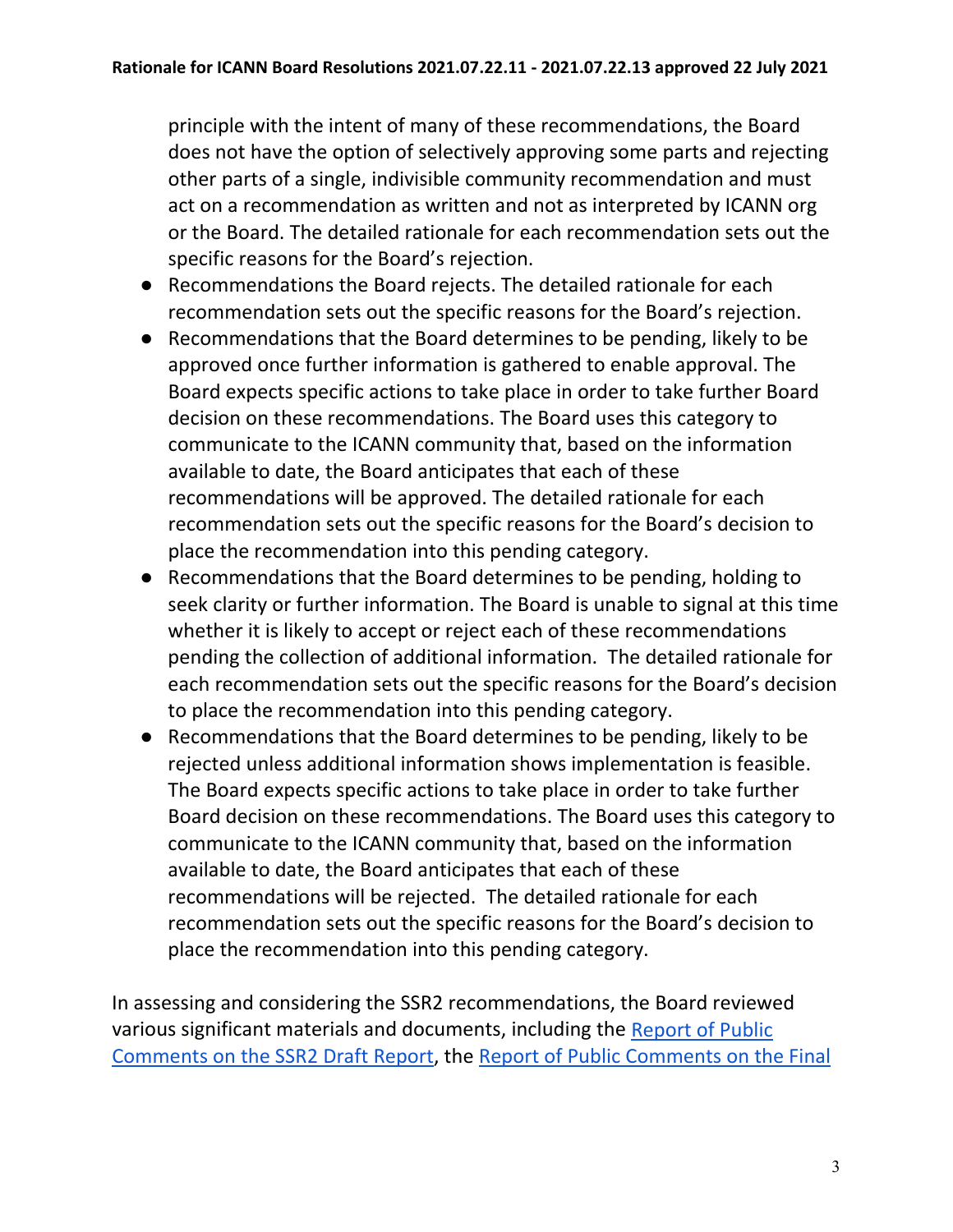principle with the intent of many of these recommendations, the Board does not have the option of selectively approving some parts and rejecting other parts of a single, indivisible community recommendation and must act on a recommendation as written and not as interpreted by ICANN org or the Board. The detailed rationale for each recommendation sets out the specific reasons for the Board's rejection.

- Recommendations the Board rejects. The detailed rationale for each recommendation sets out the specific reasons for the Board's rejection.
- Recommendations that the Board determines to be pending, likely to be approved once further information is gathered to enable approval. The Board expects specific actions to take place in order to take further Board decision on these recommendations. The Board uses this category to communicate to the ICANN community that, based on the information available to date, the Board anticipates that each of these recommendations will be approved. The detailed rationale for each recommendation sets out the specific reasons for the Board's decision to place the recommendation into this pending category.
- Recommendations that the Board determines to be pending, holding to seek clarity or further information. The Board is unable to signal at this time whether it is likely to accept or reject each of these recommendations pending the collection of additional information. The detailed rationale for each recommendation sets out the specific reasons for the Board's decision to place the recommendation into this pending category.
- Recommendations that the Board determines to be pending, likely to be rejected unless additional information shows implementation is feasible. The Board expects specific actions to take place in order to take further Board decision on these recommendations. The Board uses this category to communicate to the ICANN community that, based on the information available to date, the Board anticipates that each of these recommendations will be rejected. The detailed rationale for each recommendation sets out the specific reasons for the Board's decision to place the recommendation into this pending category.

In assessing and considering the SSR2 recommendations, the Board reviewed various significant materials and documents, including the Report of Public Comments on the SSR2 Draft Report, the Report of Public Comments on the Final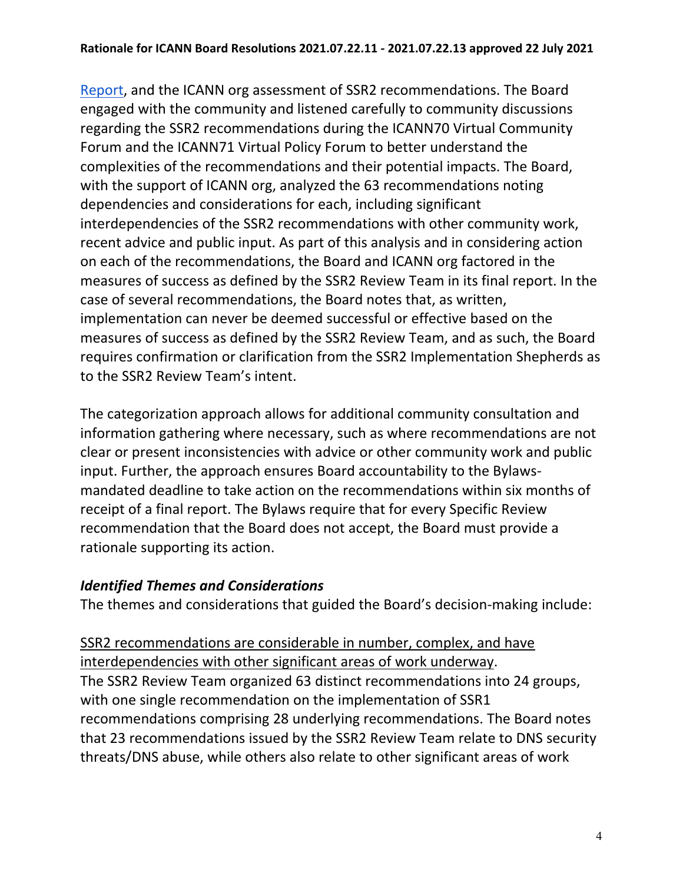Report, and the ICANN org assessment of SSR2 recommendations. The Board engaged with the community and listened carefully to community discussions regarding the SSR2 recommendations during the ICANN70 Virtual Community Forum and the ICANN71 Virtual Policy Forum to better understand the complexities of the recommendations and their potential impacts. The Board, with the support of ICANN org, analyzed the 63 recommendations noting dependencies and considerations for each, including significant interdependencies of the SSR2 recommendations with other community work, recent advice and public input. As part of this analysis and in considering action on each of the recommendations, the Board and ICANN org factored in the measures of success as defined by the SSR2 Review Team in its final report. In the case of several recommendations, the Board notes that, as written, implementation can never be deemed successful or effective based on the measures of success as defined by the SSR2 Review Team, and as such, the Board requires confirmation or clarification from the SSR2 Implementation Shepherds as to the SSR2 Review Team's intent.

The categorization approach allows for additional community consultation and information gathering where necessary, such as where recommendations are not clear or present inconsistencies with advice or other community work and public input. Further, the approach ensures Board accountability to the Bylaws-mandated deadline to take action on the recommendations within six months of receipt of a final report. The Bylaws require that for every Specific Review recommendation that the Board does not accept, the Board must provide a rationale supporting its action.

### *Identified Themes and Considerations*

The themes and considerations that guided the Board's decision-making include:

SSR2 recommendations are considerable in number, complex, and have interdependencies with other significant areas of work underway.

The SSR2 Review Team organized 63 distinct recommendations into 24 groups, with one single recommendation on the implementation of SSR1 recommendations comprising 28 underlying recommendations. The Board notes that 23 recommendations issued by the SSR2 Review Team relate to DNS security threats/DNS abuse, while others also relate to other significant areas of work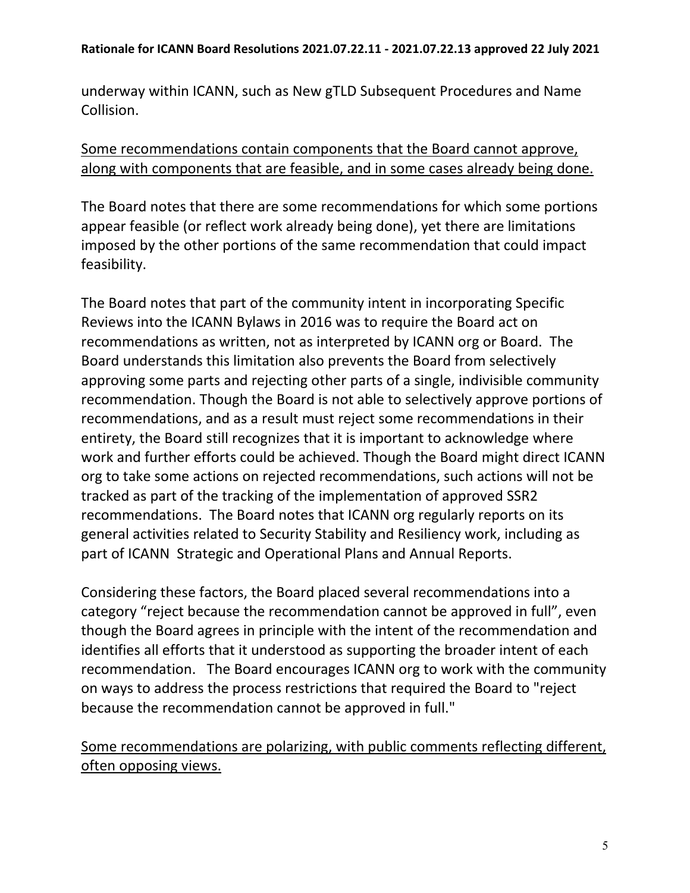underway within ICANN, such as New gTLD Subsequent Procedures and Name Collision.

<u>Some recommendations contain components that the Board cannot approve, along with components that are feasible, and in some cases already being done.</u>

The Board notes that there are some recommendations for which some portions appear feasible (or reflect work already being done), yet there are limitations imposed by the other portions of the same recommendation that could impact feasibility.

The Board notes that part of the community intent in incorporating Specific Reviews into the ICANN Bylaws in 2016 was to require the Board act on recommendations as written, not as interpreted by ICANN org or Board. The Board understands this limitation also prevents the Board from selectively approving some parts and rejecting other parts of a single, indivisible community recommendation. Though the Board is not able to selectively approve portions of recommendations, and as a result must reject some recommendations in their entirety, the Board still recognizes that it is important to acknowledge where work and further efforts could be achieved. Though the Board might direct ICANN org to take some actions on rejected recommendations, such actions will not be tracked as part of the tracking of the implementation of approved SSR2 recommendations. The Board notes that ICANN org regularly reports on its general activities related to Security Stability and Resiliency work, including as part of ICANN Strategic and Operational Plans and Annual Reports.

Considering these factors, the Board placed several recommendations into a category "reject because the recommendation cannot be approved in full", even though the Board agrees in principle with the intent of the recommendation and identifies all efforts that it understood as supporting the broader intent of each recommendation. The Board encourages ICANN org to work with the community on ways to address the process restrictions that required the Board to "reject because the recommendation cannot be approved in full."

<u>Some recommendations are polarizing, with public comments reflecting different, often opposing views.</u>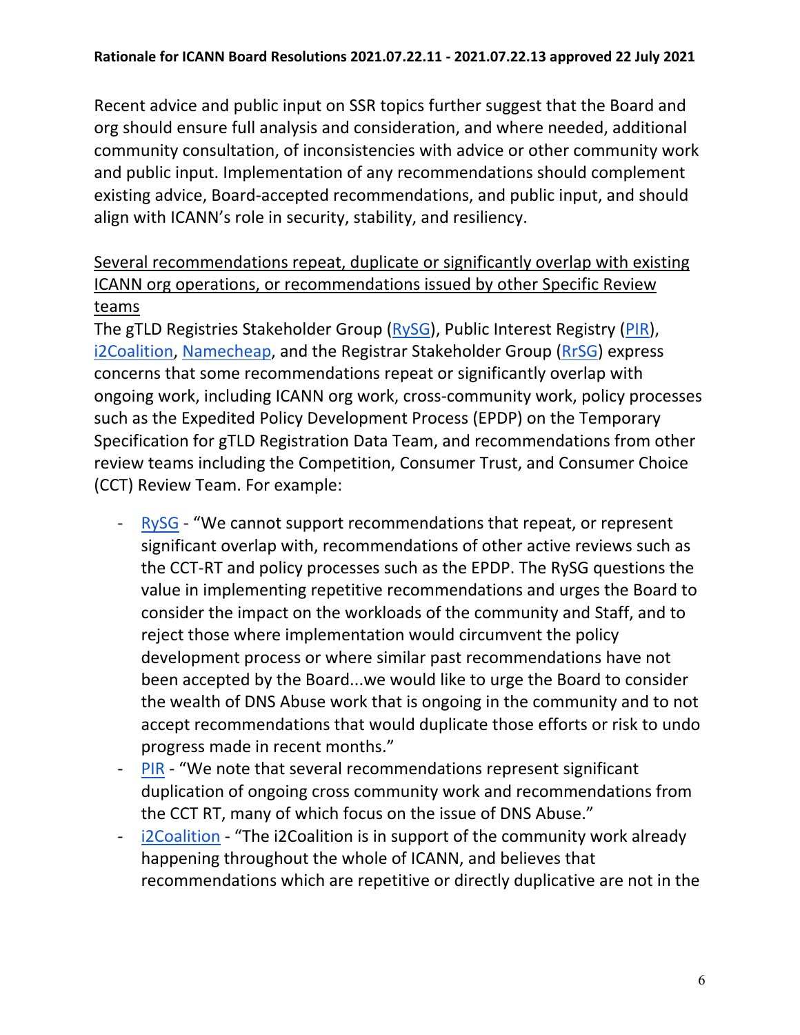Recent advice and public input on SSR topics further suggest that the Board and org should ensure full analysis and consideration, and where needed, additional community consultation, of inconsistencies with advice or other community work and public input. Implementation of any recommendations should complement existing advice, Board-accepted recommendations, and public input, and should align with ICANN's role in security, stability, and resiliency.

Several recommendations repeat, duplicate or significantly overlap with existing ICANN org operations, or recommendations issued by other Specific Review teams

The gTLD Registries Stakeholder Group (RySG), Public Interest Registry (PIR), i2Coalition, Namecheap, and the Registrar Stakeholder Group (RrSG) express concerns that some recommendations repeat or significantly overlap with ongoing work, including ICANN org work, cross-community work, policy processes such as the Expedited Policy Development Process (EPDP) on the Temporary Specification for gTLD Registration Data Team, and recommendations from other review teams including the Competition, Consumer Trust, and Consumer Choice (CCT) Review Team. For example:

- RySG - "We cannot support recommendations that repeat, or represent significant overlap with, recommendations of other active reviews such as the CCT-RT and policy processes such as the EPDP. The RySG questions the value in implementing repetitive recommendations and urges the Board to consider the impact on the workloads of the community and Staff, and to reject those where implementation would circumvent the policy development process or where similar past recommendations have not been accepted by the Board...we would like to urge the Board to consider the wealth of DNS Abuse work that is ongoing in the community and to not accept recommendations that would duplicate those efforts or risk to undo progress made in recent months."
- PIR - "We note that several recommendations represent significant duplication of ongoing cross community work and recommendations from the CCT RT, many of which focus on the issue of DNS Abuse."
- i2Coalition - "The i2Coalition is in support of the community work already happening throughout the whole of ICANN, and believes that recommendations which are repetitive or directly duplicative are not in the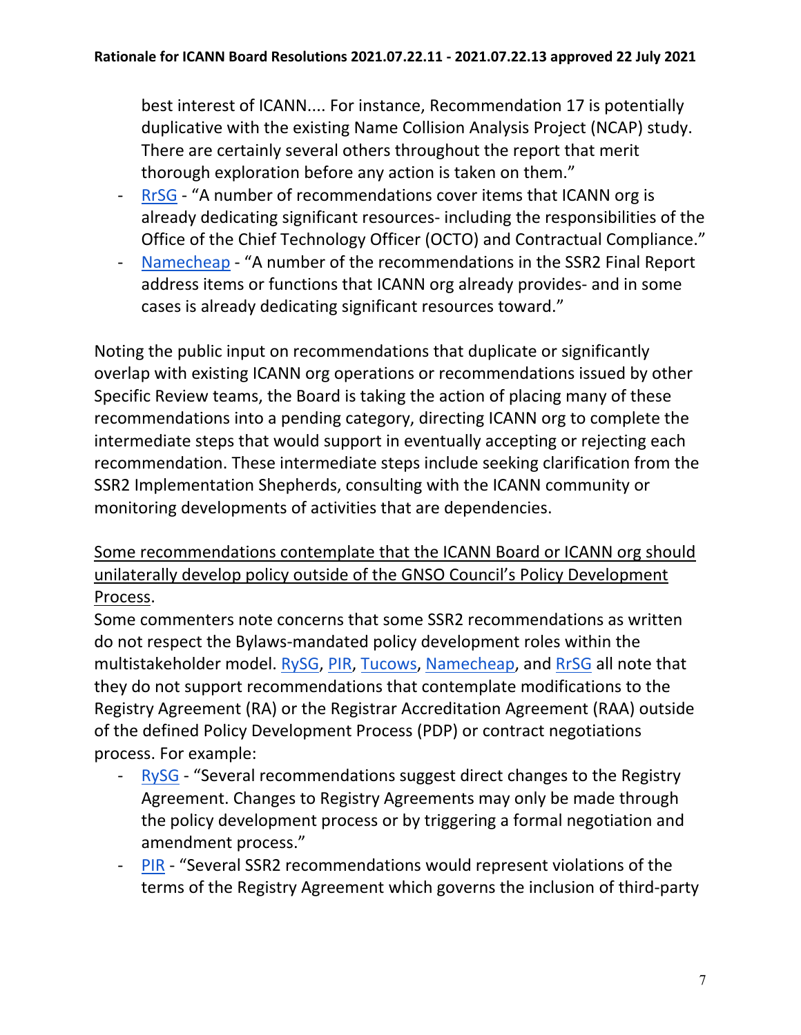best interest of ICANN.... For instance, Recommendation 17 is potentially duplicative with the existing Name Collision Analysis Project (NCAP) study. There are certainly several others throughout the report that merit thorough exploration before any action is taken on them."

- RrSG - "A number of recommendations cover items that ICANN org is already dedicating significant resources- including the responsibilities of the Office of the Chief Technology Officer (OCTO) and Contractual Compliance."
- Namecheap - "A number of the recommendations in the SSR2 Final Report address items or functions that ICANN org already provides- and in some cases is already dedicating significant resources toward."

Noting the public input on recommendations that duplicate or significantly overlap with existing ICANN org operations or recommendations issued by other Specific Review teams, the Board is taking the action of placing many of these recommendations into a pending category, directing ICANN org to complete the intermediate steps that would support in eventually accepting or rejecting each recommendation. These intermediate steps include seeking clarification from the SSR2 Implementation Shepherds, consulting with the ICANN community or monitoring developments of activities that are dependencies.

<u>Some recommendations contemplate that the ICANN Board or ICANN org should unilaterally develop policy outside of the GNSO Council's Policy Development Process</u>.

Some commenters note concerns that some SSR2 recommendations as written do not respect the Bylaws-mandated policy development roles within the multistakeholder model. RySG, PIR, Tucows, Namecheap, and RrSG all note that they do not support recommendations that contemplate modifications to the Registry Agreement (RA) or the Registrar Accreditation Agreement (RAA) outside of the defined Policy Development Process (PDP) or contract negotiations process. For example:

- RySG - "Several recommendations suggest direct changes to the Registry Agreement. Changes to Registry Agreements may only be made through the policy development process or by triggering a formal negotiation and amendment process."
- PIR - "Several SSR2 recommendations would represent violations of the terms of the Registry Agreement which governs the inclusion of third-party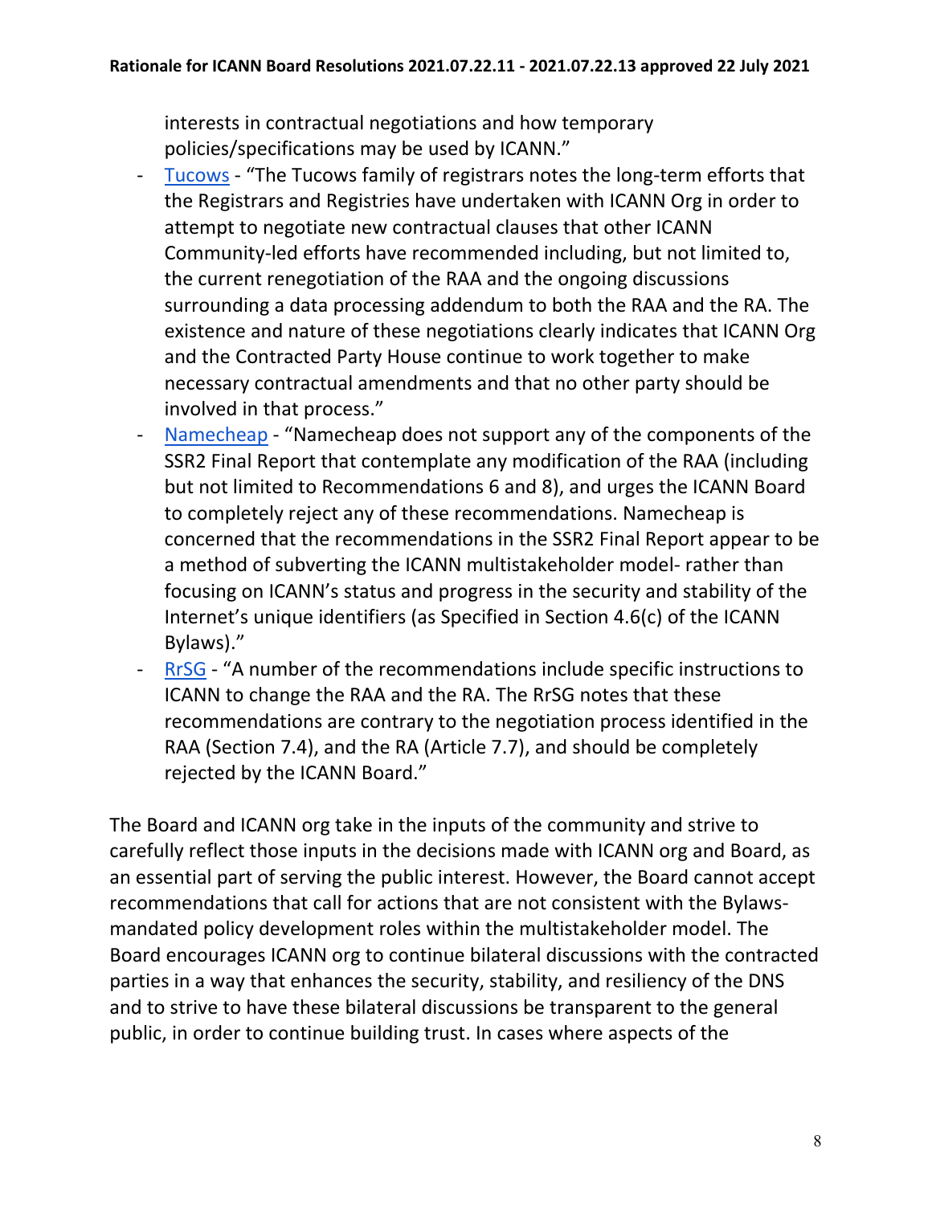interests in contractual negotiations and how temporary policies/specifications may be used by ICANN."

- Tucows - "The Tucows family of registrars notes the long-term efforts that the Registrars and Registries have undertaken with ICANN Org in order to attempt to negotiate new contractual clauses that other ICANN Community-led efforts have recommended including, but not limited to, the current renegotiation of the RAA and the ongoing discussions surrounding a data processing addendum to both the RAA and the RA. The existence and nature of these negotiations clearly indicates that ICANN Org and the Contracted Party House continue to work together to make necessary contractual amendments and that no other party should be involved in that process."
- Namecheap - "Namecheap does not support any of the components of the SSR2 Final Report that contemplate any modification of the RAA (including but not limited to Recommendations 6 and 8), and urges the ICANN Board to completely reject any of these recommendations. Namecheap is concerned that the recommendations in the SSR2 Final Report appear to be a method of subverting the ICANN multistakeholder model- rather than focusing on ICANN's status and progress in the security and stability of the Internet's unique identifiers (as Specified in Section 4.6(c) of the ICANN Bylaws)."
- RrSG - "A number of the recommendations include specific instructions to ICANN to change the RAA and the RA. The RrSG notes that these recommendations are contrary to the negotiation process identified in the RAA (Section 7.4), and the RA (Article 7.7), and should be completely rejected by the ICANN Board."

The Board and ICANN org take in the inputs of the community and strive to carefully reflect those inputs in the decisions made with ICANN org and Board, as an essential part of serving the public interest. However, the Board cannot accept recommendations that call for actions that are not consistent with the Bylaws-mandated policy development roles within the multistakeholder model. The Board encourages ICANN org to continue bilateral discussions with the contracted parties in a way that enhances the security, stability, and resiliency of the DNS and to strive to have these bilateral discussions be transparent to the general public, in order to continue building trust. In cases where aspects of the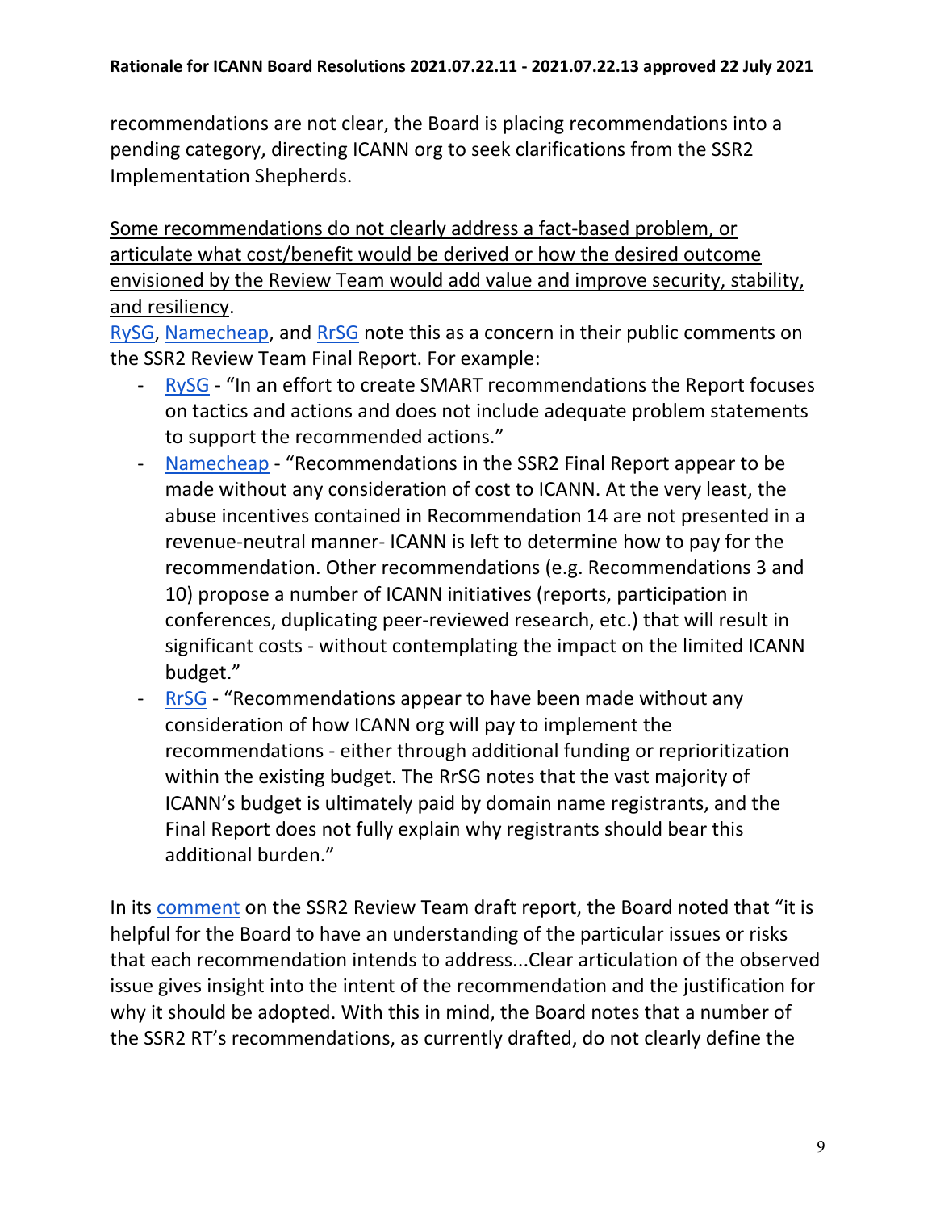recommendations are not clear, the Board is placing recommendations into a pending category, directing ICANN org to seek clarifications from the SSR2 Implementation Shepherds.

Some recommendations do not clearly address a fact-based problem, or articulate what cost/benefit would be derived or how the desired outcome envisioned by the Review Team would add value and improve security, stability, and resiliency.

RySG, Namecheap, and RrSG note this as a concern in their public comments on the SSR2 Review Team Final Report. For example:

- RySG - "In an effort to create SMART recommendations the Report focuses on tactics and actions and does not include adequate problem statements to support the recommended actions."
- Namecheap - "Recommendations in the SSR2 Final Report appear to be made without any consideration of cost to ICANN. At the very least, the abuse incentives contained in Recommendation 14 are not presented in a revenue-neutral manner- ICANN is left to determine how to pay for the recommendation. Other recommendations (e.g. Recommendations 3 and 10) propose a number of ICANN initiatives (reports, participation in conferences, duplicating peer-reviewed research, etc.) that will result in significant costs - without contemplating the impact on the limited ICANN budget."
- RrSG - "Recommendations appear to have been made without any consideration of how ICANN org will pay to implement the recommendations - either through additional funding or reprioritization within the existing budget. The RrSG notes that the vast majority of ICANN's budget is ultimately paid by domain name registrants, and the Final Report does not fully explain why registrants should bear this additional burden."

In its comment on the SSR2 Review Team draft report, the Board noted that "it is helpful for the Board to have an understanding of the particular issues or risks that each recommendation intends to address...Clear articulation of the observed issue gives insight into the intent of the recommendation and the justification for why it should be adopted. With this in mind, the Board notes that a number of the SSR2 RT's recommendations, as currently drafted, do not clearly define the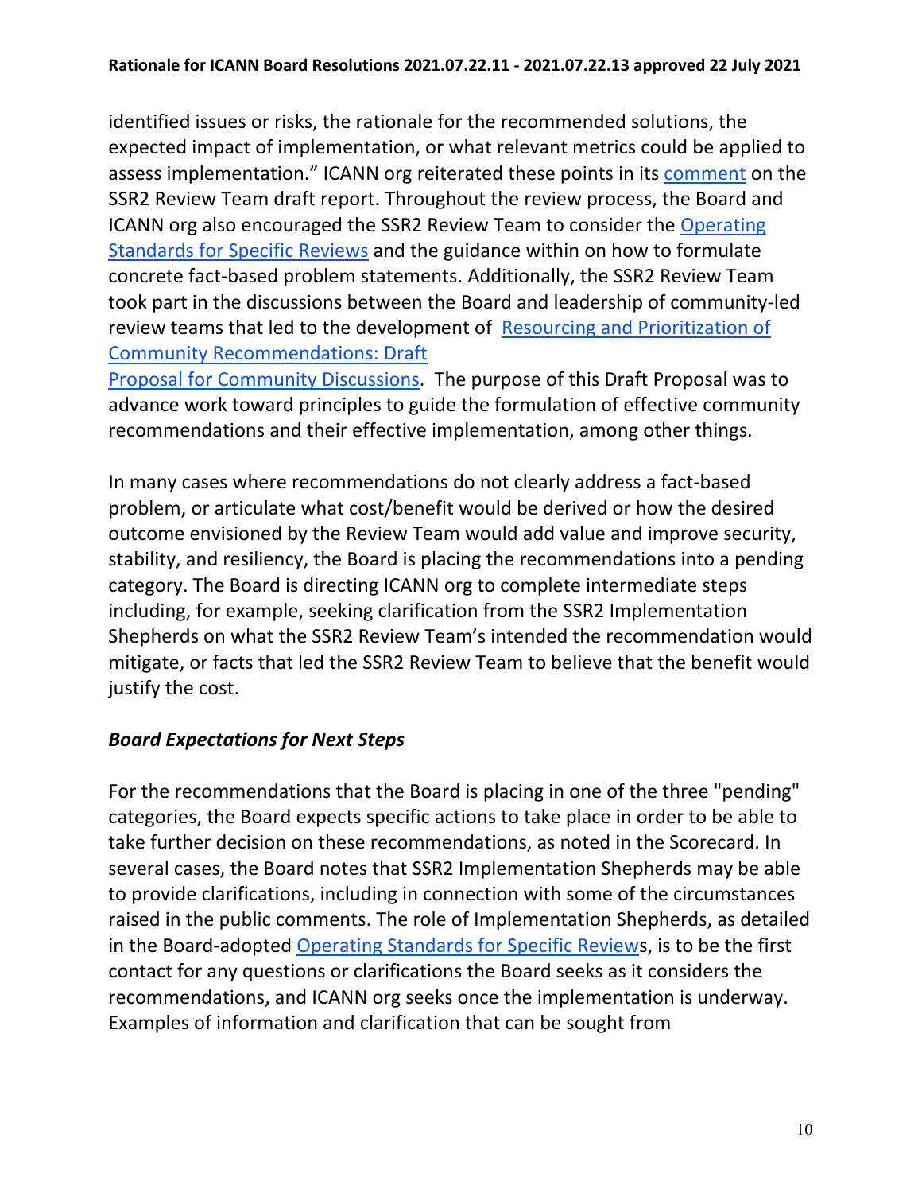identified issues or risks, the rationale for the recommended solutions, the expected impact of implementation, or what relevant metrics could be applied to assess implementation." ICANN org reiterated these points in its comment on the SSR2 Review Team draft report. Throughout the review process, the Board and ICANN org also encouraged the SSR2 Review Team to consider the Operating Standards for Specific Reviews and the guidance within on how to formulate concrete fact-based problem statements. Additionally, the SSR2 Review Team took part in the discussions between the Board and leadership of community-led review teams that led to the development of Resourcing and Prioritization of Community Recommendations: Draft Proposal for Community Discussions. The purpose of this Draft Proposal was to advance work toward principles to guide the formulation of effective community recommendations and their effective implementation, among other things.

In many cases where recommendations do not clearly address a fact-based problem, or articulate what cost/benefit would be derived or how the desired outcome envisioned by the Review Team would add value and improve security, stability, and resiliency, the Board is placing the recommendations into a pending category. The Board is directing ICANN org to complete intermediate steps including, for example, seeking clarification from the SSR2 Implementation Shepherds on what the SSR2 Review Team's intended the recommendation would mitigate, or facts that led the SSR2 Review Team to believe that the benefit would justify the cost.

***Board Expectations for Next Steps***

For the recommendations that the Board is placing in one of the three "pending" categories, the Board expects specific actions to take place in order to be able to take further decision on these recommendations, as noted in the Scorecard. In several cases, the Board notes that SSR2 Implementation Shepherds may be able to provide clarifications, including in connection with some of the circumstances raised in the public comments. The role of Implementation Shepherds, as detailed in the Board-adopted Operating Standards for Specific Reviews, is to be the first contact for any questions or clarifications the Board seeks as it considers the recommendations, and ICANN org seeks once the implementation is underway. Examples of information and clarification that can be sought from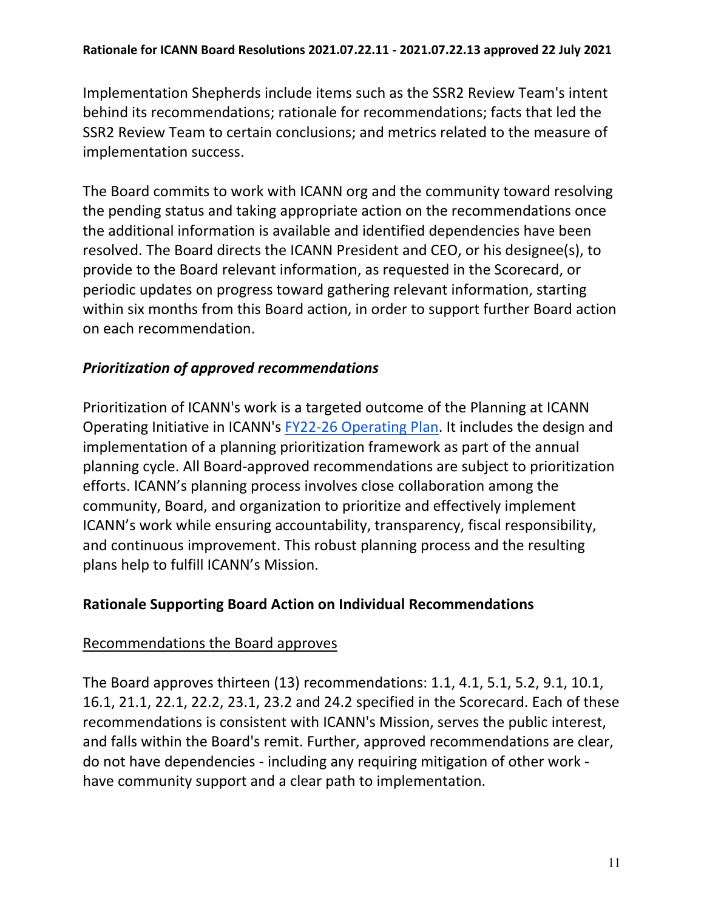Implementation Shepherds include items such as the SSR2 Review Team's intent behind its recommendations; rationale for recommendations; facts that led the SSR2 Review Team to certain conclusions; and metrics related to the measure of implementation success.

The Board commits to work with ICANN org and the community toward resolving the pending status and taking appropriate action on the recommendations once the additional information is available and identified dependencies have been resolved. The Board directs the ICANN President and CEO, or his designee(s), to provide to the Board relevant information, as requested in the Scorecard, or periodic updates on progress toward gathering relevant information, starting within six months from this Board action, in order to support further Board action on each recommendation.

### *Prioritization of approved recommendations*

Prioritization of ICANN's work is a targeted outcome of the Planning at ICANN Operating Initiative in ICANN's FY22-26 Operating Plan. It includes the design and implementation of a planning prioritization framework as part of the annual planning cycle. All Board-approved recommendations are subject to prioritization efforts. ICANN's planning process involves close collaboration among the community, Board, and organization to prioritize and effectively implement ICANN's work while ensuring accountability, transparency, fiscal responsibility, and continuous improvement. This robust planning process and the resulting plans help to fulfill ICANN's Mission.

## Rationale Supporting Board Action on Individual Recommendations

<u>Recommendations the Board approves</u>

The Board approves thirteen (13) recommendations: 1.1, 4.1, 5.1, 5.2, 9.1, 10.1, 16.1, 21.1, 22.1, 22.2, 23.1, 23.2 and 24.2 specified in the Scorecard. Each of these recommendations is consistent with ICANN's Mission, serves the public interest, and falls within the Board's remit. Further, approved recommendations are clear, do not have dependencies - including any requiring mitigation of other work - have community support and a clear path to implementation.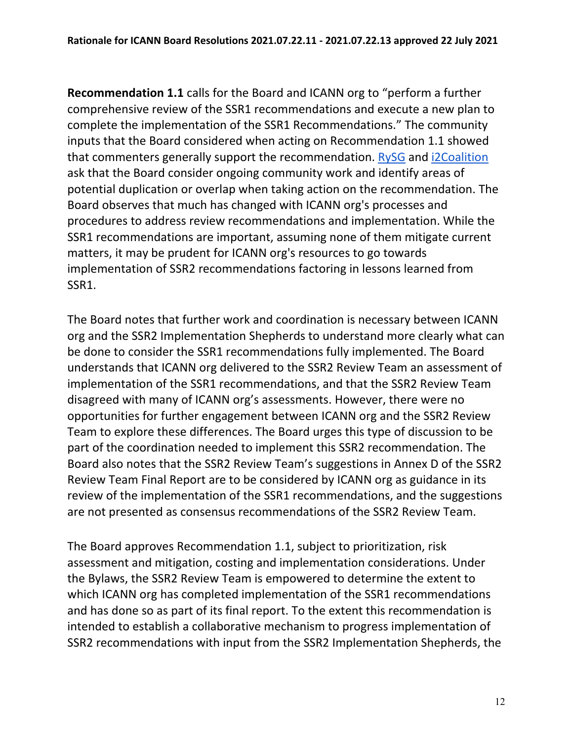**Recommendation 1.1** calls for the Board and ICANN org to "perform a further comprehensive review of the SSR1 recommendations and execute a new plan to complete the implementation of the SSR1 Recommendations." The community inputs that the Board considered when acting on Recommendation 1.1 showed that commenters generally support the recommendation. RySG and i2Coalition ask that the Board consider ongoing community work and identify areas of potential duplication or overlap when taking action on the recommendation. The Board observes that much has changed with ICANN org's processes and procedures to address review recommendations and implementation. While the SSR1 recommendations are important, assuming none of them mitigate current matters, it may be prudent for ICANN org's resources to go towards implementation of SSR2 recommendations factoring in lessons learned from SSR1.

The Board notes that further work and coordination is necessary between ICANN org and the SSR2 Implementation Shepherds to understand more clearly what can be done to consider the SSR1 recommendations fully implemented. The Board understands that ICANN org delivered to the SSR2 Review Team an assessment of implementation of the SSR1 recommendations, and that the SSR2 Review Team disagreed with many of ICANN org's assessments. However, there were no opportunities for further engagement between ICANN org and the SSR2 Review Team to explore these differences. The Board urges this type of discussion to be part of the coordination needed to implement this SSR2 recommendation. The Board also notes that the SSR2 Review Team's suggestions in Annex D of the SSR2 Review Team Final Report are to be considered by ICANN org as guidance in its review of the implementation of the SSR1 recommendations, and the suggestions are not presented as consensus recommendations of the SSR2 Review Team.

The Board approves Recommendation 1.1, subject to prioritization, risk assessment and mitigation, costing and implementation considerations. Under the Bylaws, the SSR2 Review Team is empowered to determine the extent to which ICANN org has completed implementation of the SSR1 recommendations and has done so as part of its final report. To the extent this recommendation is intended to establish a collaborative mechanism to progress implementation of SSR2 recommendations with input from the SSR2 Implementation Shepherds, the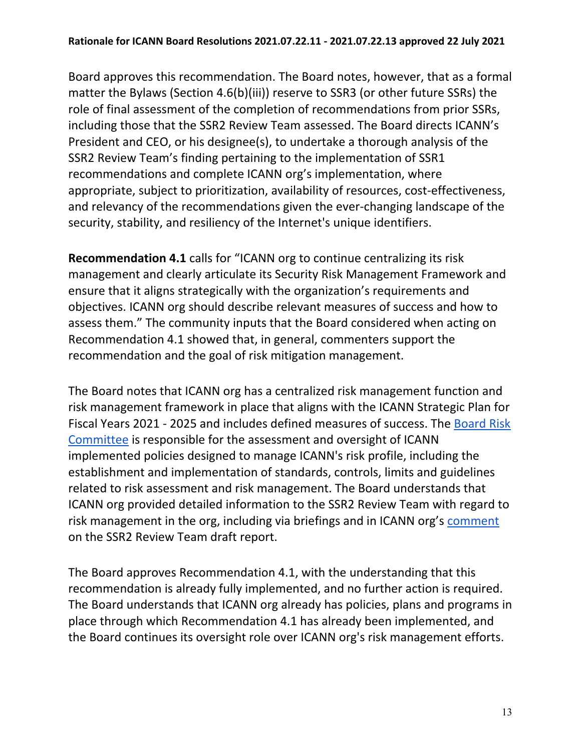Board approves this recommendation. The Board notes, however, that as a formal matter the Bylaws (Section 4.6(b)(iii)) reserve to SSR3 (or other future SSRs) the role of final assessment of the completion of recommendations from prior SSRs, including those that the SSR2 Review Team assessed. The Board directs ICANN's President and CEO, or his designee(s), to undertake a thorough analysis of the SSR2 Review Team's finding pertaining to the implementation of SSR1 recommendations and complete ICANN org's implementation, where appropriate, subject to prioritization, availability of resources, cost-effectiveness, and relevancy of the recommendations given the ever-changing landscape of the security, stability, and resiliency of the Internet's unique identifiers.

**Recommendation 4.1** calls for "ICANN org to continue centralizing its risk management and clearly articulate its Security Risk Management Framework and ensure that it aligns strategically with the organization's requirements and objectives. ICANN org should describe relevant measures of success and how to assess them." The community inputs that the Board considered when acting on Recommendation 4.1 showed that, in general, commenters support the recommendation and the goal of risk mitigation management.

The Board notes that ICANN org has a centralized risk management function and risk management framework in place that aligns with the ICANN Strategic Plan for Fiscal Years 2021 - 2025 and includes defined measures of success. The Board Risk Committee is responsible for the assessment and oversight of ICANN implemented policies designed to manage ICANN's risk profile, including the establishment and implementation of standards, controls, limits and guidelines related to risk assessment and risk management. The Board understands that ICANN org provided detailed information to the SSR2 Review Team with regard to risk management in the org, including via briefings and in ICANN org's comment on the SSR2 Review Team draft report.

The Board approves Recommendation 4.1, with the understanding that this recommendation is already fully implemented, and no further action is required. The Board understands that ICANN org already has policies, plans and programs in place through which Recommendation 4.1 has already been implemented, and the Board continues its oversight role over ICANN org's risk management efforts.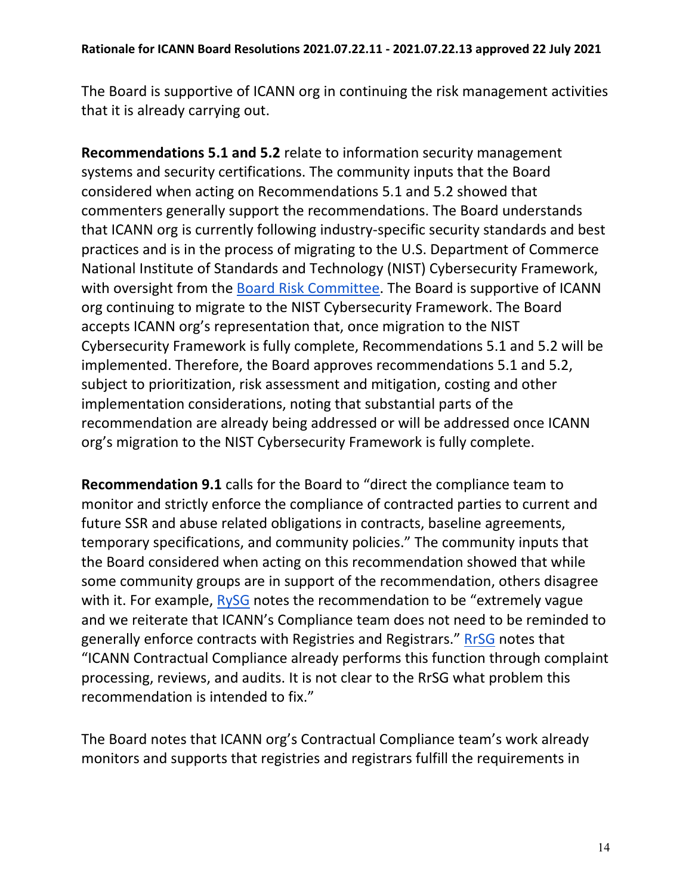The Board is supportive of ICANN org in continuing the risk management activities that it is already carrying out.

**Recommendations 5.1 and 5.2** relate to information security management systems and security certifications. The community inputs that the Board considered when acting on Recommendations 5.1 and 5.2 showed that commenters generally support the recommendations. The Board understands that ICANN org is currently following industry-specific security standards and best practices and is in the process of migrating to the U.S. Department of Commerce National Institute of Standards and Technology (NIST) Cybersecurity Framework, with oversight from the Board Risk Committee. The Board is supportive of ICANN org continuing to migrate to the NIST Cybersecurity Framework. The Board accepts ICANN org's representation that, once migration to the NIST Cybersecurity Framework is fully complete, Recommendations 5.1 and 5.2 will be implemented. Therefore, the Board approves recommendations 5.1 and 5.2, subject to prioritization, risk assessment and mitigation, costing and other implementation considerations, noting that substantial parts of the recommendation are already being addressed or will be addressed once ICANN org's migration to the NIST Cybersecurity Framework is fully complete.

**Recommendation 9.1** calls for the Board to "direct the compliance team to monitor and strictly enforce the compliance of contracted parties to current and future SSR and abuse related obligations in contracts, baseline agreements, temporary specifications, and community policies." The community inputs that the Board considered when acting on this recommendation showed that while some community groups are in support of the recommendation, others disagree with it. For example, RySG notes the recommendation to be "extremely vague and we reiterate that ICANN's Compliance team does not need to be reminded to generally enforce contracts with Registries and Registrars." RrSG notes that "ICANN Contractual Compliance already performs this function through complaint processing, reviews, and audits. It is not clear to the RrSG what problem this recommendation is intended to fix."

The Board notes that ICANN org's Contractual Compliance team's work already monitors and supports that registries and registrars fulfill the requirements in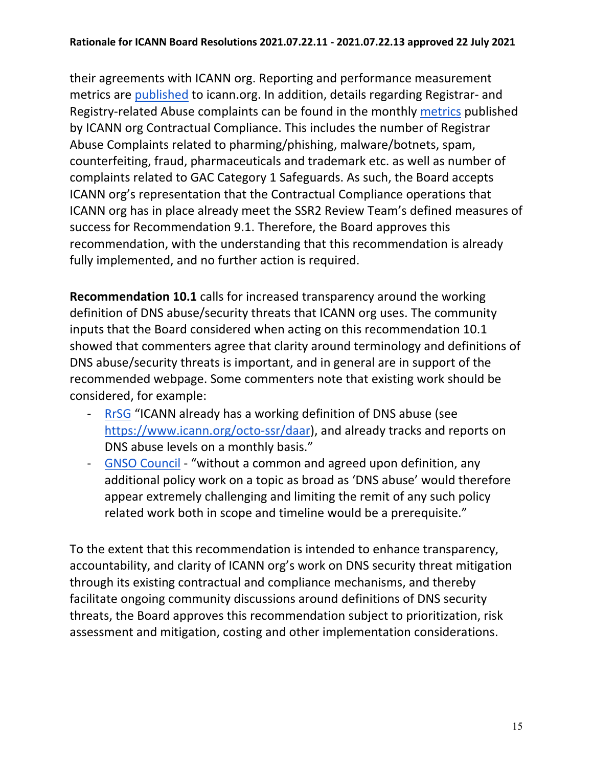their agreements with ICANN org. Reporting and performance measurement metrics are published to icann.org. In addition, details regarding Registrar- and Registry-related Abuse complaints can be found in the monthly metrics published by ICANN org Contractual Compliance. This includes the number of Registrar Abuse Complaints related to pharming/phishing, malware/botnets, spam, counterfeiting, fraud, pharmaceuticals and trademark etc. as well as number of complaints related to GAC Category 1 Safeguards. As such, the Board accepts ICANN org's representation that the Contractual Compliance operations that ICANN org has in place already meet the SSR2 Review Team's defined measures of success for Recommendation 9.1. Therefore, the Board approves this recommendation, with the understanding that this recommendation is already fully implemented, and no further action is required.

**Recommendation 10.1** calls for increased transparency around the working definition of DNS abuse/security threats that ICANN org uses. The community inputs that the Board considered when acting on this recommendation 10.1 showed that commenters agree that clarity around terminology and definitions of DNS abuse/security threats is important, and in general are in support of the recommended webpage. Some commenters note that existing work should be considered, for example:

- RrSG "ICANN already has a working definition of DNS abuse (see https://www.icann.org/octo-ssr/daar), and already tracks and reports on DNS abuse levels on a monthly basis."
- GNSO Council - "without a common and agreed upon definition, any additional policy work on a topic as broad as 'DNS abuse' would therefore appear extremely challenging and limiting the remit of any such policy related work both in scope and timeline would be a prerequisite."

To the extent that this recommendation is intended to enhance transparency, accountability, and clarity of ICANN org's work on DNS security threat mitigation through its existing contractual and compliance mechanisms, and thereby facilitate ongoing community discussions around definitions of DNS security threats, the Board approves this recommendation subject to prioritization, risk assessment and mitigation, costing and other implementation considerations.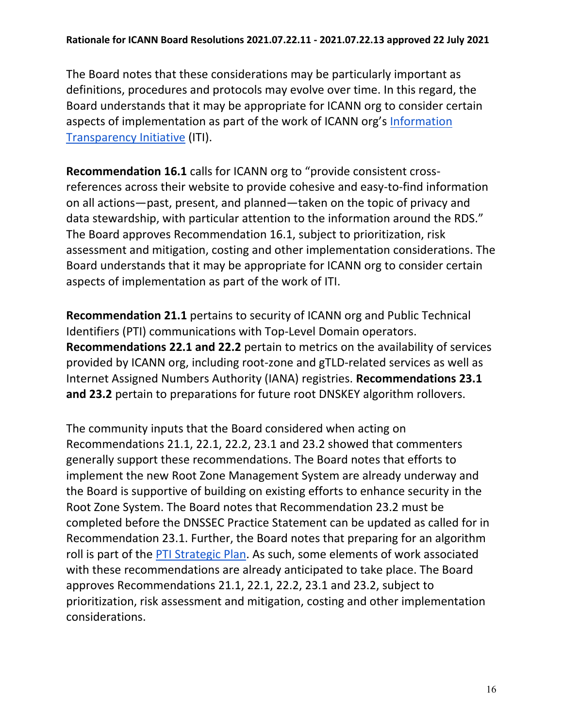The Board notes that these considerations may be particularly important as definitions, procedures and protocols may evolve over time. In this regard, the Board understands that it may be appropriate for ICANN org to consider certain aspects of implementation as part of the work of ICANN org's Information Transparency Initiative (ITI).

**Recommendation 16.1** calls for ICANN org to "provide consistent cross-references across their website to provide cohesive and easy-to-find information on all actions—past, present, and planned—taken on the topic of privacy and data stewardship, with particular attention to the information around the RDS." The Board approves Recommendation 16.1, subject to prioritization, risk assessment and mitigation, costing and other implementation considerations. The Board understands that it may be appropriate for ICANN org to consider certain aspects of implementation as part of the work of ITI.

**Recommendation 21.1** pertains to security of ICANN org and Public Technical Identifiers (PTI) communications with Top-Level Domain operators. **Recommendations 22.1 and 22.2** pertain to metrics on the availability of services provided by ICANN org, including root-zone and gTLD-related services as well as Internet Assigned Numbers Authority (IANA) registries. **Recommendations 23.1 and 23.2** pertain to preparations for future root DNSKEY algorithm rollovers.

The community inputs that the Board considered when acting on Recommendations 21.1, 22.1, 22.2, 23.1 and 23.2 showed that commenters generally support these recommendations. The Board notes that efforts to implement the new Root Zone Management System are already underway and the Board is supportive of building on existing efforts to enhance security in the Root Zone System. The Board notes that Recommendation 23.2 must be completed before the DNSSEC Practice Statement can be updated as called for in Recommendation 23.1. Further, the Board notes that preparing for an algorithm roll is part of the PTI Strategic Plan. As such, some elements of work associated with these recommendations are already anticipated to take place. The Board approves Recommendations 21.1, 22.1, 22.2, 23.1 and 23.2, subject to prioritization, risk assessment and mitigation, costing and other implementation considerations.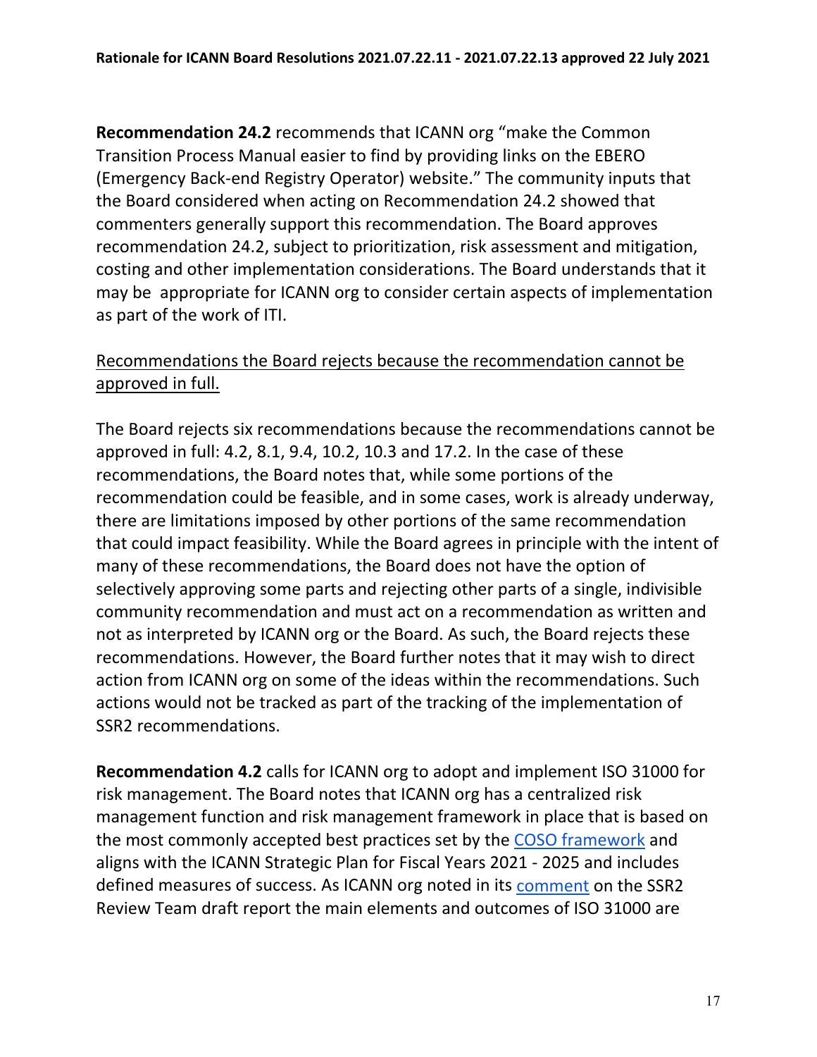**Recommendation 24.2** recommends that ICANN org "make the Common Transition Process Manual easier to find by providing links on the EBERO (Emergency Back-end Registry Operator) website." The community inputs that the Board considered when acting on Recommendation 24.2 showed that commenters generally support this recommendation. The Board approves recommendation 24.2, subject to prioritization, risk assessment and mitigation, costing and other implementation considerations. The Board understands that it may be appropriate for ICANN org to consider certain aspects of implementation as part of the work of ITI.

Recommendations the Board rejects because the recommendation cannot be approved in full.

The Board rejects six recommendations because the recommendations cannot be approved in full: 4.2, 8.1, 9.4, 10.2, 10.3 and 17.2. In the case of these recommendations, the Board notes that, while some portions of the recommendation could be feasible, and in some cases, work is already underway, there are limitations imposed by other portions of the same recommendation that could impact feasibility. While the Board agrees in principle with the intent of many of these recommendations, the Board does not have the option of selectively approving some parts and rejecting other parts of a single, indivisible community recommendation and must act on a recommendation as written and not as interpreted by ICANN org or the Board. As such, the Board rejects these recommendations. However, the Board further notes that it may wish to direct action from ICANN org on some of the ideas within the recommendations. Such actions would not be tracked as part of the tracking of the implementation of SSR2 recommendations.

**Recommendation 4.2** calls for ICANN org to adopt and implement ISO 31000 for risk management. The Board notes that ICANN org has a centralized risk management function and risk management framework in place that is based on the most commonly accepted best practices set by the COSO framework and aligns with the ICANN Strategic Plan for Fiscal Years 2021 - 2025 and includes defined measures of success. As ICANN org noted in its comment on the SSR2 Review Team draft report the main elements and outcomes of ISO 31000 are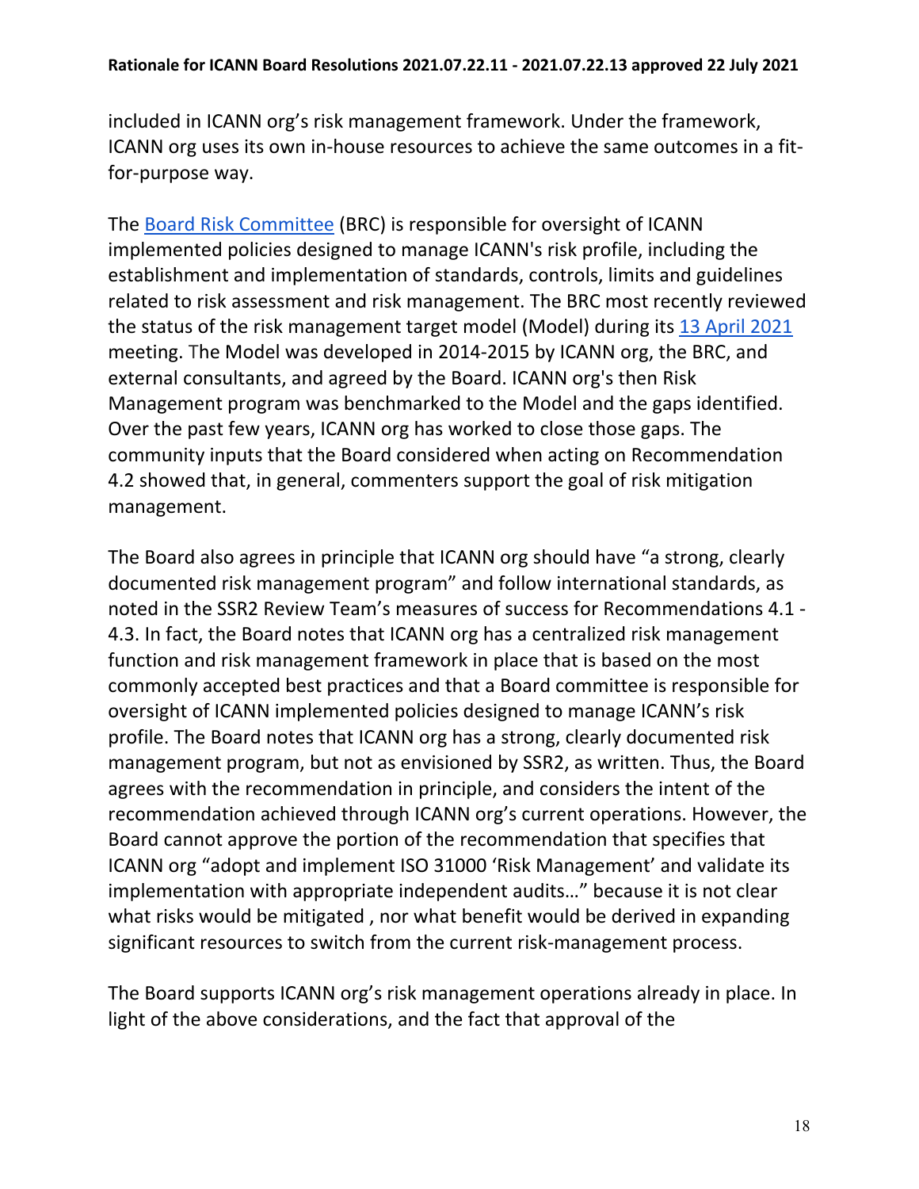included in ICANN org's risk management framework. Under the framework, ICANN org uses its own in-house resources to achieve the same outcomes in a fit-for-purpose way.

The Board Risk Committee (BRC) is responsible for oversight of ICANN implemented policies designed to manage ICANN's risk profile, including the establishment and implementation of standards, controls, limits and guidelines related to risk assessment and risk management. The BRC most recently reviewed the status of the risk management target model (Model) during its 13 April 2021 meeting. The Model was developed in 2014-2015 by ICANN org, the BRC, and external consultants, and agreed by the Board. ICANN org's then Risk Management program was benchmarked to the Model and the gaps identified. Over the past few years, ICANN org has worked to close those gaps. The community inputs that the Board considered when acting on Recommendation 4.2 showed that, in general, commenters support the goal of risk mitigation management.

The Board also agrees in principle that ICANN org should have "a strong, clearly documented risk management program" and follow international standards, as noted in the SSR2 Review Team's measures of success for Recommendations 4.1 - 4.3. In fact, the Board notes that ICANN org has a centralized risk management function and risk management framework in place that is based on the most commonly accepted best practices and that a Board committee is responsible for oversight of ICANN implemented policies designed to manage ICANN's risk profile. The Board notes that ICANN org has a strong, clearly documented risk management program, but not as envisioned by SSR2, as written. Thus, the Board agrees with the recommendation in principle, and considers the intent of the recommendation achieved through ICANN org's current operations. However, the Board cannot approve the portion of the recommendation that specifies that ICANN org "adopt and implement ISO 31000 'Risk Management' and validate its implementation with appropriate independent audits…" because it is not clear what risks would be mitigated , nor what benefit would be derived in expanding significant resources to switch from the current risk-management process.

The Board supports ICANN org's risk management operations already in place. In light of the above considerations, and the fact that approval of the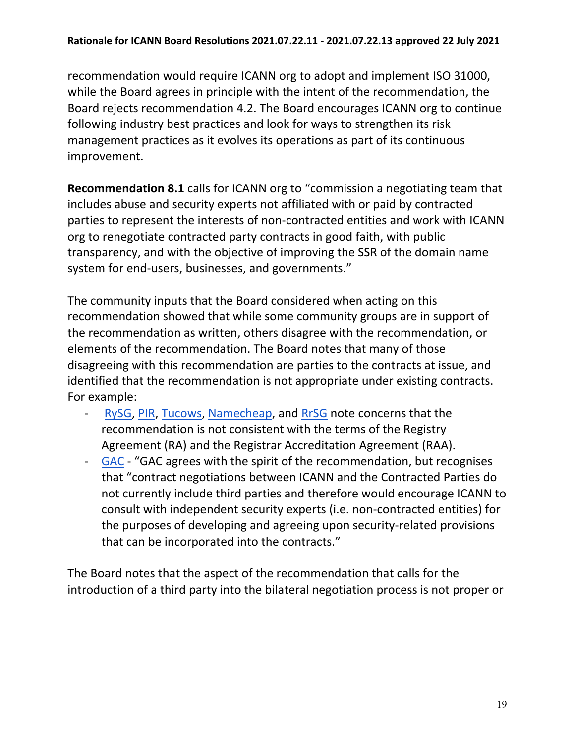recommendation would require ICANN org to adopt and implement ISO 31000, while the Board agrees in principle with the intent of the recommendation, the Board rejects recommendation 4.2. The Board encourages ICANN org to continue following industry best practices and look for ways to strengthen its risk management practices as it evolves its operations as part of its continuous improvement.

**Recommendation 8.1** calls for ICANN org to "commission a negotiating team that includes abuse and security experts not affiliated with or paid by contracted parties to represent the interests of non-contracted entities and work with ICANN org to renegotiate contracted party contracts in good faith, with public transparency, and with the objective of improving the SSR of the domain name system for end-users, businesses, and governments."

The community inputs that the Board considered when acting on this recommendation showed that while some community groups are in support of the recommendation as written, others disagree with the recommendation, or elements of the recommendation. The Board notes that many of those disagreeing with this recommendation are parties to the contracts at issue, and identified that the recommendation is not appropriate under existing contracts. For example:

- RySG, PIR, Tucows, Namecheap, and RrSG note concerns that the recommendation is not consistent with the terms of the Registry Agreement (RA) and the Registrar Accreditation Agreement (RAA).
- GAC - "GAC agrees with the spirit of the recommendation, but recognises that "contract negotiations between ICANN and the Contracted Parties do not currently include third parties and therefore would encourage ICANN to consult with independent security experts (i.e. non-contracted entities) for the purposes of developing and agreeing upon security-related provisions that can be incorporated into the contracts."

The Board notes that the aspect of the recommendation that calls for the introduction of a third party into the bilateral negotiation process is not proper or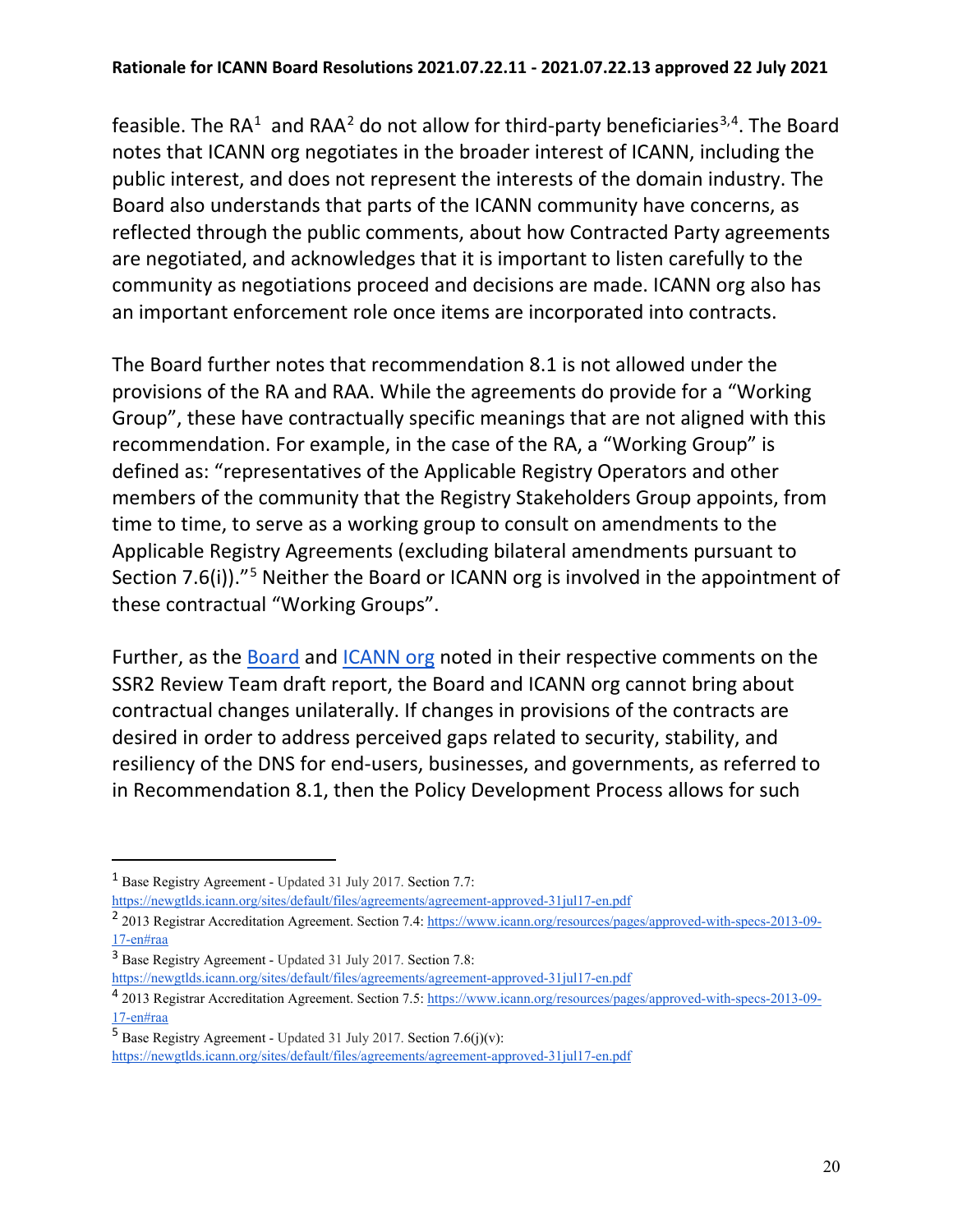feasible. The RA[1] and RAA[2] do not allow for third-party beneficiaries[3,4]. The Board notes that ICANN org negotiates in the broader interest of ICANN, including the public interest, and does not represent the interests of the domain industry. The Board also understands that parts of the ICANN community have concerns, as reflected through the public comments, about how Contracted Party agreements are negotiated, and acknowledges that it is important to listen carefully to the community as negotiations proceed and decisions are made. ICANN org also has an important enforcement role once items are incorporated into contracts.

The Board further notes that recommendation 8.1 is not allowed under the provisions of the RA and RAA. While the agreements do provide for a "Working Group", these have contractually specific meanings that are not aligned with this recommendation. For example, in the case of the RA, a "Working Group" is defined as: "representatives of the Applicable Registry Operators and other members of the community that the Registry Stakeholders Group appoints, from time to time, to serve as a working group to consult on amendments to the Applicable Registry Agreements (excluding bilateral amendments pursuant to Section 7.6(i))."[5] Neither the Board or ICANN org is involved in the appointment of these contractual "Working Groups".

Further, as the [Board](#) and [ICANN org](#) noted in their respective comments on the SSR2 Review Team draft report, the Board and ICANN org cannot bring about contractual changes unilaterally. If changes in provisions of the contracts are desired in order to address perceived gaps related to security, stability, and resiliency of the DNS for end-users, businesses, and governments, as referred to in Recommendation 8.1, then the Policy Development Process allows for such

---

[1] Base Registry Agreement - Updated 31 July 2017. Section 7.7: https://newgtlds.icann.org/sites/default/files/agreements/agreement-approved-31jul17-en.pdf

[2] 2013 Registrar Accreditation Agreement. Section 7.4: https://www.icann.org/resources/pages/approved-with-specs-2013-09-17-en#raa

[3] Base Registry Agreement - Updated 31 July 2017. Section 7.8: https://newgtlds.icann.org/sites/default/files/agreements/agreement-approved-31jul17-en.pdf

[4] 2013 Registrar Accreditation Agreement. Section 7.5: https://www.icann.org/resources/pages/approved-with-specs-2013-09-17-en#raa

[5] Base Registry Agreement - Updated 31 July 2017. Section 7.6(j)(v): https://newgtlds.icann.org/sites/default/files/agreements/agreement-approved-31jul17-en.pdf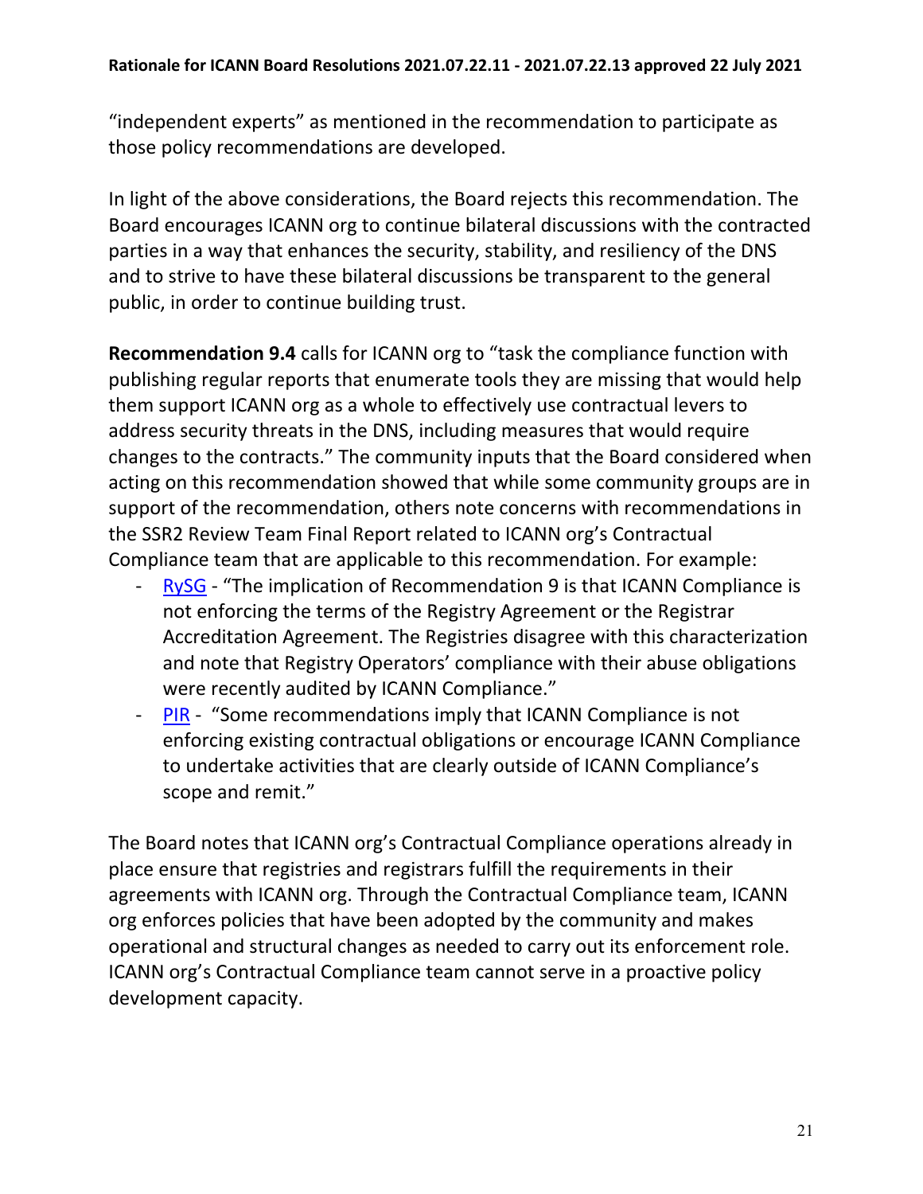"independent experts" as mentioned in the recommendation to participate as those policy recommendations are developed.

In light of the above considerations, the Board rejects this recommendation. The Board encourages ICANN org to continue bilateral discussions with the contracted parties in a way that enhances the security, stability, and resiliency of the DNS and to strive to have these bilateral discussions be transparent to the general public, in order to continue building trust.

**Recommendation 9.4** calls for ICANN org to "task the compliance function with publishing regular reports that enumerate tools they are missing that would help them support ICANN org as a whole to effectively use contractual levers to address security threats in the DNS, including measures that would require changes to the contracts." The community inputs that the Board considered when acting on this recommendation showed that while some community groups are in support of the recommendation, others note concerns with recommendations in the SSR2 Review Team Final Report related to ICANN org's Contractual Compliance team that are applicable to this recommendation. For example:

- RySG - "The implication of Recommendation 9 is that ICANN Compliance is not enforcing the terms of the Registry Agreement or the Registrar Accreditation Agreement. The Registries disagree with this characterization and note that Registry Operators' compliance with their abuse obligations were recently audited by ICANN Compliance."
- PIR - "Some recommendations imply that ICANN Compliance is not enforcing existing contractual obligations or encourage ICANN Compliance to undertake activities that are clearly outside of ICANN Compliance's scope and remit."

The Board notes that ICANN org's Contractual Compliance operations already in place ensure that registries and registrars fulfill the requirements in their agreements with ICANN org. Through the Contractual Compliance team, ICANN org enforces policies that have been adopted by the community and makes operational and structural changes as needed to carry out its enforcement role. ICANN org's Contractual Compliance team cannot serve in a proactive policy development capacity.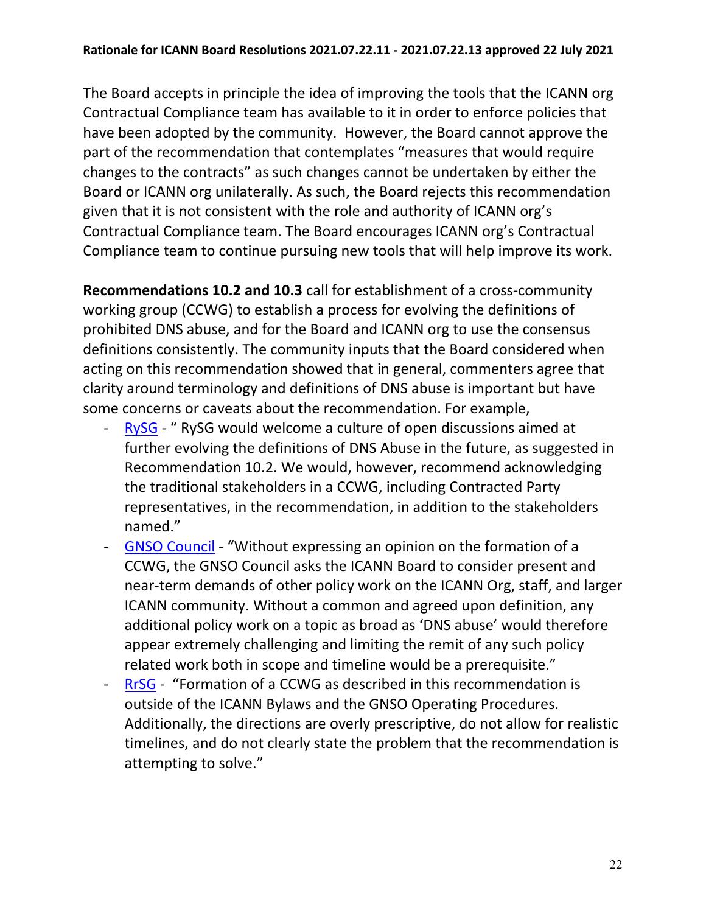The Board accepts in principle the idea of improving the tools that the ICANN org Contractual Compliance team has available to it in order to enforce policies that have been adopted by the community. However, the Board cannot approve the part of the recommendation that contemplates "measures that would require changes to the contracts" as such changes cannot be undertaken by either the Board or ICANN org unilaterally. As such, the Board rejects this recommendation given that it is not consistent with the role and authority of ICANN org's Contractual Compliance team. The Board encourages ICANN org's Contractual Compliance team to continue pursuing new tools that will help improve its work.

**Recommendations 10.2 and 10.3** call for establishment of a cross-community working group (CCWG) to establish a process for evolving the definitions of prohibited DNS abuse, and for the Board and ICANN org to use the consensus definitions consistently. The community inputs that the Board considered when acting on this recommendation showed that in general, commenters agree that clarity around terminology and definitions of DNS abuse is important but have some concerns or caveats about the recommendation. For example,

- RySG - " RySG would welcome a culture of open discussions aimed at further evolving the definitions of DNS Abuse in the future, as suggested in Recommendation 10.2. We would, however, recommend acknowledging the traditional stakeholders in a CCWG, including Contracted Party representatives, in the recommendation, in addition to the stakeholders named."
- GNSO Council - "Without expressing an opinion on the formation of a CCWG, the GNSO Council asks the ICANN Board to consider present and near-term demands of other policy work on the ICANN Org, staff, and larger ICANN community. Without a common and agreed upon definition, any additional policy work on a topic as broad as 'DNS abuse' would therefore appear extremely challenging and limiting the remit of any such policy related work both in scope and timeline would be a prerequisite."
- RrSG - "Formation of a CCWG as described in this recommendation is outside of the ICANN Bylaws and the GNSO Operating Procedures. Additionally, the directions are overly prescriptive, do not allow for realistic timelines, and do not clearly state the problem that the recommendation is attempting to solve."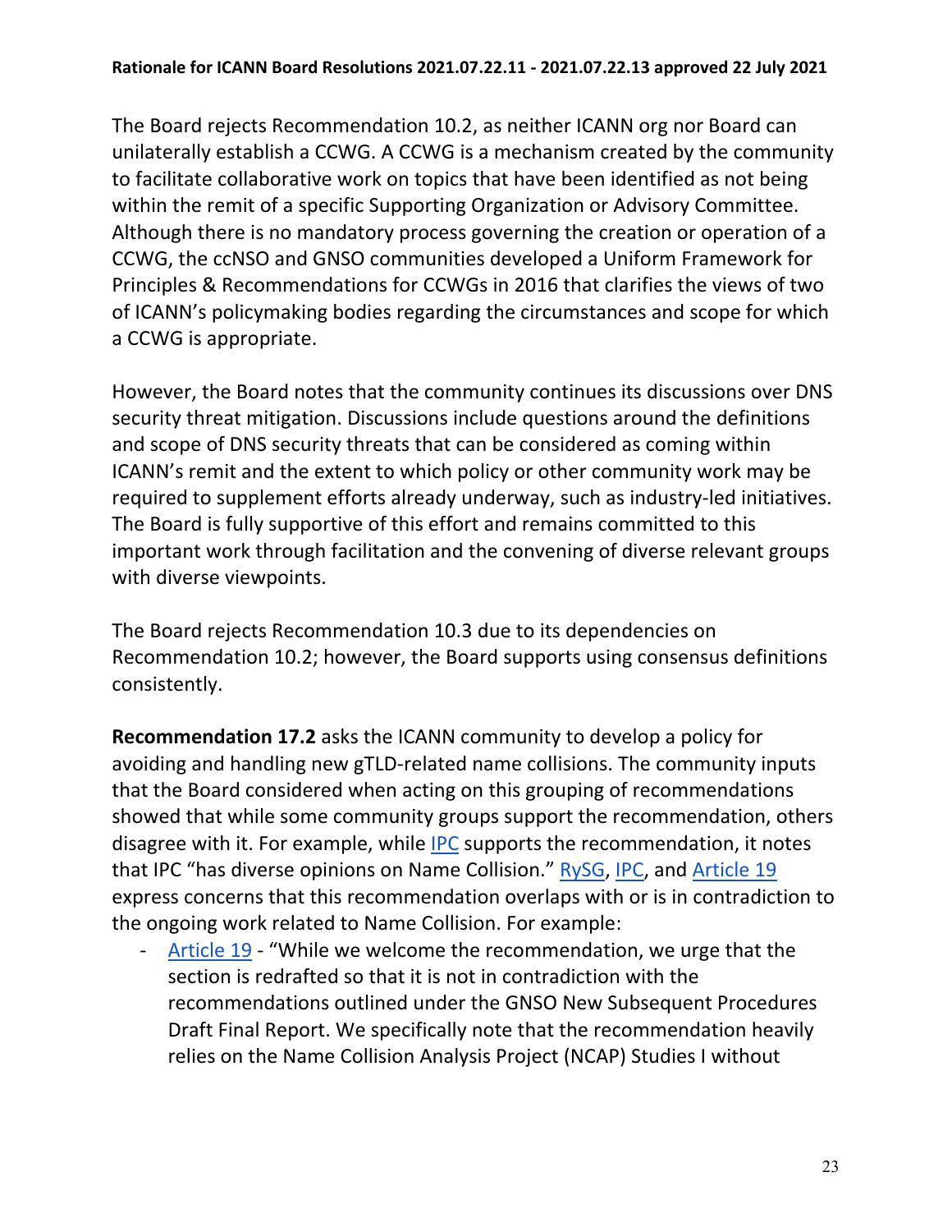The Board rejects Recommendation 10.2, as neither ICANN org nor Board can unilaterally establish a CCWG. A CCWG is a mechanism created by the community to facilitate collaborative work on topics that have been identified as not being within the remit of a specific Supporting Organization or Advisory Committee. Although there is no mandatory process governing the creation or operation of a CCWG, the ccNSO and GNSO communities developed a Uniform Framework for Principles & Recommendations for CCWGs in 2016 that clarifies the views of two of ICANN's policymaking bodies regarding the circumstances and scope for which a CCWG is appropriate.

However, the Board notes that the community continues its discussions over DNS security threat mitigation. Discussions include questions around the definitions and scope of DNS security threats that can be considered as coming within ICANN's remit and the extent to which policy or other community work may be required to supplement efforts already underway, such as industry-led initiatives. The Board is fully supportive of this effort and remains committed to this important work through facilitation and the convening of diverse relevant groups with diverse viewpoints.

The Board rejects Recommendation 10.3 due to its dependencies on Recommendation 10.2; however, the Board supports using consensus definitions consistently.

**Recommendation 17.2** asks the ICANN community to develop a policy for avoiding and handling new gTLD-related name collisions. The community inputs that the Board considered when acting on this grouping of recommendations showed that while some community groups support the recommendation, others disagree with it. For example, while IPC supports the recommendation, it notes that IPC "has diverse opinions on Name Collision." RySG, IPC, and Article 19 express concerns that this recommendation overlaps with or is in contradiction to the ongoing work related to Name Collision. For example:

- Article 19 - "While we welcome the recommendation, we urge that the section is redrafted so that it is not in contradiction with the recommendations outlined under the GNSO New Subsequent Procedures Draft Final Report. We specifically note that the recommendation heavily relies on the Name Collision Analysis Project (NCAP) Studies I without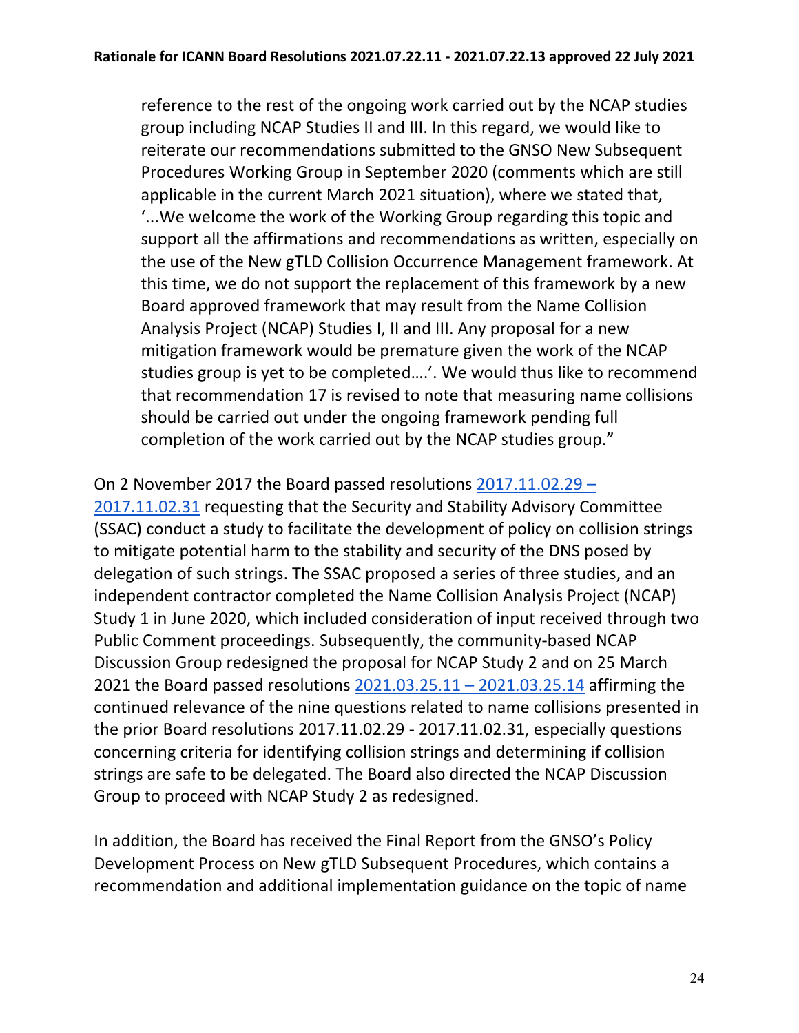> reference to the rest of the ongoing work carried out by the NCAP studies group including NCAP Studies II and III. In this regard, we would like to reiterate our recommendations submitted to the GNSO New Subsequent Procedures Working Group in September 2020 (comments which are still applicable in the current March 2021 situation), where we stated that, '...We welcome the work of the Working Group regarding this topic and support all the affirmations and recommendations as written, especially on the use of the New gTLD Collision Occurrence Management framework. At this time, we do not support the replacement of this framework by a new Board approved framework that may result from the Name Collision Analysis Project (NCAP) Studies I, II and III. Any proposal for a new mitigation framework would be premature given the work of the NCAP studies group is yet to be completed….'. We would thus like to recommend that recommendation 17 is revised to note that measuring name collisions should be carried out under the ongoing framework pending full completion of the work carried out by the NCAP studies group."

On 2 November 2017 the Board passed resolutions 2017.11.02.29 – 2017.11.02.31 requesting that the Security and Stability Advisory Committee (SSAC) conduct a study to facilitate the development of policy on collision strings to mitigate potential harm to the stability and security of the DNS posed by delegation of such strings. The SSAC proposed a series of three studies, and an independent contractor completed the Name Collision Analysis Project (NCAP) Study 1 in June 2020, which included consideration of input received through two Public Comment proceedings. Subsequently, the community-based NCAP Discussion Group redesigned the proposal for NCAP Study 2 and on 25 March 2021 the Board passed resolutions 2021.03.25.11 – 2021.03.25.14 affirming the continued relevance of the nine questions related to name collisions presented in the prior Board resolutions 2017.11.02.29 - 2017.11.02.31, especially questions concerning criteria for identifying collision strings and determining if collision strings are safe to be delegated. The Board also directed the NCAP Discussion Group to proceed with NCAP Study 2 as redesigned.

In addition, the Board has received the Final Report from the GNSO's Policy Development Process on New gTLD Subsequent Procedures, which contains a recommendation and additional implementation guidance on the topic of name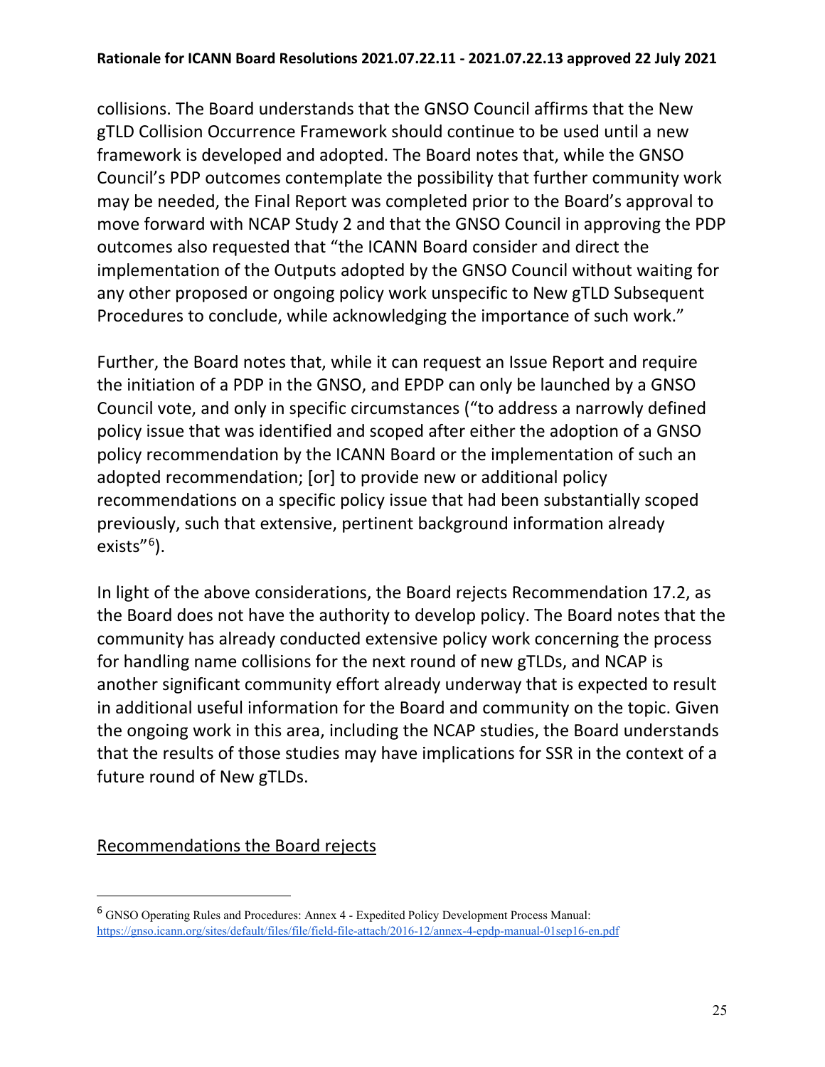collisions. The Board understands that the GNSO Council affirms that the New gTLD Collision Occurrence Framework should continue to be used until a new framework is developed and adopted. The Board notes that, while the GNSO Council's PDP outcomes contemplate the possibility that further community work may be needed, the Final Report was completed prior to the Board's approval to move forward with NCAP Study 2 and that the GNSO Council in approving the PDP outcomes also requested that "the ICANN Board consider and direct the implementation of the Outputs adopted by the GNSO Council without waiting for any other proposed or ongoing policy work unspecific to New gTLD Subsequent Procedures to conclude, while acknowledging the importance of such work."

Further, the Board notes that, while it can request an Issue Report and require the initiation of a PDP in the GNSO, and EPDP can only be launched by a GNSO Council vote, and only in specific circumstances ("to address a narrowly defined policy issue that was identified and scoped after either the adoption of a GNSO policy recommendation by the ICANN Board or the implementation of such an adopted recommendation; [or] to provide new or additional policy recommendations on a specific policy issue that had been substantially scoped previously, such that extensive, pertinent background information already exists"[6]).

In light of the above considerations, the Board rejects Recommendation 17.2, as the Board does not have the authority to develop policy. The Board notes that the community has already conducted extensive policy work concerning the process for handling name collisions for the next round of new gTLDs, and NCAP is another significant community effort already underway that is expected to result in additional useful information for the Board and community on the topic. Given the ongoing work in this area, including the NCAP studies, the Board understands that the results of those studies may have implications for SSR in the context of a future round of New gTLDs.

<u>Recommendations the Board rejects</u>

[6] GNSO Operating Rules and Procedures: Annex 4 - Expedited Policy Development Process Manual: https://gnso.icann.org/sites/default/files/file/field-file-attach/2016-12/annex-4-epdp-manual-01sep16-en.pdf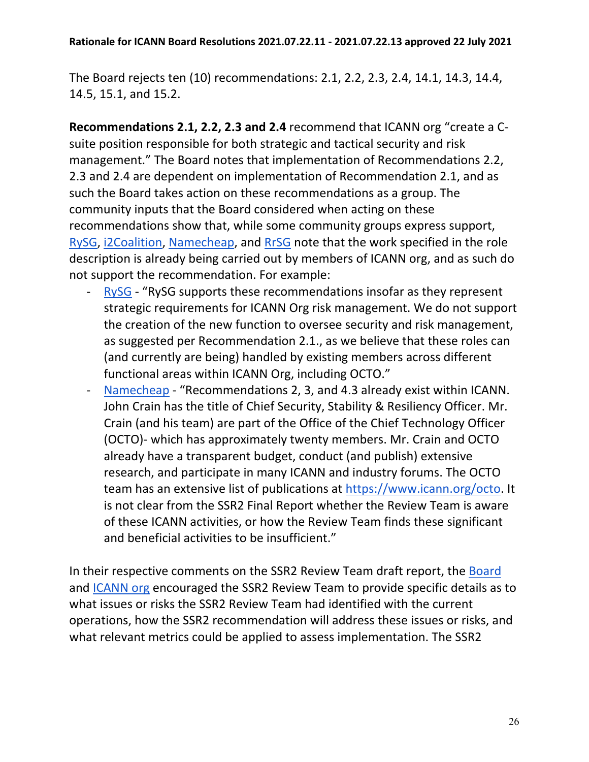The Board rejects ten (10) recommendations: 2.1, 2.2, 2.3, 2.4, 14.1, 14.3, 14.4, 14.5, 15.1, and 15.2.

**Recommendations 2.1, 2.2, 2.3 and 2.4** recommend that ICANN org "create a C-suite position responsible for both strategic and tactical security and risk management." The Board notes that implementation of Recommendations 2.2, 2.3 and 2.4 are dependent on implementation of Recommendation 2.1, and as such the Board takes action on these recommendations as a group. The community inputs that the Board considered when acting on these recommendations show that, while some community groups express support, RySG, i2Coalition, Namecheap, and RrSG note that the work specified in the role description is already being carried out by members of ICANN org, and as such do not support the recommendation. For example:

- RySG - "RySG supports these recommendations insofar as they represent strategic requirements for ICANN Org risk management. We do not support the creation of the new function to oversee security and risk management, as suggested per Recommendation 2.1., as we believe that these roles can (and currently are being) handled by existing members across different functional areas within ICANN Org, including OCTO."
- Namecheap - "Recommendations 2, 3, and 4.3 already exist within ICANN. John Crain has the title of Chief Security, Stability & Resiliency Officer. Mr. Crain (and his team) are part of the Office of the Chief Technology Officer (OCTO)- which has approximately twenty members. Mr. Crain and OCTO already have a transparent budget, conduct (and publish) extensive research, and participate in many ICANN and industry forums. The OCTO team has an extensive list of publications at https://www.icann.org/octo. It is not clear from the SSR2 Final Report whether the Review Team is aware of these ICANN activities, or how the Review Team finds these significant and beneficial activities to be insufficient."

In their respective comments on the SSR2 Review Team draft report, the Board and ICANN org encouraged the SSR2 Review Team to provide specific details as to what issues or risks the SSR2 Review Team had identified with the current operations, how the SSR2 recommendation will address these issues or risks, and what relevant metrics could be applied to assess implementation. The SSR2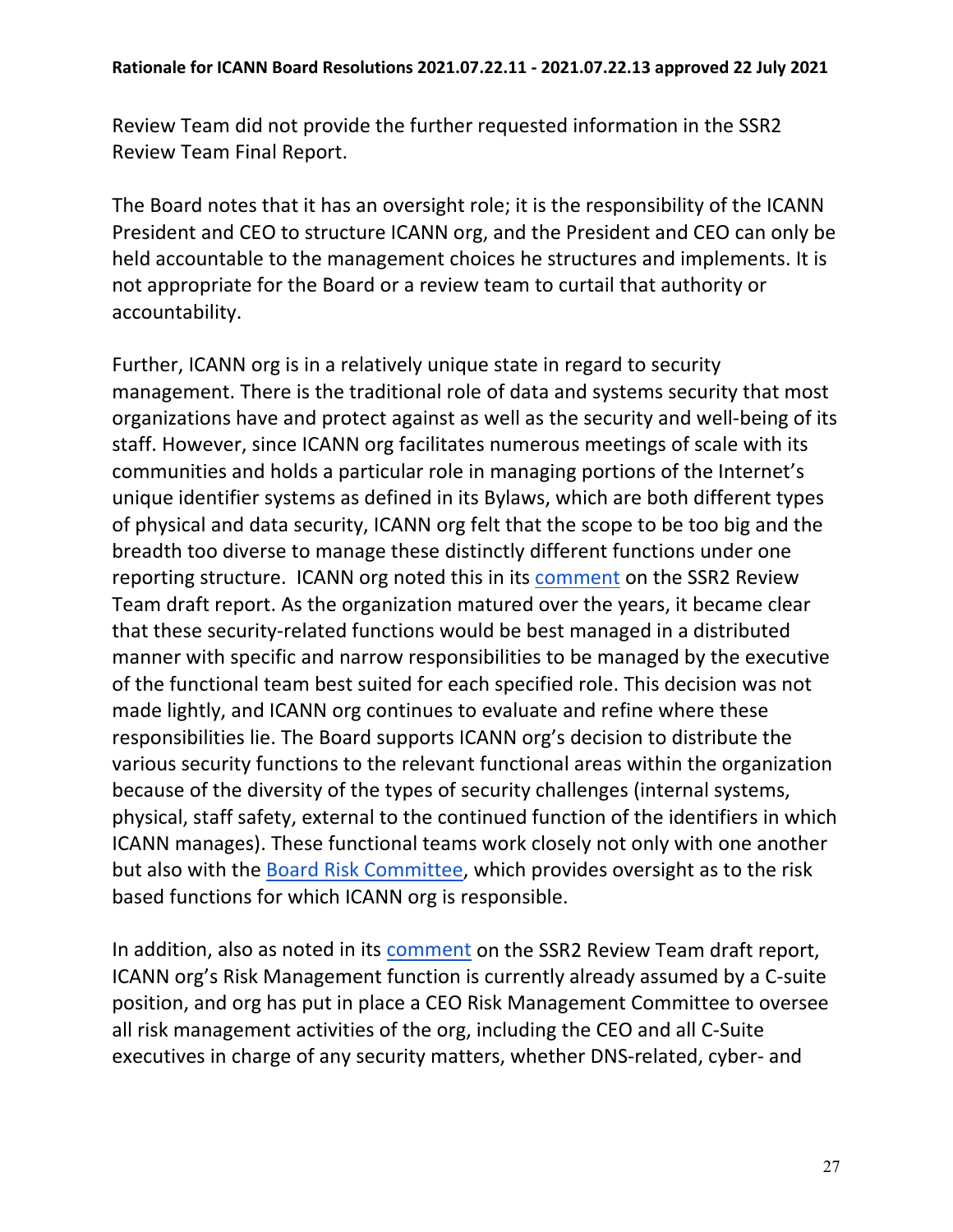Review Team did not provide the further requested information in the SSR2 Review Team Final Report.

The Board notes that it has an oversight role; it is the responsibility of the ICANN President and CEO to structure ICANN org, and the President and CEO can only be held accountable to the management choices he structures and implements. It is not appropriate for the Board or a review team to curtail that authority or accountability.

Further, ICANN org is in a relatively unique state in regard to security management. There is the traditional role of data and systems security that most organizations have and protect against as well as the security and well-being of its staff. However, since ICANN org facilitates numerous meetings of scale with its communities and holds a particular role in managing portions of the Internet's unique identifier systems as defined in its Bylaws, which are both different types of physical and data security, ICANN org felt that the scope to be too big and the breadth too diverse to manage these distinctly different functions under one reporting structure. ICANN org noted this in its comment on the SSR2 Review Team draft report. As the organization matured over the years, it became clear that these security-related functions would be best managed in a distributed manner with specific and narrow responsibilities to be managed by the executive of the functional team best suited for each specified role. This decision was not made lightly, and ICANN org continues to evaluate and refine where these responsibilities lie. The Board supports ICANN org's decision to distribute the various security functions to the relevant functional areas within the organization because of the diversity of the types of security challenges (internal systems, physical, staff safety, external to the continued function of the identifiers in which ICANN manages). These functional teams work closely not only with one another but also with the Board Risk Committee, which provides oversight as to the risk based functions for which ICANN org is responsible.

In addition, also as noted in its comment on the SSR2 Review Team draft report, ICANN org's Risk Management function is currently already assumed by a C-suite position, and org has put in place a CEO Risk Management Committee to oversee all risk management activities of the org, including the CEO and all C-Suite executives in charge of any security matters, whether DNS-related, cyber- and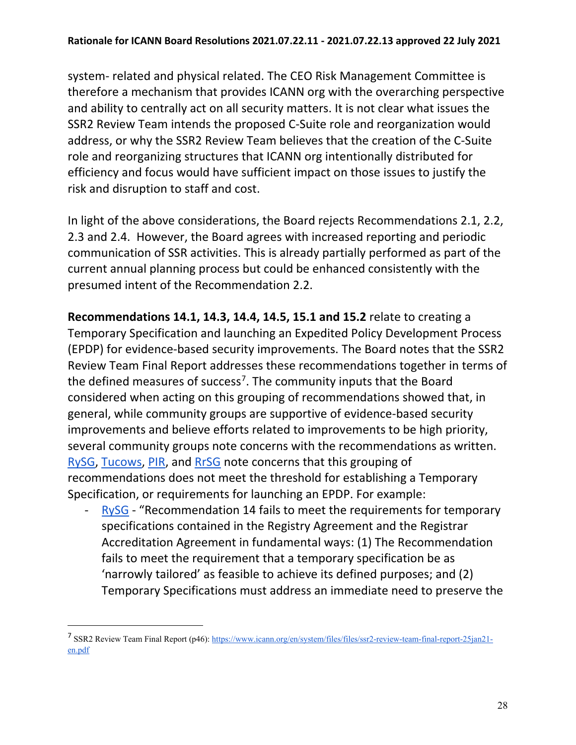system- related and physical related. The CEO Risk Management Committee is therefore a mechanism that provides ICANN org with the overarching perspective and ability to centrally act on all security matters. It is not clear what issues the SSR2 Review Team intends the proposed C-Suite role and reorganization would address, or why the SSR2 Review Team believes that the creation of the C-Suite role and reorganizing structures that ICANN org intentionally distributed for efficiency and focus would have sufficient impact on those issues to justify the risk and disruption to staff and cost.

In light of the above considerations, the Board rejects Recommendations 2.1, 2.2, 2.3 and 2.4. However, the Board agrees with increased reporting and periodic communication of SSR activities. This is already partially performed as part of the current annual planning process but could be enhanced consistently with the presumed intent of the Recommendation 2.2.

**Recommendations 14.1, 14.3, 14.4, 14.5, 15.1 and 15.2** relate to creating a Temporary Specification and launching an Expedited Policy Development Process (EPDP) for evidence-based security improvements. The Board notes that the SSR2 Review Team Final Report addresses these recommendations together in terms of the defined measures of success[7]. The community inputs that the Board considered when acting on this grouping of recommendations showed that, in general, while community groups are supportive of evidence-based security improvements and believe efforts related to improvements to be high priority, several community groups note concerns with the recommendations as written. RySG, Tucows, PIR, and RrSG note concerns that this grouping of recommendations does not meet the threshold for establishing a Temporary Specification, or requirements for launching an EPDP. For example:

- RySG - "Recommendation 14 fails to meet the requirements for temporary specifications contained in the Registry Agreement and the Registrar Accreditation Agreement in fundamental ways: (1) The Recommendation fails to meet the requirement that a temporary specification be as 'narrowly tailored' as feasible to achieve its defined purposes; and (2) Temporary Specifications must address an immediate need to preserve the

---

[7] SSR2 Review Team Final Report (p46): https://www.icann.org/en/system/files/files/ssr2-review-team-final-report-25jan21-en.pdf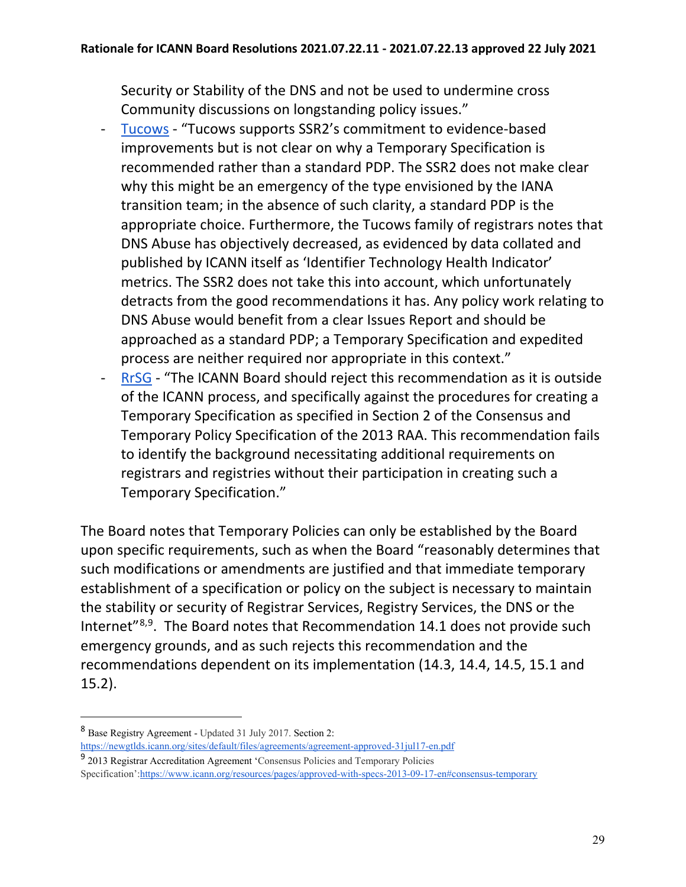Security or Stability of the DNS and not be used to undermine cross Community discussions on longstanding policy issues."

- Tucows - "Tucows supports SSR2's commitment to evidence-based improvements but is not clear on why a Temporary Specification is recommended rather than a standard PDP. The SSR2 does not make clear why this might be an emergency of the type envisioned by the IANA transition team; in the absence of such clarity, a standard PDP is the appropriate choice. Furthermore, the Tucows family of registrars notes that DNS Abuse has objectively decreased, as evidenced by data collated and published by ICANN itself as 'Identifier Technology Health Indicator' metrics. The SSR2 does not take this into account, which unfortunately detracts from the good recommendations it has. Any policy work relating to DNS Abuse would benefit from a clear Issues Report and should be approached as a standard PDP; a Temporary Specification and expedited process are neither required nor appropriate in this context."
- RrSG - "The ICANN Board should reject this recommendation as it is outside of the ICANN process, and specifically against the procedures for creating a Temporary Specification as specified in Section 2 of the Consensus and Temporary Policy Specification of the 2013 RAA. This recommendation fails to identify the background necessitating additional requirements on registrars and registries without their participation in creating such a Temporary Specification."

The Board notes that Temporary Policies can only be established by the Board upon specific requirements, such as when the Board "reasonably determines that such modifications or amendments are justified and that immediate temporary establishment of a specification or policy on the subject is necessary to maintain the stability or security of Registrar Services, Registry Services, the DNS or the Internet"[8,9]. The Board notes that Recommendation 14.1 does not provide such emergency grounds, and as such rejects this recommendation and the recommendations dependent on its implementation (14.3, 14.4, 14.5, 15.1 and 15.2).

---

[8] Base Registry Agreement - Updated 31 July 2017. Section 2: https://newgtlds.icann.org/sites/default/files/agreements/agreement-approved-31jul17-en.pdf

[9] 2013 Registrar Accreditation Agreement 'Consensus Policies and Temporary Policies Specification':https://www.icann.org/resources/pages/approved-with-specs-2013-09-17-en#consensus-temporary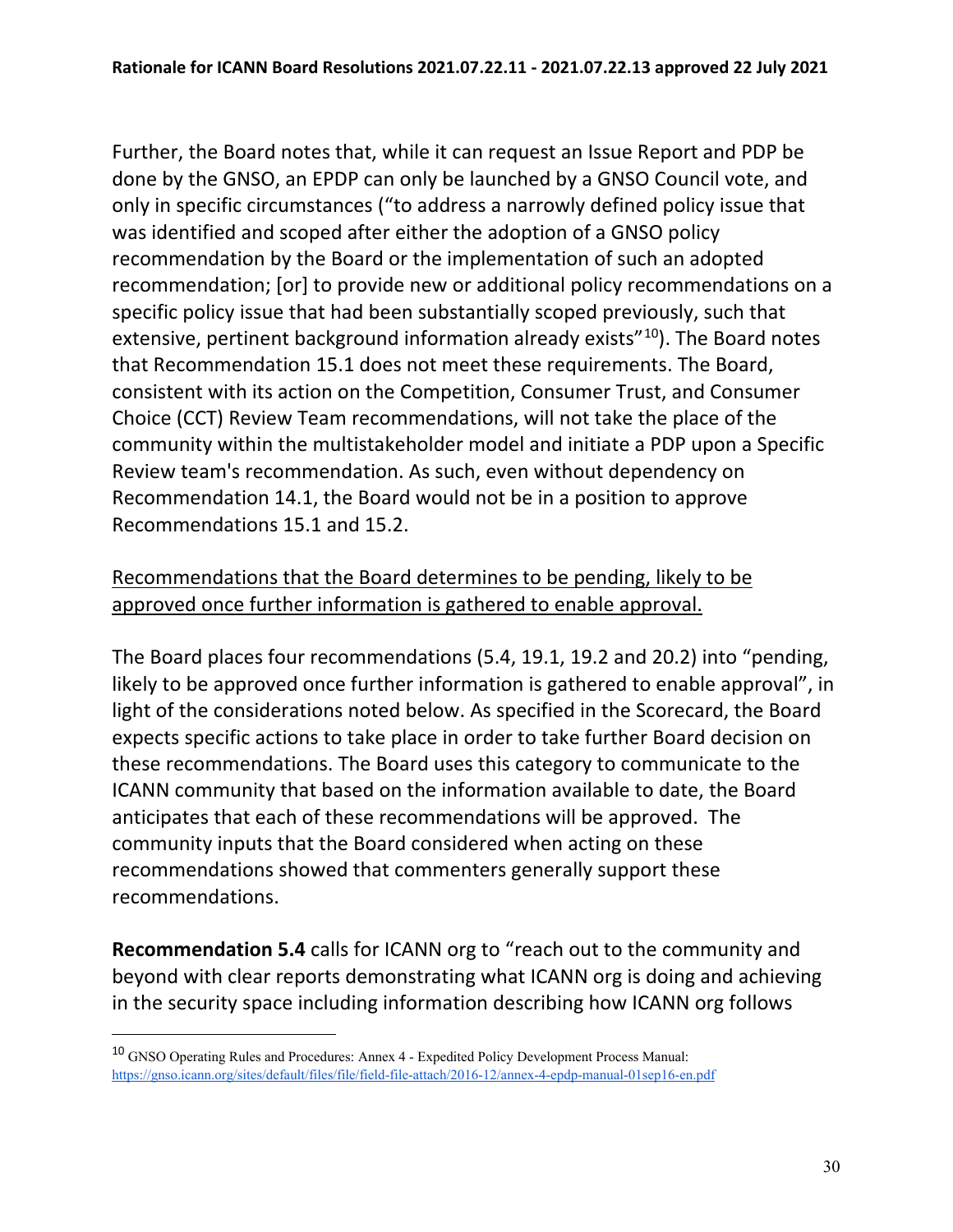Further, the Board notes that, while it can request an Issue Report and PDP be done by the GNSO, an EPDP can only be launched by a GNSO Council vote, and only in specific circumstances ("to address a narrowly defined policy issue that was identified and scoped after either the adoption of a GNSO policy recommendation by the Board or the implementation of such an adopted recommendation; [or] to provide new or additional policy recommendations on a specific policy issue that had been substantially scoped previously, such that extensive, pertinent background information already exists"[10]). The Board notes that Recommendation 15.1 does not meet these requirements. The Board, consistent with its action on the Competition, Consumer Trust, and Consumer Choice (CCT) Review Team recommendations, will not take the place of the community within the multistakeholder model and initiate a PDP upon a Specific Review team's recommendation. As such, even without dependency on Recommendation 14.1, the Board would not be in a position to approve Recommendations 15.1 and 15.2.

<u>Recommendations that the Board determines to be pending, likely to be approved once further information is gathered to enable approval.</u>

The Board places four recommendations (5.4, 19.1, 19.2 and 20.2) into "pending, likely to be approved once further information is gathered to enable approval", in light of the considerations noted below. As specified in the Scorecard, the Board expects specific actions to take place in order to take further Board decision on these recommendations. The Board uses this category to communicate to the ICANN community that based on the information available to date, the Board anticipates that each of these recommendations will be approved. The community inputs that the Board considered when acting on these recommendations showed that commenters generally support these recommendations.

**Recommendation 5.4** calls for ICANN org to "reach out to the community and beyond with clear reports demonstrating what ICANN org is doing and achieving in the security space including information describing how ICANN org follows

[10] GNSO Operating Rules and Procedures: Annex 4 - Expedited Policy Development Process Manual: https://gnso.icann.org/sites/default/files/file/field-file-attach/2016-12/annex-4-epdp-manual-01sep16-en.pdf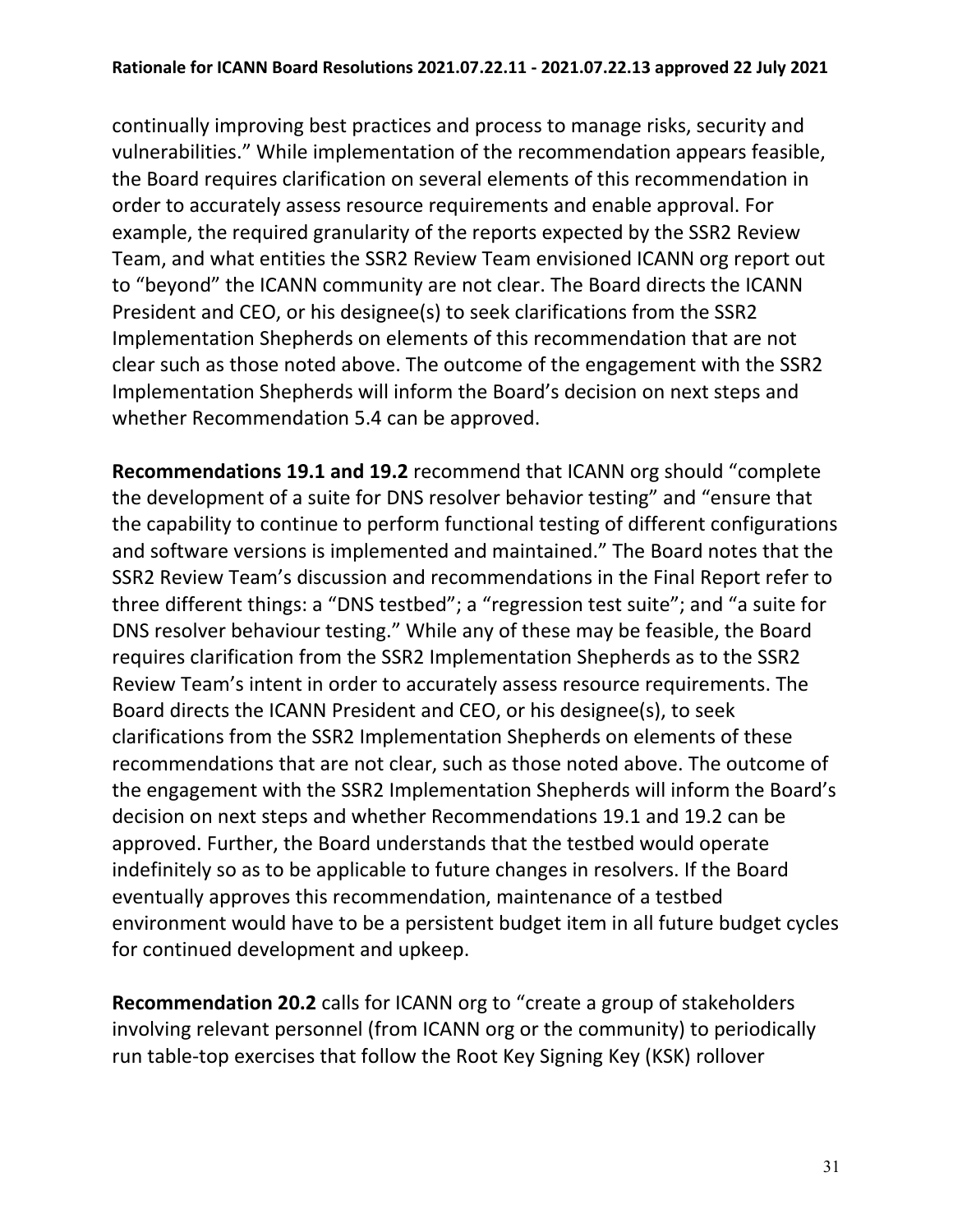continually improving best practices and process to manage risks, security and vulnerabilities." While implementation of the recommendation appears feasible, the Board requires clarification on several elements of this recommendation in order to accurately assess resource requirements and enable approval. For example, the required granularity of the reports expected by the SSR2 Review Team, and what entities the SSR2 Review Team envisioned ICANN org report out to "beyond" the ICANN community are not clear. The Board directs the ICANN President and CEO, or his designee(s) to seek clarifications from the SSR2 Implementation Shepherds on elements of this recommendation that are not clear such as those noted above. The outcome of the engagement with the SSR2 Implementation Shepherds will inform the Board's decision on next steps and whether Recommendation 5.4 can be approved.

**Recommendations 19.1 and 19.2** recommend that ICANN org should "complete the development of a suite for DNS resolver behavior testing" and "ensure that the capability to continue to perform functional testing of different configurations and software versions is implemented and maintained." The Board notes that the SSR2 Review Team's discussion and recommendations in the Final Report refer to three different things: a "DNS testbed"; a "regression test suite"; and "a suite for DNS resolver behaviour testing." While any of these may be feasible, the Board requires clarification from the SSR2 Implementation Shepherds as to the SSR2 Review Team's intent in order to accurately assess resource requirements. The Board directs the ICANN President and CEO, or his designee(s), to seek clarifications from the SSR2 Implementation Shepherds on elements of these recommendations that are not clear, such as those noted above. The outcome of the engagement with the SSR2 Implementation Shepherds will inform the Board's decision on next steps and whether Recommendations 19.1 and 19.2 can be approved. Further, the Board understands that the testbed would operate indefinitely so as to be applicable to future changes in resolvers. If the Board eventually approves this recommendation, maintenance of a testbed environment would have to be a persistent budget item in all future budget cycles for continued development and upkeep.

**Recommendation 20.2** calls for ICANN org to "create a group of stakeholders involving relevant personnel (from ICANN org or the community) to periodically run table-top exercises that follow the Root Key Signing Key (KSK) rollover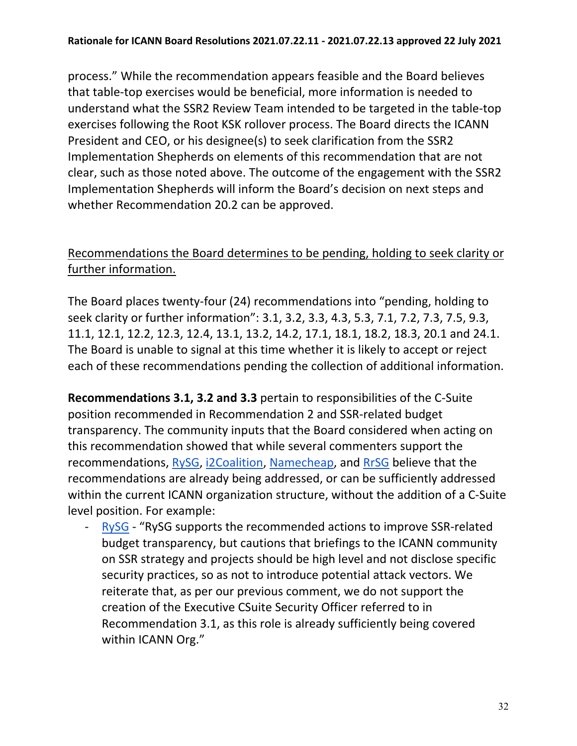process." While the recommendation appears feasible and the Board believes that table-top exercises would be beneficial, more information is needed to understand what the SSR2 Review Team intended to be targeted in the table-top exercises following the Root KSK rollover process. The Board directs the ICANN President and CEO, or his designee(s) to seek clarification from the SSR2 Implementation Shepherds on elements of this recommendation that are not clear, such as those noted above. The outcome of the engagement with the SSR2 Implementation Shepherds will inform the Board's decision on next steps and whether Recommendation 20.2 can be approved.

<u>Recommendations the Board determines to be pending, holding to seek clarity or further information.</u>

The Board places twenty-four (24) recommendations into "pending, holding to seek clarity or further information": 3.1, 3.2, 3.3, 4.3, 5.3, 7.1, 7.2, 7.3, 7.5, 9.3, 11.1, 12.1, 12.2, 12.3, 12.4, 13.1, 13.2, 14.2, 17.1, 18.1, 18.2, 18.3, 20.1 and 24.1. The Board is unable to signal at this time whether it is likely to accept or reject each of these recommendations pending the collection of additional information.

**Recommendations 3.1, 3.2 and 3.3** pertain to responsibilities of the C-Suite position recommended in Recommendation 2 and SSR-related budget transparency. The community inputs that the Board considered when acting on this recommendation showed that while several commenters support the recommendations, RySG, i2Coalition, Namecheap, and RrSG believe that the recommendations are already being addressed, or can be sufficiently addressed within the current ICANN organization structure, without the addition of a C-Suite level position. For example:

- RySG - "RySG supports the recommended actions to improve SSR-related budget transparency, but cautions that briefings to the ICANN community on SSR strategy and projects should be high level and not disclose specific security practices, so as not to introduce potential attack vectors. We reiterate that, as per our previous comment, we do not support the creation of the Executive CSuite Security Officer referred to in Recommendation 3.1, as this role is already sufficiently being covered within ICANN Org."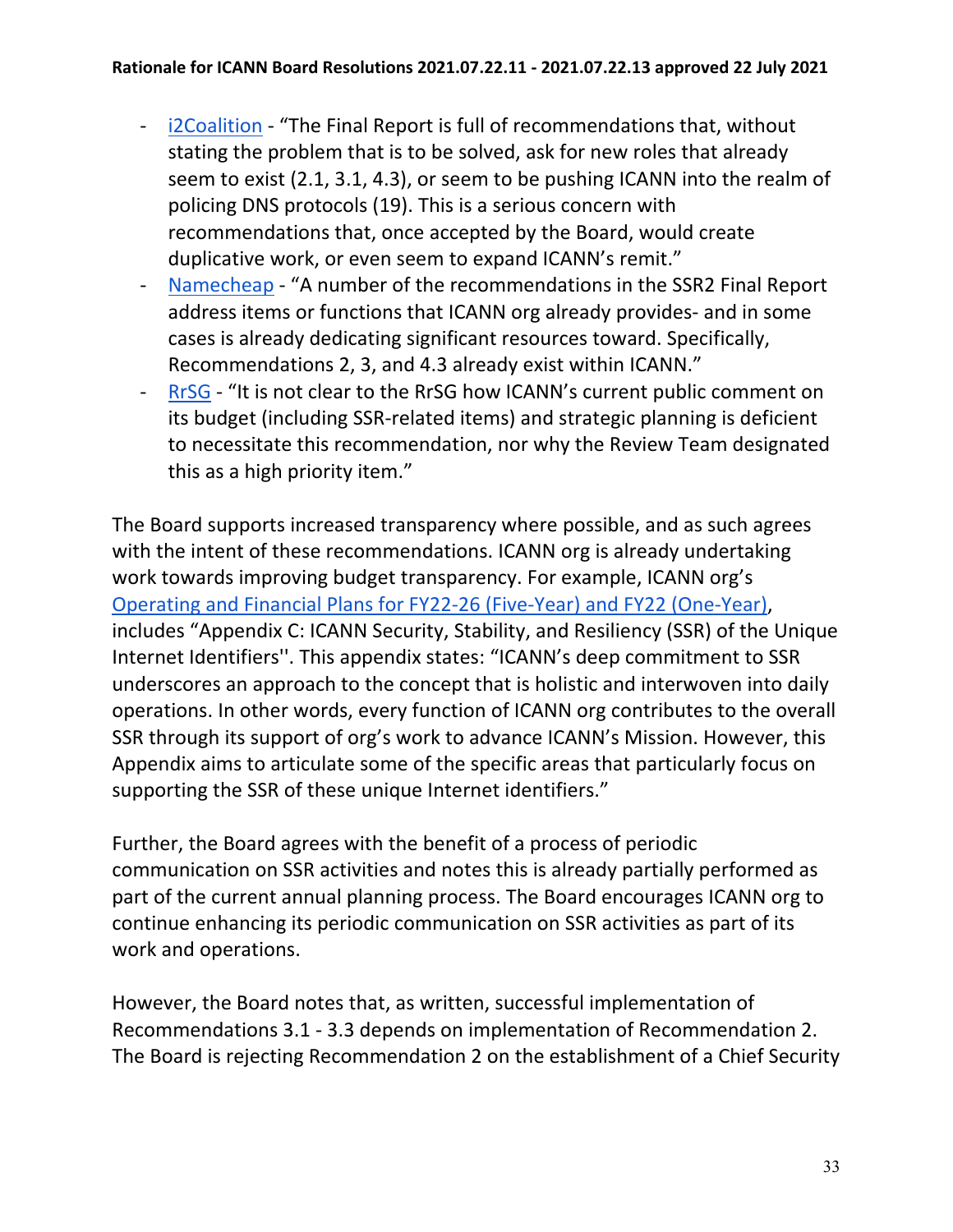- i2Coalition - "The Final Report is full of recommendations that, without stating the problem that is to be solved, ask for new roles that already seem to exist (2.1, 3.1, 4.3), or seem to be pushing ICANN into the realm of policing DNS protocols (19). This is a serious concern with recommendations that, once accepted by the Board, would create duplicative work, or even seem to expand ICANN's remit."
- Namecheap - "A number of the recommendations in the SSR2 Final Report address items or functions that ICANN org already provides- and in some cases is already dedicating significant resources toward. Specifically, Recommendations 2, 3, and 4.3 already exist within ICANN."
- RrSG - "It is not clear to the RrSG how ICANN's current public comment on its budget (including SSR-related items) and strategic planning is deficient to necessitate this recommendation, nor why the Review Team designated this as a high priority item."

The Board supports increased transparency where possible, and as such agrees with the intent of these recommendations. ICANN org is already undertaking work towards improving budget transparency. For example, ICANN org's Operating and Financial Plans for FY22-26 (Five-Year) and FY22 (One-Year), includes "Appendix C: ICANN Security, Stability, and Resiliency (SSR) of the Unique Internet Identifiers''. This appendix states: "ICANN's deep commitment to SSR underscores an approach to the concept that is holistic and interwoven into daily operations. In other words, every function of ICANN org contributes to the overall SSR through its support of org's work to advance ICANN's Mission. However, this Appendix aims to articulate some of the specific areas that particularly focus on supporting the SSR of these unique Internet identifiers."

Further, the Board agrees with the benefit of a process of periodic communication on SSR activities and notes this is already partially performed as part of the current annual planning process. The Board encourages ICANN org to continue enhancing its periodic communication on SSR activities as part of its work and operations.

However, the Board notes that, as written, successful implementation of Recommendations 3.1 - 3.3 depends on implementation of Recommendation 2. The Board is rejecting Recommendation 2 on the establishment of a Chief Security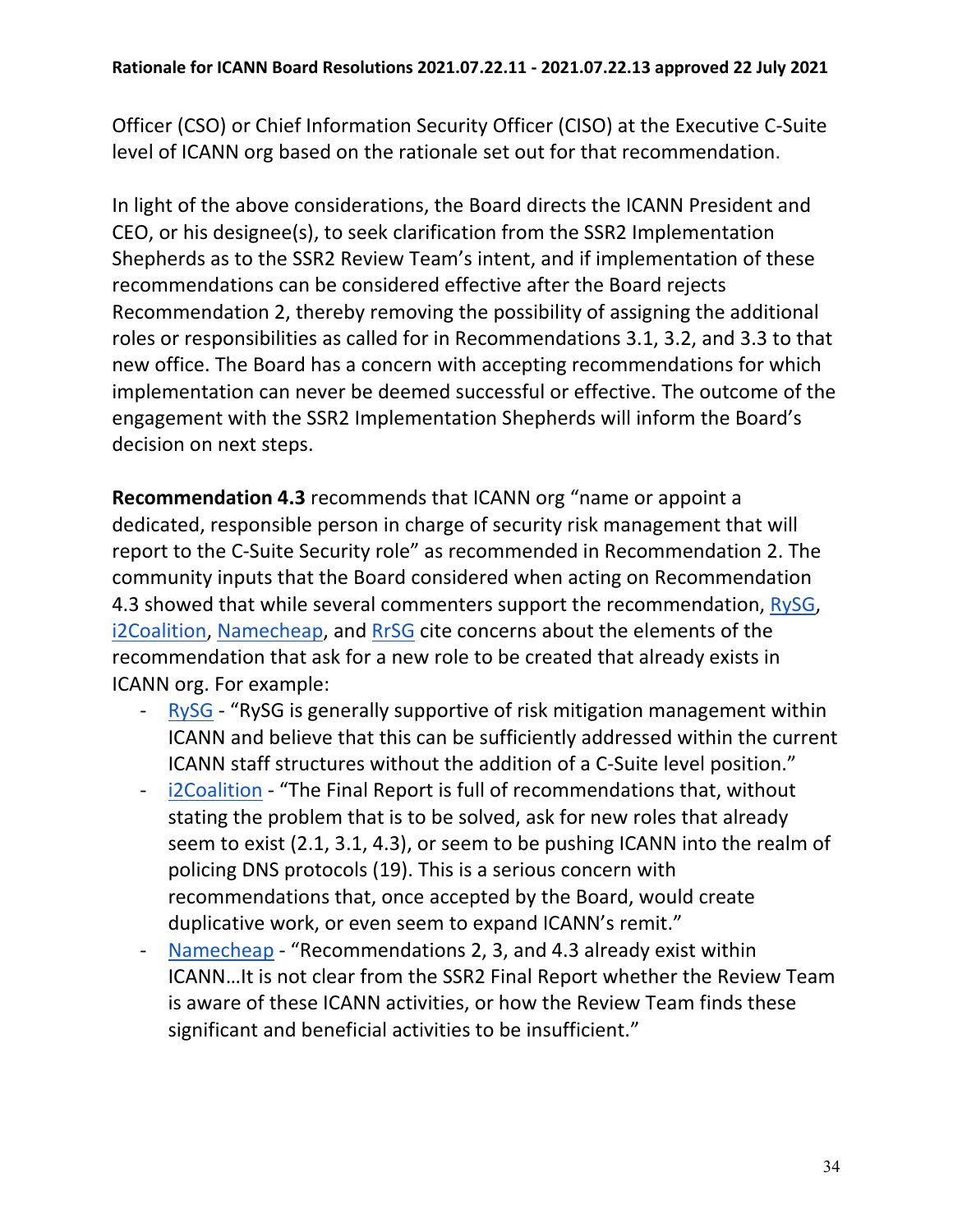Officer (CSO) or Chief Information Security Officer (CISO) at the Executive C-Suite level of ICANN org based on the rationale set out for that recommendation.

In light of the above considerations, the Board directs the ICANN President and CEO, or his designee(s), to seek clarification from the SSR2 Implementation Shepherds as to the SSR2 Review Team's intent, and if implementation of these recommendations can be considered effective after the Board rejects Recommendation 2, thereby removing the possibility of assigning the additional roles or responsibilities as called for in Recommendations 3.1, 3.2, and 3.3 to that new office. The Board has a concern with accepting recommendations for which implementation can never be deemed successful or effective. The outcome of the engagement with the SSR2 Implementation Shepherds will inform the Board's decision on next steps.

**Recommendation 4.3** recommends that ICANN org "name or appoint a dedicated, responsible person in charge of security risk management that will report to the C-Suite Security role" as recommended in Recommendation 2. The community inputs that the Board considered when acting on Recommendation 4.3 showed that while several commenters support the recommendation, RySG, i2Coalition, Namecheap, and RrSG cite concerns about the elements of the recommendation that ask for a new role to be created that already exists in ICANN org. For example:

- RySG - "RySG is generally supportive of risk mitigation management within ICANN and believe that this can be sufficiently addressed within the current ICANN staff structures without the addition of a C-Suite level position."
- i2Coalition - "The Final Report is full of recommendations that, without stating the problem that is to be solved, ask for new roles that already seem to exist (2.1, 3.1, 4.3), or seem to be pushing ICANN into the realm of policing DNS protocols (19). This is a serious concern with recommendations that, once accepted by the Board, would create duplicative work, or even seem to expand ICANN's remit."
- Namecheap - "Recommendations 2, 3, and 4.3 already exist within ICANN…It is not clear from the SSR2 Final Report whether the Review Team is aware of these ICANN activities, or how the Review Team finds these significant and beneficial activities to be insufficient."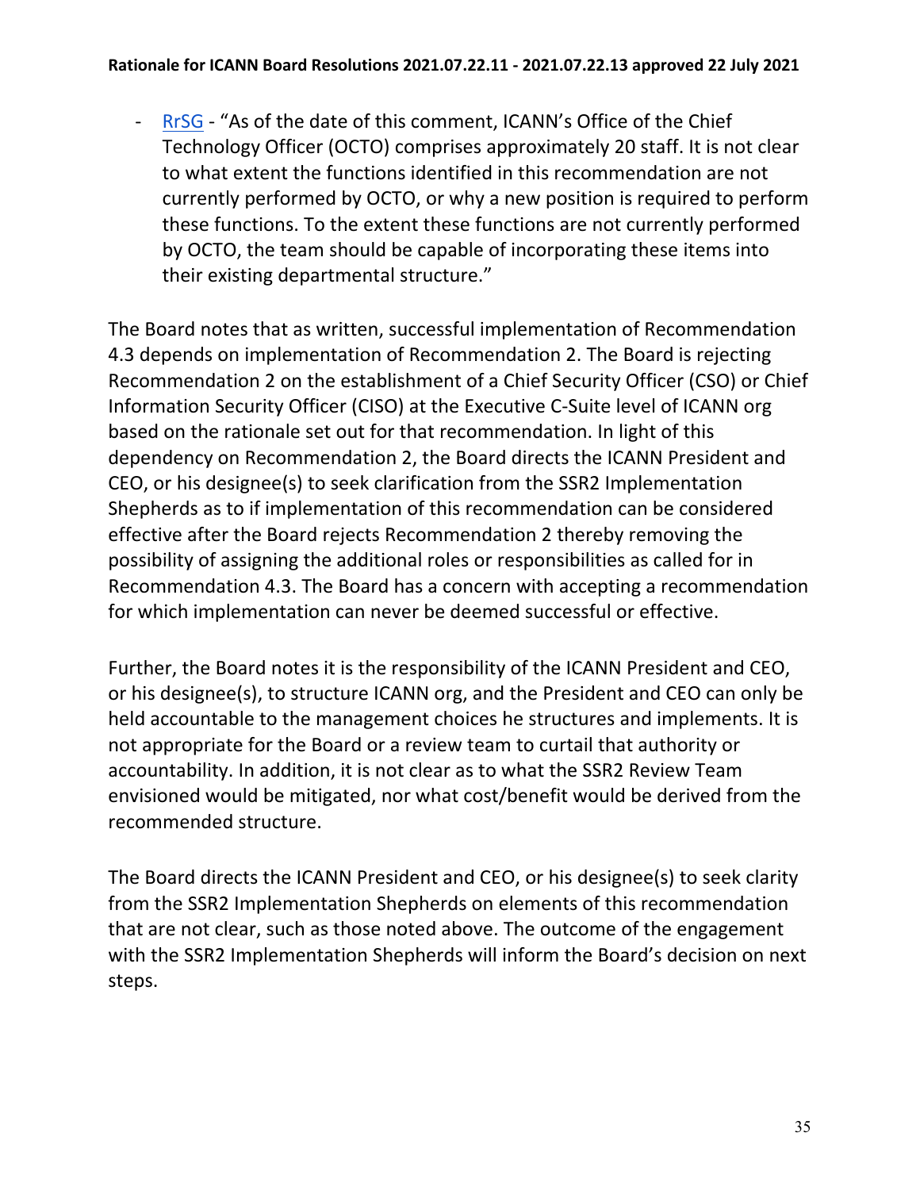- RrSG - "As of the date of this comment, ICANN's Office of the Chief Technology Officer (OCTO) comprises approximately 20 staff. It is not clear to what extent the functions identified in this recommendation are not currently performed by OCTO, or why a new position is required to perform these functions. To the extent these functions are not currently performed by OCTO, the team should be capable of incorporating these items into their existing departmental structure."

The Board notes that as written, successful implementation of Recommendation 4.3 depends on implementation of Recommendation 2. The Board is rejecting Recommendation 2 on the establishment of a Chief Security Officer (CSO) or Chief Information Security Officer (CISO) at the Executive C-Suite level of ICANN org based on the rationale set out for that recommendation. In light of this dependency on Recommendation 2, the Board directs the ICANN President and CEO, or his designee(s) to seek clarification from the SSR2 Implementation Shepherds as to if implementation of this recommendation can be considered effective after the Board rejects Recommendation 2 thereby removing the possibility of assigning the additional roles or responsibilities as called for in Recommendation 4.3. The Board has a concern with accepting a recommendation for which implementation can never be deemed successful or effective.

Further, the Board notes it is the responsibility of the ICANN President and CEO, or his designee(s), to structure ICANN org, and the President and CEO can only be held accountable to the management choices he structures and implements. It is not appropriate for the Board or a review team to curtail that authority or accountability. In addition, it is not clear as to what the SSR2 Review Team envisioned would be mitigated, nor what cost/benefit would be derived from the recommended structure.

The Board directs the ICANN President and CEO, or his designee(s) to seek clarity from the SSR2 Implementation Shepherds on elements of this recommendation that are not clear, such as those noted above. The outcome of the engagement with the SSR2 Implementation Shepherds will inform the Board's decision on next steps.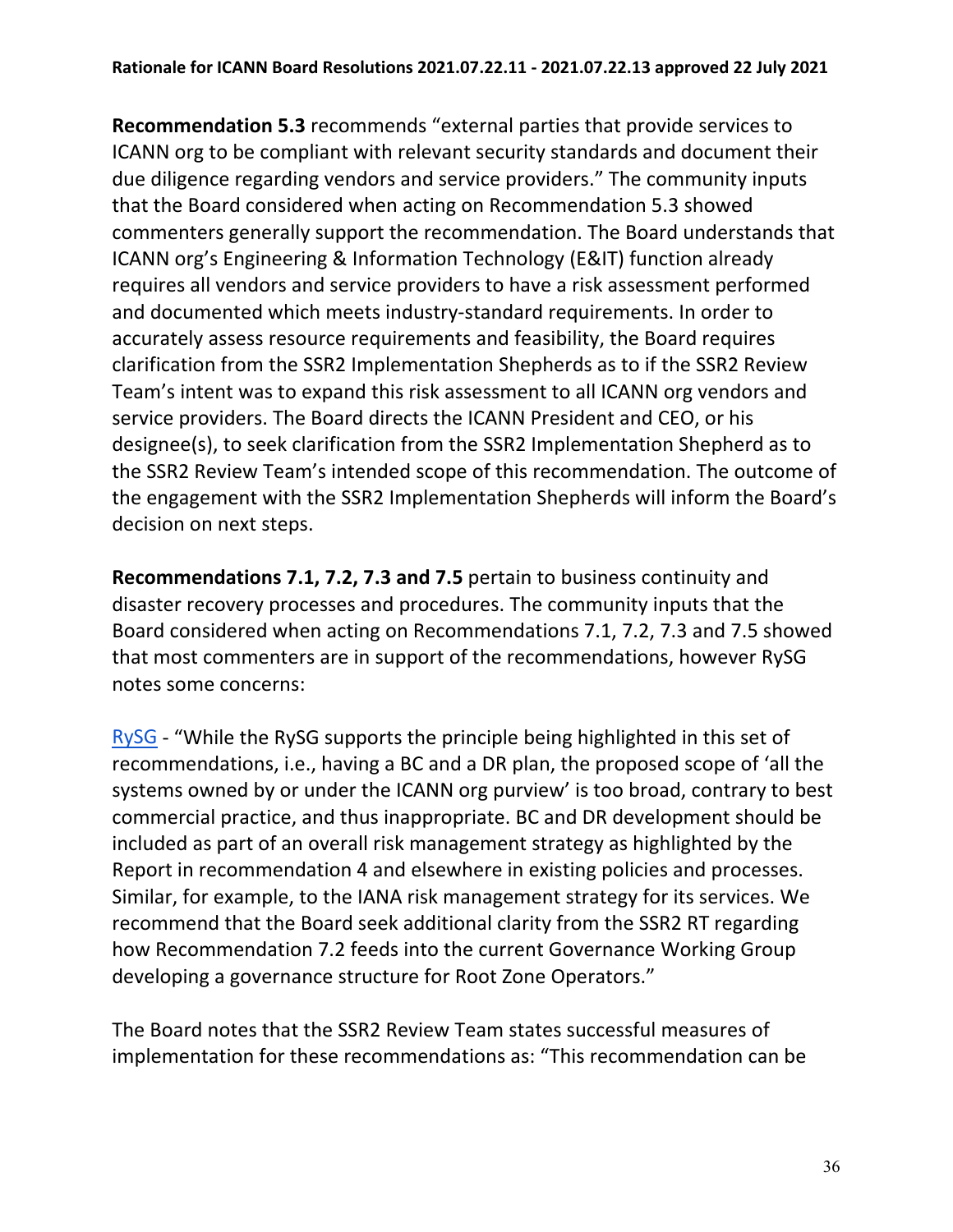**Recommendation 5.3** recommends "external parties that provide services to ICANN org to be compliant with relevant security standards and document their due diligence regarding vendors and service providers." The community inputs that the Board considered when acting on Recommendation 5.3 showed commenters generally support the recommendation. The Board understands that ICANN org's Engineering & Information Technology (E&IT) function already requires all vendors and service providers to have a risk assessment performed and documented which meets industry-standard requirements. In order to accurately assess resource requirements and feasibility, the Board requires clarification from the SSR2 Implementation Shepherds as to if the SSR2 Review Team's intent was to expand this risk assessment to all ICANN org vendors and service providers. The Board directs the ICANN President and CEO, or his designee(s), to seek clarification from the SSR2 Implementation Shepherd as to the SSR2 Review Team's intended scope of this recommendation. The outcome of the engagement with the SSR2 Implementation Shepherds will inform the Board's decision on next steps.

**Recommendations 7.1, 7.2, 7.3 and 7.5** pertain to business continuity and disaster recovery processes and procedures. The community inputs that the Board considered when acting on Recommendations 7.1, 7.2, 7.3 and 7.5 showed that most commenters are in support of the recommendations, however RySG notes some concerns:

RySG - "While the RySG supports the principle being highlighted in this set of recommendations, i.e., having a BC and a DR plan, the proposed scope of 'all the systems owned by or under the ICANN org purview' is too broad, contrary to best commercial practice, and thus inappropriate. BC and DR development should be included as part of an overall risk management strategy as highlighted by the Report in recommendation 4 and elsewhere in existing policies and processes. Similar, for example, to the IANA risk management strategy for its services. We recommend that the Board seek additional clarity from the SSR2 RT regarding how Recommendation 7.2 feeds into the current Governance Working Group developing a governance structure for Root Zone Operators."

The Board notes that the SSR2 Review Team states successful measures of implementation for these recommendations as: "This recommendation can be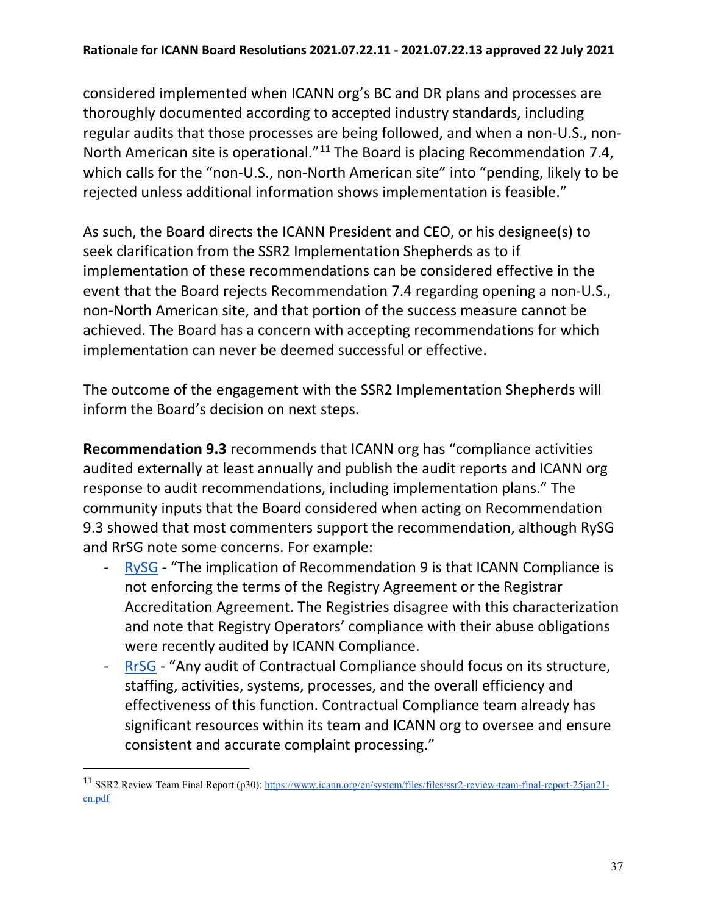considered implemented when ICANN org's BC and DR plans and processes are thoroughly documented according to accepted industry standards, including regular audits that those processes are being followed, and when a non-U.S., non-North American site is operational."[11] The Board is placing Recommendation 7.4, which calls for the "non-U.S., non-North American site" into "pending, likely to be rejected unless additional information shows implementation is feasible."

As such, the Board directs the ICANN President and CEO, or his designee(s) to seek clarification from the SSR2 Implementation Shepherds as to if implementation of these recommendations can be considered effective in the event that the Board rejects Recommendation 7.4 regarding opening a non-U.S., non-North American site, and that portion of the success measure cannot be achieved. The Board has a concern with accepting recommendations for which implementation can never be deemed successful or effective.

The outcome of the engagement with the SSR2 Implementation Shepherds will inform the Board's decision on next steps.

**Recommendation 9.3** recommends that ICANN org has "compliance activities audited externally at least annually and publish the audit reports and ICANN org response to audit recommendations, including implementation plans." The community inputs that the Board considered when acting on Recommendation 9.3 showed that most commenters support the recommendation, although RySG and RrSG note some concerns. For example:

- RySG - "The implication of Recommendation 9 is that ICANN Compliance is not enforcing the terms of the Registry Agreement or the Registrar Accreditation Agreement. The Registries disagree with this characterization and note that Registry Operators' compliance with their abuse obligations were recently audited by ICANN Compliance.
- RrSG - "Any audit of Contractual Compliance should focus on its structure, staffing, activities, systems, processes, and the overall efficiency and effectiveness of this function. Contractual Compliance team already has significant resources within its team and ICANN org to oversee and ensure consistent and accurate complaint processing."

[11] SSR2 Review Team Final Report (p30): https://www.icann.org/en/system/files/files/ssr2-review-team-final-report-25jan21-en.pdf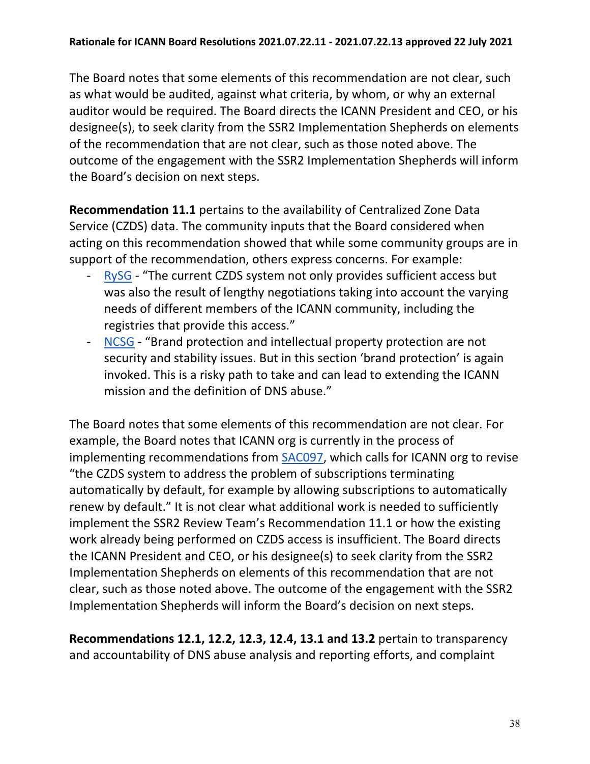The Board notes that some elements of this recommendation are not clear, such as what would be audited, against what criteria, by whom, or why an external auditor would be required. The Board directs the ICANN President and CEO, or his designee(s), to seek clarity from the SSR2 Implementation Shepherds on elements of the recommendation that are not clear, such as those noted above. The outcome of the engagement with the SSR2 Implementation Shepherds will inform the Board's decision on next steps.

**Recommendation 11.1** pertains to the availability of Centralized Zone Data Service (CZDS) data. The community inputs that the Board considered when acting on this recommendation showed that while some community groups are in support of the recommendation, others express concerns. For example:

- RySG - "The current CZDS system not only provides sufficient access but was also the result of lengthy negotiations taking into account the varying needs of different members of the ICANN community, including the registries that provide this access."
- NCSG - "Brand protection and intellectual property protection are not security and stability issues. But in this section 'brand protection' is again invoked. This is a risky path to take and can lead to extending the ICANN mission and the definition of DNS abuse."

The Board notes that some elements of this recommendation are not clear. For example, the Board notes that ICANN org is currently in the process of implementing recommendations from SAC097, which calls for ICANN org to revise "the CZDS system to address the problem of subscriptions terminating automatically by default, for example by allowing subscriptions to automatically renew by default." It is not clear what additional work is needed to sufficiently implement the SSR2 Review Team's Recommendation 11.1 or how the existing work already being performed on CZDS access is insufficient. The Board directs the ICANN President and CEO, or his designee(s) to seek clarity from the SSR2 Implementation Shepherds on elements of this recommendation that are not clear, such as those noted above. The outcome of the engagement with the SSR2 Implementation Shepherds will inform the Board's decision on next steps.

**Recommendations 12.1, 12.2, 12.3, 12.4, 13.1 and 13.2** pertain to transparency and accountability of DNS abuse analysis and reporting efforts, and complaint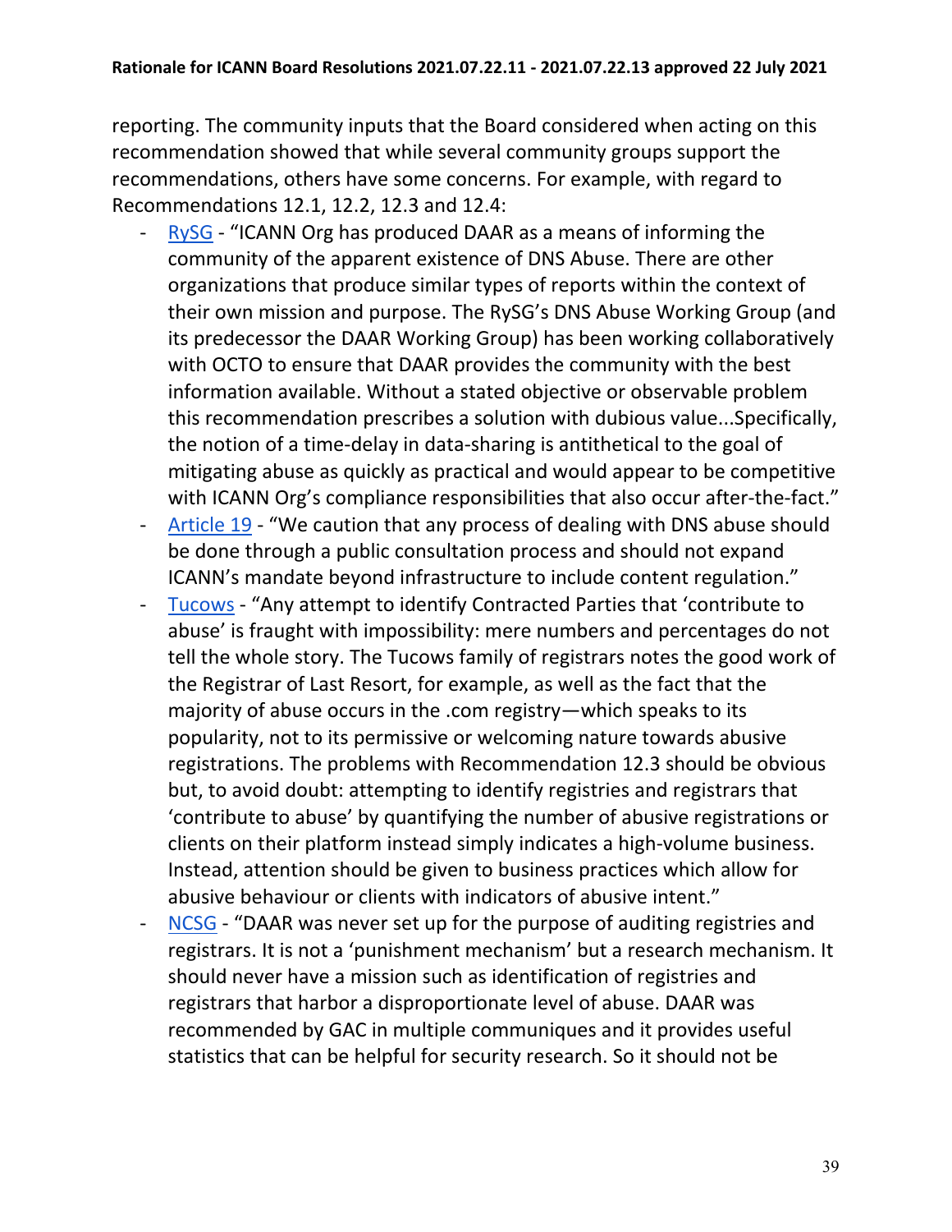reporting. The community inputs that the Board considered when acting on this recommendation showed that while several community groups support the recommendations, others have some concerns. For example, with regard to Recommendations 12.1, 12.2, 12.3 and 12.4:

- RySG - "ICANN Org has produced DAAR as a means of informing the community of the apparent existence of DNS Abuse. There are other organizations that produce similar types of reports within the context of their own mission and purpose. The RySG's DNS Abuse Working Group (and its predecessor the DAAR Working Group) has been working collaboratively with OCTO to ensure that DAAR provides the community with the best information available. Without a stated objective or observable problem this recommendation prescribes a solution with dubious value...Specifically, the notion of a time-delay in data-sharing is antithetical to the goal of mitigating abuse as quickly as practical and would appear to be competitive with ICANN Org's compliance responsibilities that also occur after-the-fact."
- Article 19 - "We caution that any process of dealing with DNS abuse should be done through a public consultation process and should not expand ICANN's mandate beyond infrastructure to include content regulation."
- Tucows - "Any attempt to identify Contracted Parties that 'contribute to abuse' is fraught with impossibility: mere numbers and percentages do not tell the whole story. The Tucows family of registrars notes the good work of the Registrar of Last Resort, for example, as well as the fact that the majority of abuse occurs in the .com registry—which speaks to its popularity, not to its permissive or welcoming nature towards abusive registrations. The problems with Recommendation 12.3 should be obvious but, to avoid doubt: attempting to identify registries and registrars that 'contribute to abuse' by quantifying the number of abusive registrations or clients on their platform instead simply indicates a high-volume business. Instead, attention should be given to business practices which allow for abusive behaviour or clients with indicators of abusive intent."
- NCSG - "DAAR was never set up for the purpose of auditing registries and registrars. It is not a 'punishment mechanism' but a research mechanism. It should never have a mission such as identification of registries and registrars that harbor a disproportionate level of abuse. DAAR was recommended by GAC in multiple communiques and it provides useful statistics that can be helpful for security research. So it should not be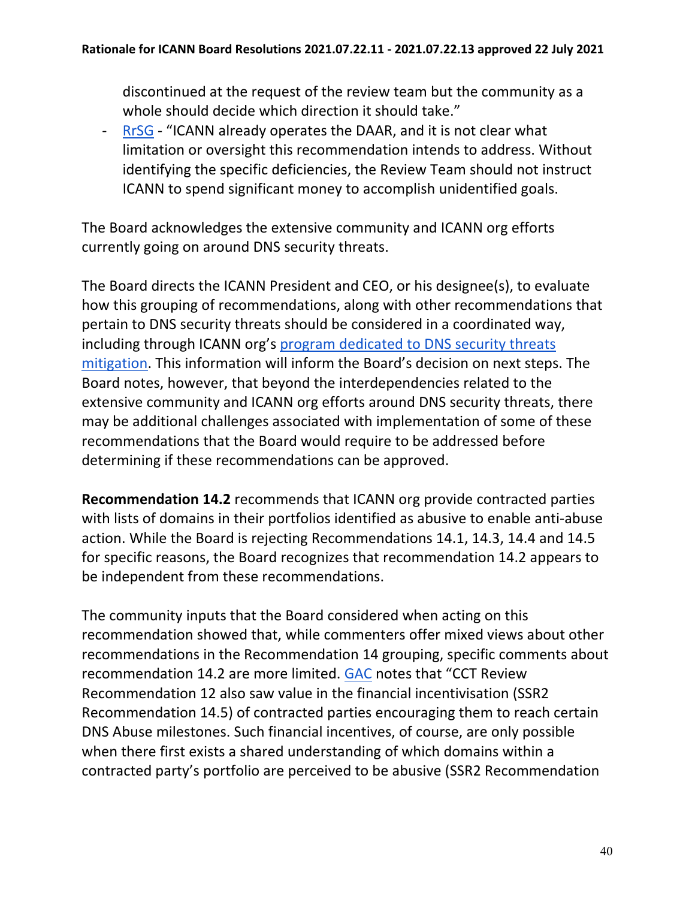discontinued at the request of the review team but the community as a whole should decide which direction it should take."

- RrSG - "ICANN already operates the DAAR, and it is not clear what limitation or oversight this recommendation intends to address. Without identifying the specific deficiencies, the Review Team should not instruct ICANN to spend significant money to accomplish unidentified goals.

The Board acknowledges the extensive community and ICANN org efforts currently going on around DNS security threats.

The Board directs the ICANN President and CEO, or his designee(s), to evaluate how this grouping of recommendations, along with other recommendations that pertain to DNS security threats should be considered in a coordinated way, including through ICANN org's program dedicated to DNS security threats mitigation. This information will inform the Board's decision on next steps. The Board notes, however, that beyond the interdependencies related to the extensive community and ICANN org efforts around DNS security threats, there may be additional challenges associated with implementation of some of these recommendations that the Board would require to be addressed before determining if these recommendations can be approved.

**Recommendation 14.2** recommends that ICANN org provide contracted parties with lists of domains in their portfolios identified as abusive to enable anti-abuse action. While the Board is rejecting Recommendations 14.1, 14.3, 14.4 and 14.5 for specific reasons, the Board recognizes that recommendation 14.2 appears to be independent from these recommendations.

The community inputs that the Board considered when acting on this recommendation showed that, while commenters offer mixed views about other recommendations in the Recommendation 14 grouping, specific comments about recommendation 14.2 are more limited. GAC notes that "CCT Review Recommendation 12 also saw value in the financial incentivisation (SSR2 Recommendation 14.5) of contracted parties encouraging them to reach certain DNS Abuse milestones. Such financial incentives, of course, are only possible when there first exists a shared understanding of which domains within a contracted party's portfolio are perceived to be abusive (SSR2 Recommendation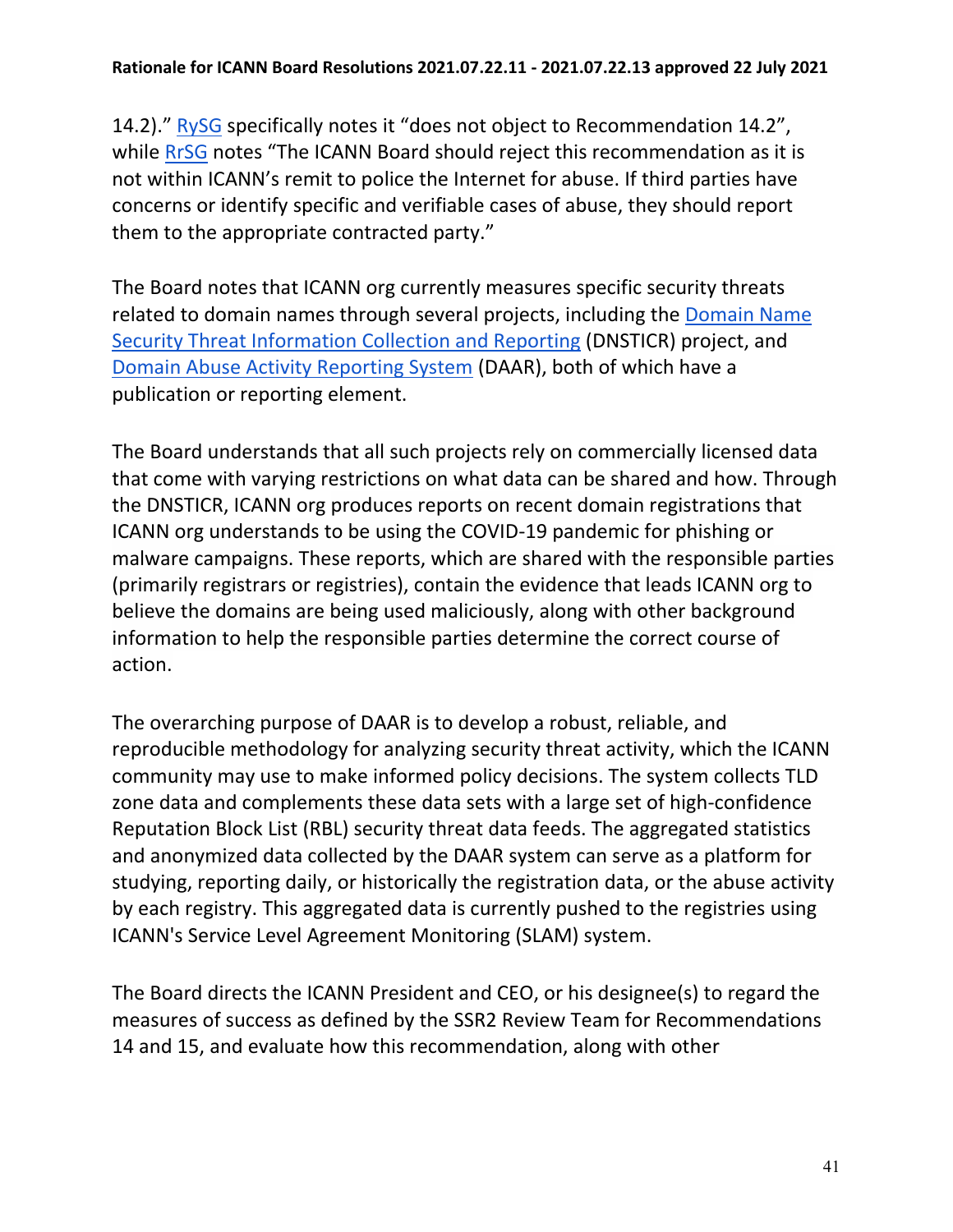14.2)." RySG specifically notes it "does not object to Recommendation 14.2", while RrSG notes "The ICANN Board should reject this recommendation as it is not within ICANN's remit to police the Internet for abuse. If third parties have concerns or identify specific and verifiable cases of abuse, they should report them to the appropriate contracted party."

The Board notes that ICANN org currently measures specific security threats related to domain names through several projects, including the Domain Name Security Threat Information Collection and Reporting (DNSTICR) project, and Domain Abuse Activity Reporting System (DAAR), both of which have a publication or reporting element.

The Board understands that all such projects rely on commercially licensed data that come with varying restrictions on what data can be shared and how. Through the DNSTICR, ICANN org produces reports on recent domain registrations that ICANN org understands to be using the COVID-19 pandemic for phishing or malware campaigns. These reports, which are shared with the responsible parties (primarily registrars or registries), contain the evidence that leads ICANN org to believe the domains are being used maliciously, along with other background information to help the responsible parties determine the correct course of action.

The overarching purpose of DAAR is to develop a robust, reliable, and reproducible methodology for analyzing security threat activity, which the ICANN community may use to make informed policy decisions. The system collects TLD zone data and complements these data sets with a large set of high-confidence Reputation Block List (RBL) security threat data feeds. The aggregated statistics and anonymized data collected by the DAAR system can serve as a platform for studying, reporting daily, or historically the registration data, or the abuse activity by each registry. This aggregated data is currently pushed to the registries using ICANN's Service Level Agreement Monitoring (SLAM) system.

The Board directs the ICANN President and CEO, or his designee(s) to regard the measures of success as defined by the SSR2 Review Team for Recommendations 14 and 15, and evaluate how this recommendation, along with other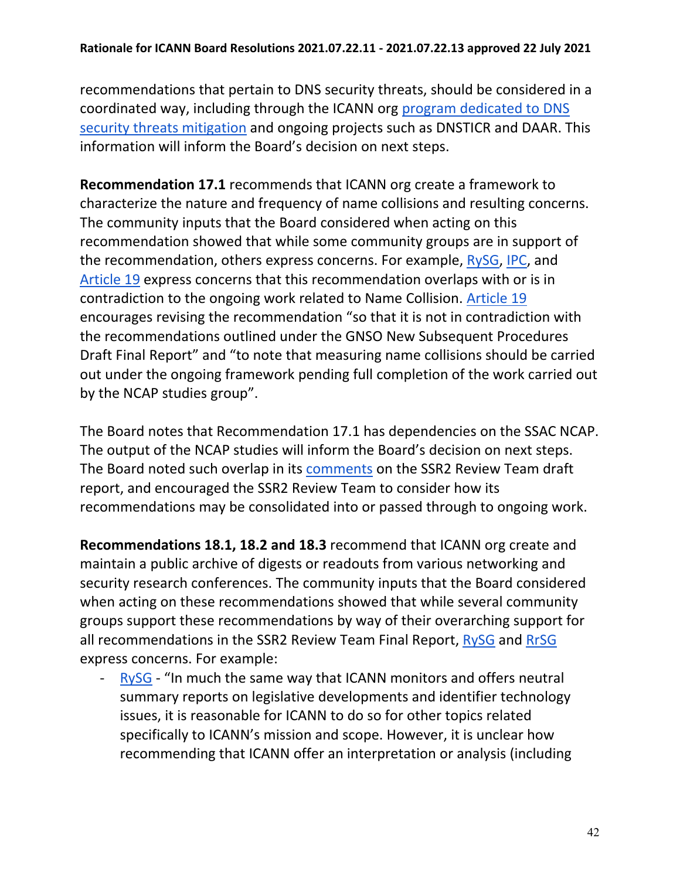recommendations that pertain to DNS security threats, should be considered in a coordinated way, including through the ICANN org program dedicated to DNS security threats mitigation and ongoing projects such as DNSTICR and DAAR. This information will inform the Board's decision on next steps.

**Recommendation 17.1** recommends that ICANN org create a framework to characterize the nature and frequency of name collisions and resulting concerns. The community inputs that the Board considered when acting on this recommendation showed that while some community groups are in support of the recommendation, others express concerns. For example, RySG, IPC, and Article 19 express concerns that this recommendation overlaps with or is in contradiction to the ongoing work related to Name Collision. Article 19 encourages revising the recommendation "so that it is not in contradiction with the recommendations outlined under the GNSO New Subsequent Procedures Draft Final Report" and "to note that measuring name collisions should be carried out under the ongoing framework pending full completion of the work carried out by the NCAP studies group".

The Board notes that Recommendation 17.1 has dependencies on the SSAC NCAP. The output of the NCAP studies will inform the Board's decision on next steps. The Board noted such overlap in its comments on the SSR2 Review Team draft report, and encouraged the SSR2 Review Team to consider how its recommendations may be consolidated into or passed through to ongoing work.

**Recommendations 18.1, 18.2 and 18.3** recommend that ICANN org create and maintain a public archive of digests or readouts from various networking and security research conferences. The community inputs that the Board considered when acting on these recommendations showed that while several community groups support these recommendations by way of their overarching support for all recommendations in the SSR2 Review Team Final Report, RySG and RrSG express concerns. For example:

- RySG - "In much the same way that ICANN monitors and offers neutral summary reports on legislative developments and identifier technology issues, it is reasonable for ICANN to do so for other topics related specifically to ICANN's mission and scope. However, it is unclear how recommending that ICANN offer an interpretation or analysis (including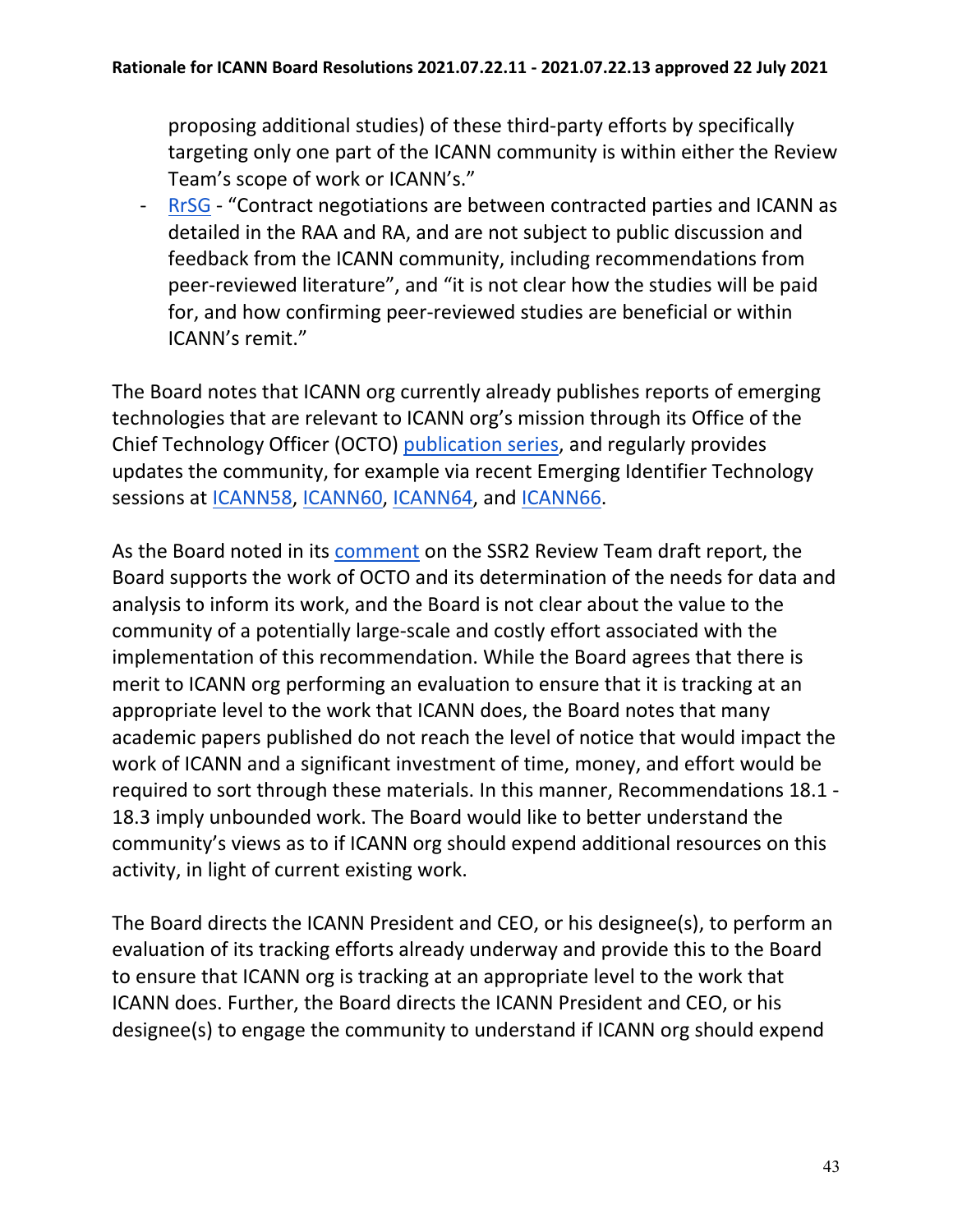proposing additional studies) of these third-party efforts by specifically targeting only one part of the ICANN community is within either the Review Team's scope of work or ICANN's."

- RrSG - "Contract negotiations are between contracted parties and ICANN as detailed in the RAA and RA, and are not subject to public discussion and feedback from the ICANN community, including recommendations from peer-reviewed literature", and "it is not clear how the studies will be paid for, and how confirming peer-reviewed studies are beneficial or within ICANN's remit."

The Board notes that ICANN org currently already publishes reports of emerging technologies that are relevant to ICANN org's mission through its Office of the Chief Technology Officer (OCTO) publication series, and regularly provides updates the community, for example via recent Emerging Identifier Technology sessions at ICANN58, ICANN60, ICANN64, and ICANN66.

As the Board noted in its comment on the SSR2 Review Team draft report, the Board supports the work of OCTO and its determination of the needs for data and analysis to inform its work, and the Board is not clear about the value to the community of a potentially large-scale and costly effort associated with the implementation of this recommendation. While the Board agrees that there is merit to ICANN org performing an evaluation to ensure that it is tracking at an appropriate level to the work that ICANN does, the Board notes that many academic papers published do not reach the level of notice that would impact the work of ICANN and a significant investment of time, money, and effort would be required to sort through these materials. In this manner, Recommendations 18.1 - 18.3 imply unbounded work. The Board would like to better understand the community's views as to if ICANN org should expend additional resources on this activity, in light of current existing work.

The Board directs the ICANN President and CEO, or his designee(s), to perform an evaluation of its tracking efforts already underway and provide this to the Board to ensure that ICANN org is tracking at an appropriate level to the work that ICANN does. Further, the Board directs the ICANN President and CEO, or his designee(s) to engage the community to understand if ICANN org should expend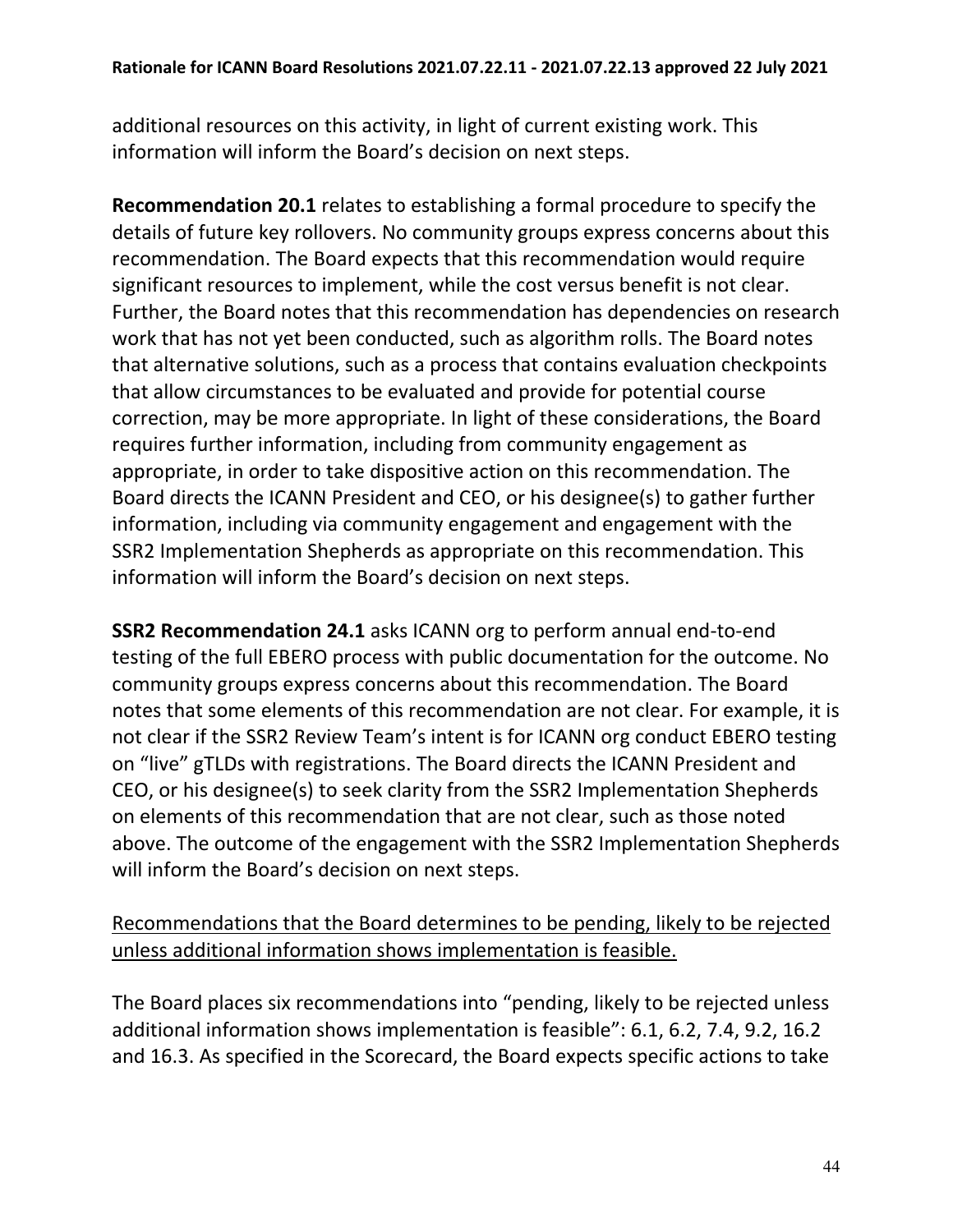additional resources on this activity, in light of current existing work. This information will inform the Board's decision on next steps.

**Recommendation 20.1** relates to establishing a formal procedure to specify the details of future key rollovers. No community groups express concerns about this recommendation. The Board expects that this recommendation would require significant resources to implement, while the cost versus benefit is not clear. Further, the Board notes that this recommendation has dependencies on research work that has not yet been conducted, such as algorithm rolls. The Board notes that alternative solutions, such as a process that contains evaluation checkpoints that allow circumstances to be evaluated and provide for potential course correction, may be more appropriate. In light of these considerations, the Board requires further information, including from community engagement as appropriate, in order to take dispositive action on this recommendation. The Board directs the ICANN President and CEO, or his designee(s) to gather further information, including via community engagement and engagement with the SSR2 Implementation Shepherds as appropriate on this recommendation. This information will inform the Board's decision on next steps.

**SSR2 Recommendation 24.1** asks ICANN org to perform annual end-to-end testing of the full EBERO process with public documentation for the outcome. No community groups express concerns about this recommendation. The Board notes that some elements of this recommendation are not clear. For example, it is not clear if the SSR2 Review Team's intent is for ICANN org conduct EBERO testing on "live" gTLDs with registrations. The Board directs the ICANN President and CEO, or his designee(s) to seek clarity from the SSR2 Implementation Shepherds on elements of this recommendation that are not clear, such as those noted above. The outcome of the engagement with the SSR2 Implementation Shepherds will inform the Board's decision on next steps.

<u>Recommendations that the Board determines to be pending, likely to be rejected unless additional information shows implementation is feasible.</u>

The Board places six recommendations into "pending, likely to be rejected unless additional information shows implementation is feasible": 6.1, 6.2, 7.4, 9.2, 16.2 and 16.3. As specified in the Scorecard, the Board expects specific actions to take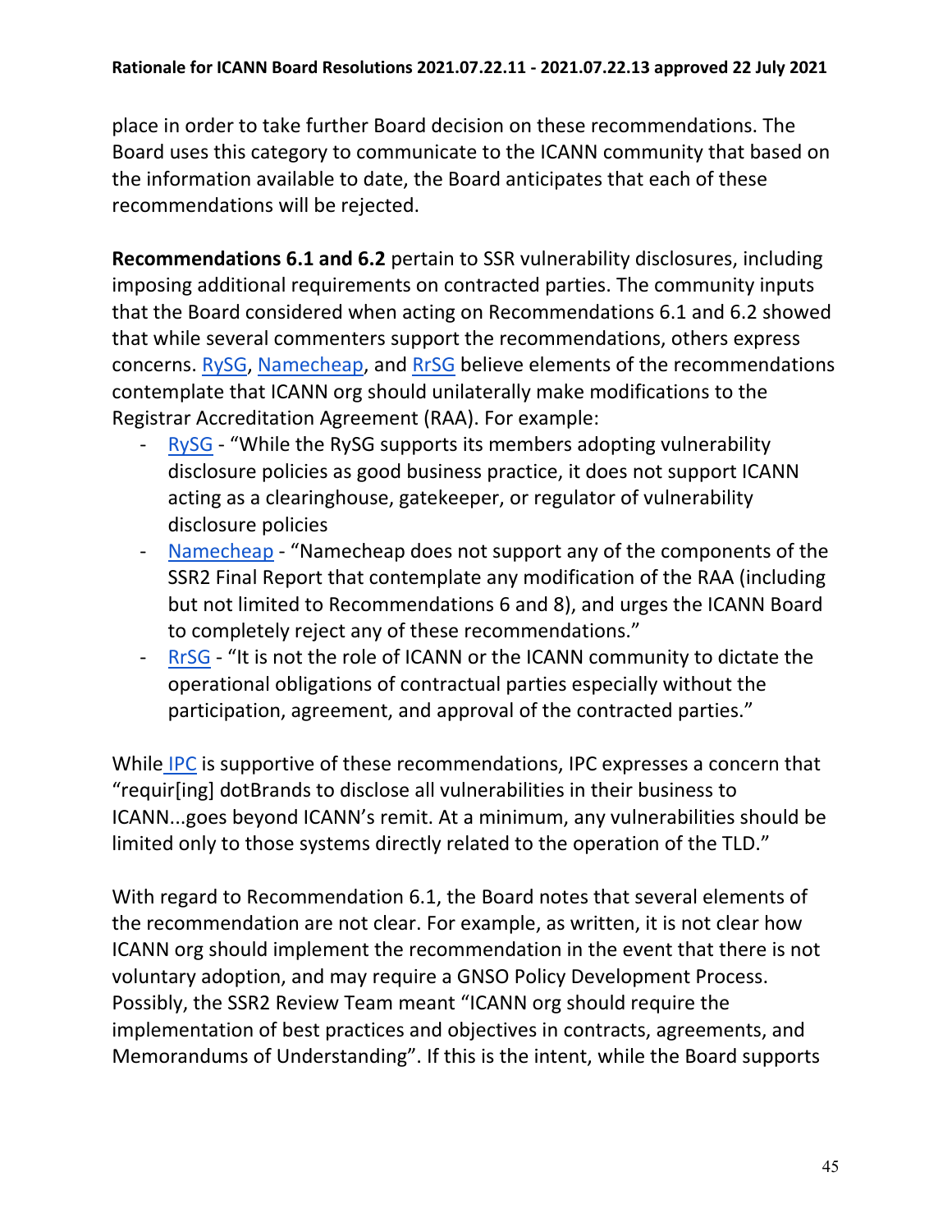place in order to take further Board decision on these recommendations. The Board uses this category to communicate to the ICANN community that based on the information available to date, the Board anticipates that each of these recommendations will be rejected.

**Recommendations 6.1 and 6.2** pertain to SSR vulnerability disclosures, including imposing additional requirements on contracted parties. The community inputs that the Board considered when acting on Recommendations 6.1 and 6.2 showed that while several commenters support the recommendations, others express concerns. RySG, Namecheap, and RrSG believe elements of the recommendations contemplate that ICANN org should unilaterally make modifications to the Registrar Accreditation Agreement (RAA). For example:

- RySG - "While the RySG supports its members adopting vulnerability disclosure policies as good business practice, it does not support ICANN acting as a clearinghouse, gatekeeper, or regulator of vulnerability disclosure policies
- Namecheap - "Namecheap does not support any of the components of the SSR2 Final Report that contemplate any modification of the RAA (including but not limited to Recommendations 6 and 8), and urges the ICANN Board to completely reject any of these recommendations."
- RrSG - "It is not the role of ICANN or the ICANN community to dictate the operational obligations of contractual parties especially without the participation, agreement, and approval of the contracted parties."

While IPC is supportive of these recommendations, IPC expresses a concern that "requir[ing] dotBrands to disclose all vulnerabilities in their business to ICANN...goes beyond ICANN's remit. At a minimum, any vulnerabilities should be limited only to those systems directly related to the operation of the TLD."

With regard to Recommendation 6.1, the Board notes that several elements of the recommendation are not clear. For example, as written, it is not clear how ICANN org should implement the recommendation in the event that there is not voluntary adoption, and may require a GNSO Policy Development Process. Possibly, the SSR2 Review Team meant "ICANN org should require the implementation of best practices and objectives in contracts, agreements, and Memorandums of Understanding". If this is the intent, while the Board supports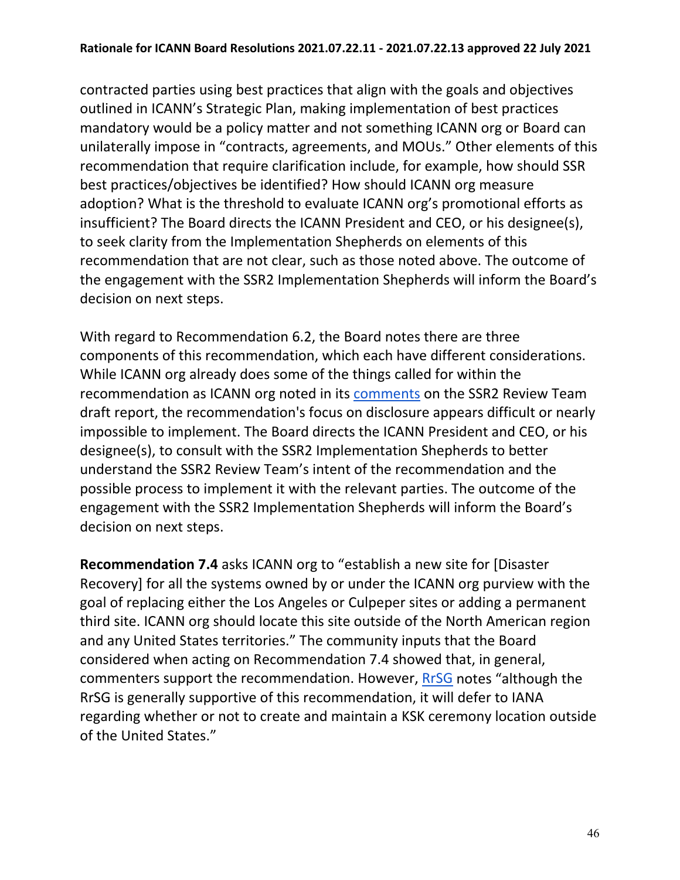contracted parties using best practices that align with the goals and objectives outlined in ICANN's Strategic Plan, making implementation of best practices mandatory would be a policy matter and not something ICANN org or Board can unilaterally impose in "contracts, agreements, and MOUs." Other elements of this recommendation that require clarification include, for example, how should SSR best practices/objectives be identified? How should ICANN org measure adoption? What is the threshold to evaluate ICANN org's promotional efforts as insufficient? The Board directs the ICANN President and CEO, or his designee(s), to seek clarity from the Implementation Shepherds on elements of this recommendation that are not clear, such as those noted above. The outcome of the engagement with the SSR2 Implementation Shepherds will inform the Board's decision on next steps.

With regard to Recommendation 6.2, the Board notes there are three components of this recommendation, which each have different considerations. While ICANN org already does some of the things called for within the recommendation as ICANN org noted in its comments on the SSR2 Review Team draft report, the recommendation's focus on disclosure appears difficult or nearly impossible to implement. The Board directs the ICANN President and CEO, or his designee(s), to consult with the SSR2 Implementation Shepherds to better understand the SSR2 Review Team's intent of the recommendation and the possible process to implement it with the relevant parties. The outcome of the engagement with the SSR2 Implementation Shepherds will inform the Board's decision on next steps.

**Recommendation 7.4** asks ICANN org to "establish a new site for [Disaster Recovery] for all the systems owned by or under the ICANN org purview with the goal of replacing either the Los Angeles or Culpeper sites or adding a permanent third site. ICANN org should locate this site outside of the North American region and any United States territories." The community inputs that the Board considered when acting on Recommendation 7.4 showed that, in general, commenters support the recommendation. However, RrSG notes "although the RrSG is generally supportive of this recommendation, it will defer to IANA regarding whether or not to create and maintain a KSK ceremony location outside of the United States."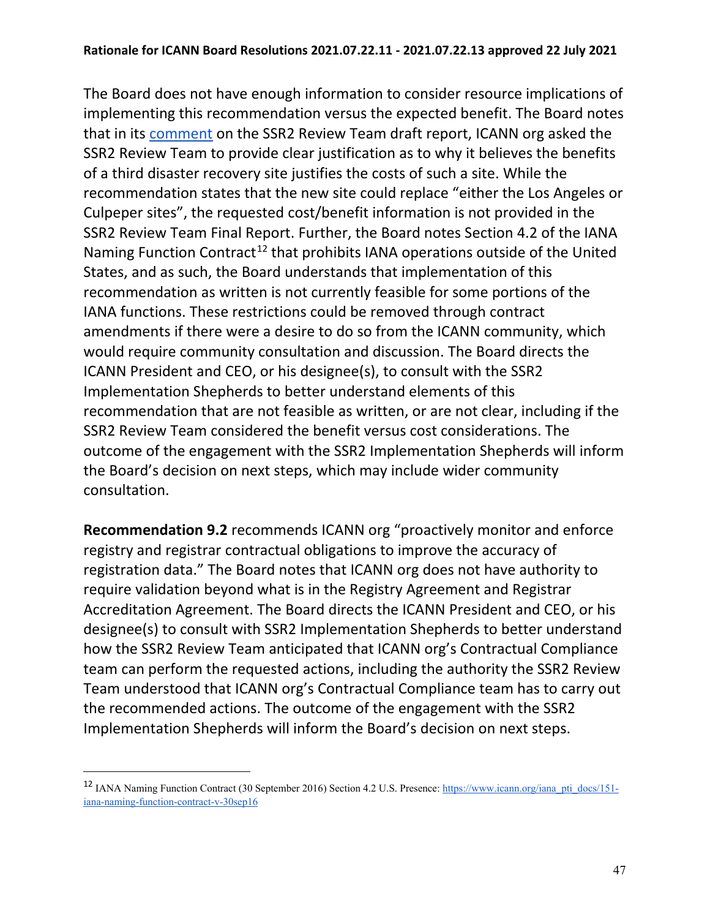The Board does not have enough information to consider resource implications of implementing this recommendation versus the expected benefit. The Board notes that in its comment on the SSR2 Review Team draft report, ICANN org asked the SSR2 Review Team to provide clear justification as to why it believes the benefits of a third disaster recovery site justifies the costs of such a site. While the recommendation states that the new site could replace "either the Los Angeles or Culpeper sites", the requested cost/benefit information is not provided in the SSR2 Review Team Final Report. Further, the Board notes Section 4.2 of the IANA Naming Function Contract[12] that prohibits IANA operations outside of the United States, and as such, the Board understands that implementation of this recommendation as written is not currently feasible for some portions of the IANA functions. These restrictions could be removed through contract amendments if there were a desire to do so from the ICANN community, which would require community consultation and discussion. The Board directs the ICANN President and CEO, or his designee(s), to consult with the SSR2 Implementation Shepherds to better understand elements of this recommendation that are not feasible as written, or are not clear, including if the SSR2 Review Team considered the benefit versus cost considerations. The outcome of the engagement with the SSR2 Implementation Shepherds will inform the Board's decision on next steps, which may include wider community consultation.

**Recommendation 9.2** recommends ICANN org "proactively monitor and enforce registry and registrar contractual obligations to improve the accuracy of registration data." The Board notes that ICANN org does not have authority to require validation beyond what is in the Registry Agreement and Registrar Accreditation Agreement. The Board directs the ICANN President and CEO, or his designee(s) to consult with SSR2 Implementation Shepherds to better understand how the SSR2 Review Team anticipated that ICANN org's Contractual Compliance team can perform the requested actions, including the authority the SSR2 Review Team understood that ICANN org's Contractual Compliance team has to carry out the recommended actions. The outcome of the engagement with the SSR2 Implementation Shepherds will inform the Board's decision on next steps.

[12] IANA Naming Function Contract (30 September 2016) Section 4.2 U.S. Presence: https://www.icann.org/iana_pti_docs/151-iana-naming-function-contract-v-30sep16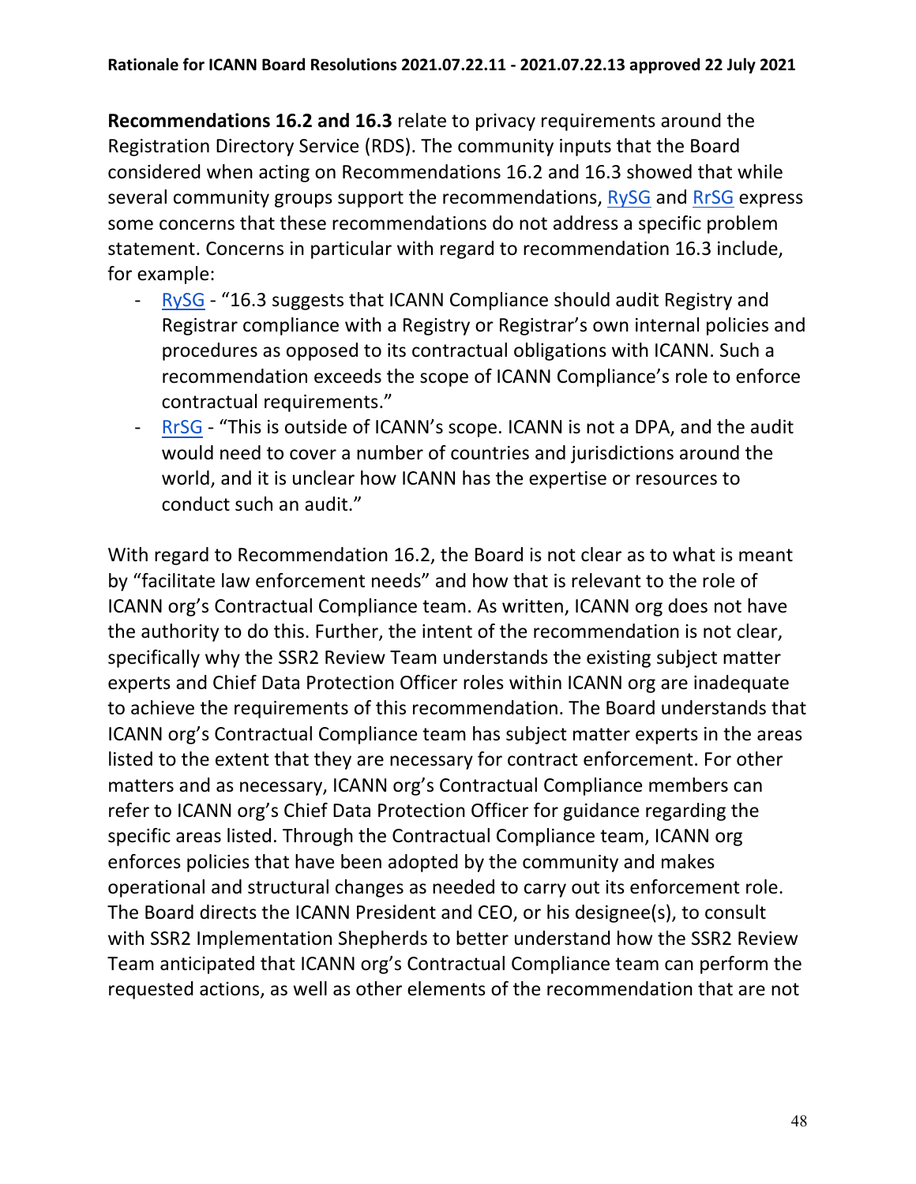**Recommendations 16.2 and 16.3** relate to privacy requirements around the Registration Directory Service (RDS). The community inputs that the Board considered when acting on Recommendations 16.2 and 16.3 showed that while several community groups support the recommendations, RySG and RrSG express some concerns that these recommendations do not address a specific problem statement. Concerns in particular with regard to recommendation 16.3 include, for example:

- RySG - "16.3 suggests that ICANN Compliance should audit Registry and Registrar compliance with a Registry or Registrar's own internal policies and procedures as opposed to its contractual obligations with ICANN. Such a recommendation exceeds the scope of ICANN Compliance's role to enforce contractual requirements."
- RrSG - "This is outside of ICANN's scope. ICANN is not a DPA, and the audit would need to cover a number of countries and jurisdictions around the world, and it is unclear how ICANN has the expertise or resources to conduct such an audit."

With regard to Recommendation 16.2, the Board is not clear as to what is meant by "facilitate law enforcement needs" and how that is relevant to the role of ICANN org's Contractual Compliance team. As written, ICANN org does not have the authority to do this. Further, the intent of the recommendation is not clear, specifically why the SSR2 Review Team understands the existing subject matter experts and Chief Data Protection Officer roles within ICANN org are inadequate to achieve the requirements of this recommendation. The Board understands that ICANN org's Contractual Compliance team has subject matter experts in the areas listed to the extent that they are necessary for contract enforcement. For other matters and as necessary, ICANN org's Contractual Compliance members can refer to ICANN org's Chief Data Protection Officer for guidance regarding the specific areas listed. Through the Contractual Compliance team, ICANN org enforces policies that have been adopted by the community and makes operational and structural changes as needed to carry out its enforcement role. The Board directs the ICANN President and CEO, or his designee(s), to consult with SSR2 Implementation Shepherds to better understand how the SSR2 Review Team anticipated that ICANN org's Contractual Compliance team can perform the requested actions, as well as other elements of the recommendation that are not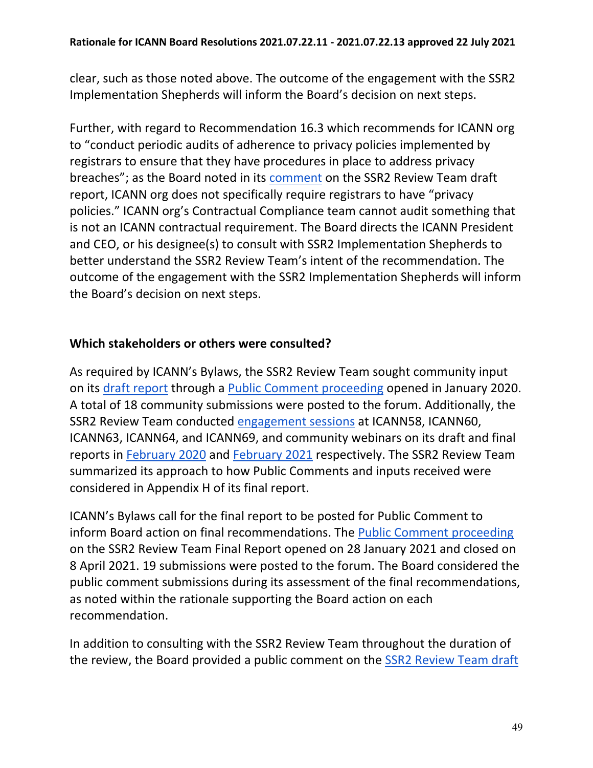clear, such as those noted above. The outcome of the engagement with the SSR2 Implementation Shepherds will inform the Board's decision on next steps.

Further, with regard to Recommendation 16.3 which recommends for ICANN org to "conduct periodic audits of adherence to privacy policies implemented by registrars to ensure that they have procedures in place to address privacy breaches"; as the Board noted in its comment on the SSR2 Review Team draft report, ICANN org does not specifically require registrars to have "privacy policies." ICANN org's Contractual Compliance team cannot audit something that is not an ICANN contractual requirement. The Board directs the ICANN President and CEO, or his designee(s) to consult with SSR2 Implementation Shepherds to better understand the SSR2 Review Team's intent of the recommendation. The outcome of the engagement with the SSR2 Implementation Shepherds will inform the Board's decision on next steps.

**Which stakeholders or others were consulted?**

As required by ICANN's Bylaws, the SSR2 Review Team sought community input on its draft report through a Public Comment proceeding opened in January 2020. A total of 18 community submissions were posted to the forum. Additionally, the SSR2 Review Team conducted engagement sessions at ICANN58, ICANN60, ICANN63, ICANN64, and ICANN69, and community webinars on its draft and final reports in February 2020 and February 2021 respectively. The SSR2 Review Team summarized its approach to how Public Comments and inputs received were considered in Appendix H of its final report.

ICANN's Bylaws call for the final report to be posted for Public Comment to inform Board action on final recommendations. The Public Comment proceeding on the SSR2 Review Team Final Report opened on 28 January 2021 and closed on 8 April 2021. 19 submissions were posted to the forum. The Board considered the public comment submissions during its assessment of the final recommendations, as noted within the rationale supporting the Board action on each recommendation.

In addition to consulting with the SSR2 Review Team throughout the duration of the review, the Board provided a public comment on the SSR2 Review Team draft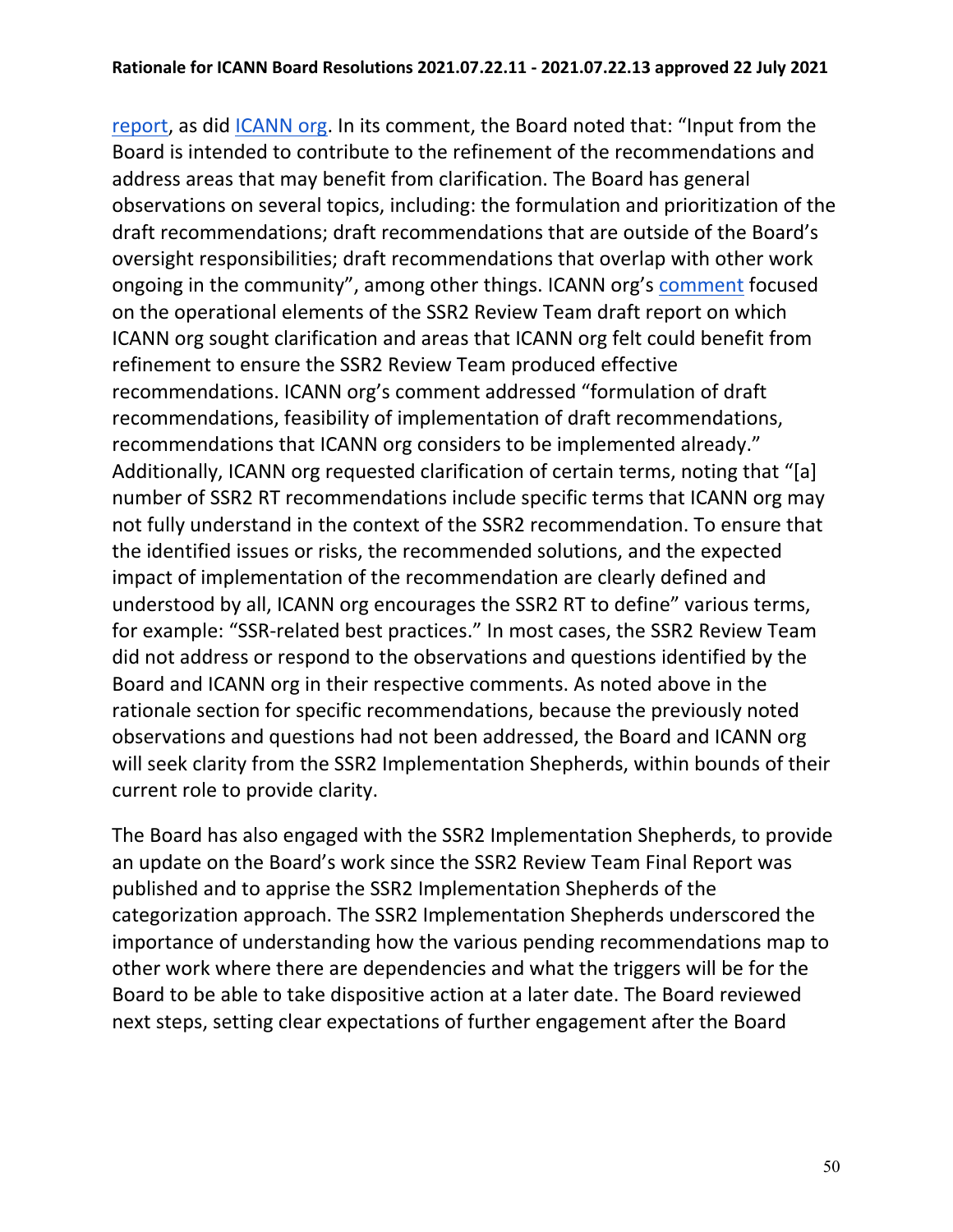report, as did ICANN org. In its comment, the Board noted that: "Input from the Board is intended to contribute to the refinement of the recommendations and address areas that may benefit from clarification. The Board has general observations on several topics, including: the formulation and prioritization of the draft recommendations; draft recommendations that are outside of the Board's oversight responsibilities; draft recommendations that overlap with other work ongoing in the community", among other things. ICANN org's comment focused on the operational elements of the SSR2 Review Team draft report on which ICANN org sought clarification and areas that ICANN org felt could benefit from refinement to ensure the SSR2 Review Team produced effective recommendations. ICANN org's comment addressed "formulation of draft recommendations, feasibility of implementation of draft recommendations, recommendations that ICANN org considers to be implemented already." Additionally, ICANN org requested clarification of certain terms, noting that "[a] number of SSR2 RT recommendations include specific terms that ICANN org may not fully understand in the context of the SSR2 recommendation. To ensure that the identified issues or risks, the recommended solutions, and the expected impact of implementation of the recommendation are clearly defined and understood by all, ICANN org encourages the SSR2 RT to define" various terms, for example: "SSR-related best practices." In most cases, the SSR2 Review Team did not address or respond to the observations and questions identified by the Board and ICANN org in their respective comments. As noted above in the rationale section for specific recommendations, because the previously noted observations and questions had not been addressed, the Board and ICANN org will seek clarity from the SSR2 Implementation Shepherds, within bounds of their current role to provide clarity.

The Board has also engaged with the SSR2 Implementation Shepherds, to provide an update on the Board's work since the SSR2 Review Team Final Report was published and to apprise the SSR2 Implementation Shepherds of the categorization approach. The SSR2 Implementation Shepherds underscored the importance of understanding how the various pending recommendations map to other work where there are dependencies and what the triggers will be for the Board to be able to take dispositive action at a later date. The Board reviewed next steps, setting clear expectations of further engagement after the Board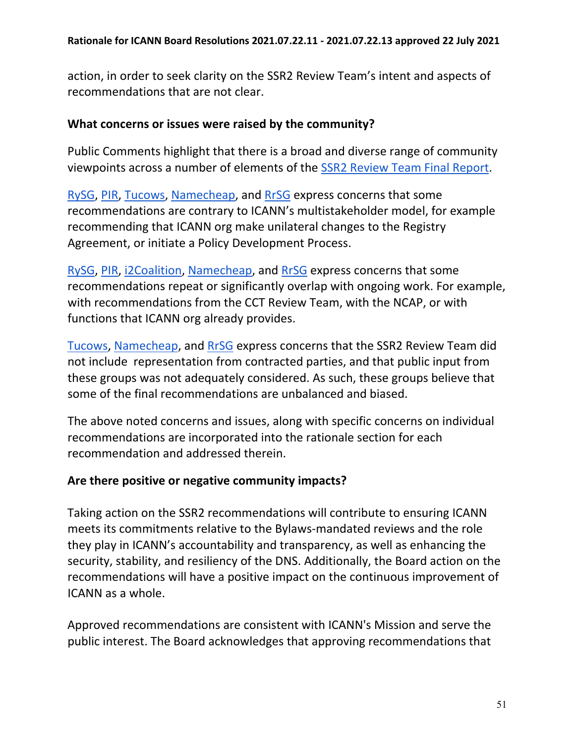action, in order to seek clarity on the SSR2 Review Team's intent and aspects of recommendations that are not clear.

**What concerns or issues were raised by the community?**

Public Comments highlight that there is a broad and diverse range of community viewpoints across a number of elements of the SSR2 Review Team Final Report.

RySG, PIR, Tucows, Namecheap, and RrSG express concerns that some recommendations are contrary to ICANN's multistakeholder model, for example recommending that ICANN org make unilateral changes to the Registry Agreement, or initiate a Policy Development Process.

RySG, PIR, i2Coalition, Namecheap, and RrSG express concerns that some recommendations repeat or significantly overlap with ongoing work. For example, with recommendations from the CCT Review Team, with the NCAP, or with functions that ICANN org already provides.

Tucows, Namecheap, and RrSG express concerns that the SSR2 Review Team did not include representation from contracted parties, and that public input from these groups was not adequately considered. As such, these groups believe that some of the final recommendations are unbalanced and biased.

The above noted concerns and issues, along with specific concerns on individual recommendations are incorporated into the rationale section for each recommendation and addressed therein.

**Are there positive or negative community impacts?**

Taking action on the SSR2 recommendations will contribute to ensuring ICANN meets its commitments relative to the Bylaws-mandated reviews and the role they play in ICANN's accountability and transparency, as well as enhancing the security, stability, and resiliency of the DNS. Additionally, the Board action on the recommendations will have a positive impact on the continuous improvement of ICANN as a whole.

Approved recommendations are consistent with ICANN's Mission and serve the public interest. The Board acknowledges that approving recommendations that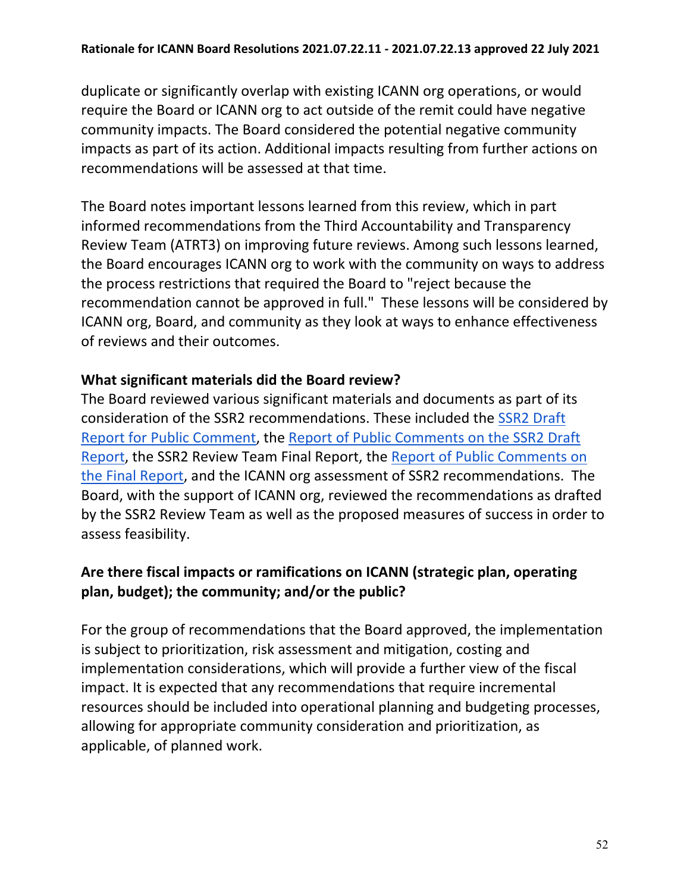duplicate or significantly overlap with existing ICANN org operations, or would require the Board or ICANN org to act outside of the remit could have negative community impacts. The Board considered the potential negative community impacts as part of its action. Additional impacts resulting from further actions on recommendations will be assessed at that time.

The Board notes important lessons learned from this review, which in part informed recommendations from the Third Accountability and Transparency Review Team (ATRT3) on improving future reviews. Among such lessons learned, the Board encourages ICANN org to work with the community on ways to address the process restrictions that required the Board to "reject because the recommendation cannot be approved in full." These lessons will be considered by ICANN org, Board, and community as they look at ways to enhance effectiveness of reviews and their outcomes.

**What significant materials did the Board review?**

The Board reviewed various significant materials and documents as part of its consideration of the SSR2 recommendations. These included the SSR2 Draft Report for Public Comment, the Report of Public Comments on the SSR2 Draft Report, the SSR2 Review Team Final Report, the Report of Public Comments on the Final Report, and the ICANN org assessment of SSR2 recommendations. The Board, with the support of ICANN org, reviewed the recommendations as drafted by the SSR2 Review Team as well as the proposed measures of success in order to assess feasibility.

**Are there fiscal impacts or ramifications on ICANN (strategic plan, operating plan, budget); the community; and/or the public?**

For the group of recommendations that the Board approved, the implementation is subject to prioritization, risk assessment and mitigation, costing and implementation considerations, which will provide a further view of the fiscal impact. It is expected that any recommendations that require incremental resources should be included into operational planning and budgeting processes, allowing for appropriate community consideration and prioritization, as applicable, of planned work.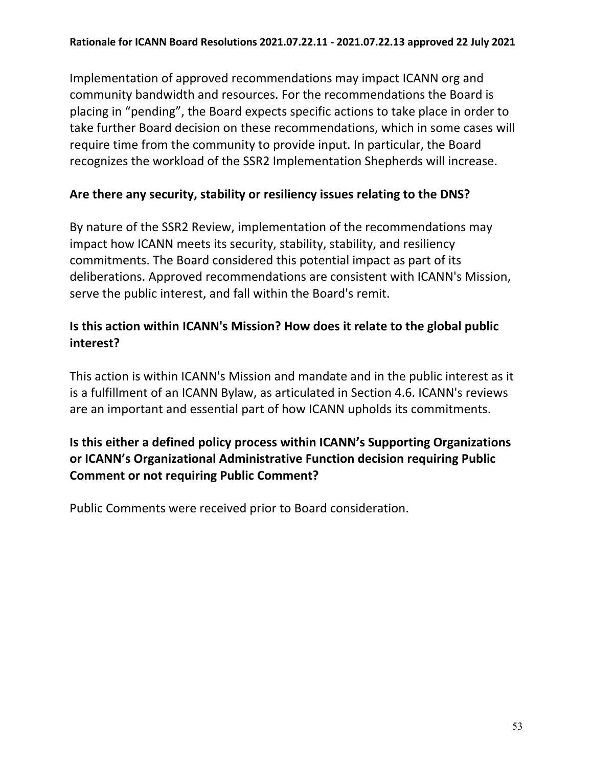Implementation of approved recommendations may impact ICANN org and community bandwidth and resources. For the recommendations the Board is placing in "pending", the Board expects specific actions to take place in order to take further Board decision on these recommendations, which in some cases will require time from the community to provide input. In particular, the Board recognizes the workload of the SSR2 Implementation Shepherds will increase.

**Are there any security, stability or resiliency issues relating to the DNS?**

By nature of the SSR2 Review, implementation of the recommendations may impact how ICANN meets its security, stability, stability, and resiliency commitments. The Board considered this potential impact as part of its deliberations. Approved recommendations are consistent with ICANN's Mission, serve the public interest, and fall within the Board's remit.

**Is this action within ICANN's Mission? How does it relate to the global public interest?**

This action is within ICANN's Mission and mandate and in the public interest as it is a fulfillment of an ICANN Bylaw, as articulated in Section 4.6. ICANN's reviews are an important and essential part of how ICANN upholds its commitments.

**Is this either a defined policy process within ICANN's Supporting Organizations or ICANN's Organizational Administrative Function decision requiring Public Comment or not requiring Public Comment?**

Public Comments were received prior to Board consideration.